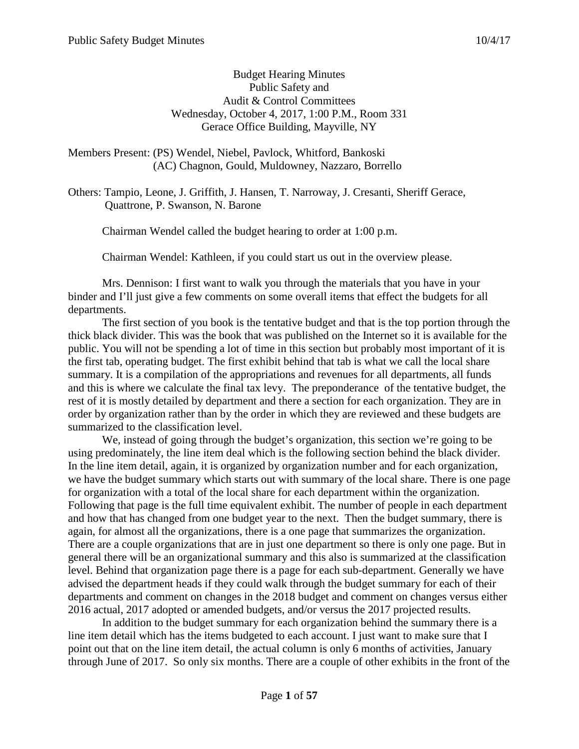Budget Hearing Minutes
Public Safety and
Audit & Control Committees
Wednesday, October 4, 2017, 1:00 P.M., Room 331
Gerace Office Building, Mayville, NY

Members Present: (PS) Wendel, Niebel, Pavlock, Whitford, Bankoski
(AC) Chagnon, Gould, Muldowney, Nazzaro, Borrello

Others: Tampio, Leone, J. Griffith, J. Hansen, T. Narroway, J. Cresanti, Sheriff Gerace, Quattrone, P. Swanson, N. Barone

Chairman Wendel called the budget hearing to order at 1:00 p.m.

Chairman Wendel: Kathleen, if you could start us out in the overview please.

Mrs. Dennison: I first want to walk you through the materials that you have in your binder and I'll just give a few comments on some overall items that effect the budgets for all departments.

The first section of you book is the tentative budget and that is the top portion through the thick black divider. This was the book that was published on the Internet so it is available for the public. You will not be spending a lot of time in this section but probably most important of it is the first tab, operating budget. The first exhibit behind that tab is what we call the local share summary. It is a compilation of the appropriations and revenues for all departments, all funds and this is where we calculate the final tax levy. The preponderance of the tentative budget, the rest of it is mostly detailed by department and there a section for each organization. They are in order by organization rather than by the order in which they are reviewed and these budgets are summarized to the classification level.

We, instead of going through the budget's organization, this section we're going to be using predominately, the line item deal which is the following section behind the black divider. In the line item detail, again, it is organized by organization number and for each organization, we have the budget summary which starts out with summary of the local share. There is one page for organization with a total of the local share for each department within the organization. Following that page is the full time equivalent exhibit. The number of people in each department and how that has changed from one budget year to the next. Then the budget summary, there is again, for almost all the organizations, there is a one page that summarizes the organization. There are a couple organizations that are in just one department so there is only one page. But in general there will be an organizational summary and this also is summarized at the classification level. Behind that organization page there is a page for each sub-department. Generally we have advised the department heads if they could walk through the budget summary for each of their departments and comment on changes in the 2018 budget and comment on changes versus either 2016 actual, 2017 adopted or amended budgets, and/or versus the 2017 projected results.

In addition to the budget summary for each organization behind the summary there is a line item detail which has the items budgeted to each account. I just want to make sure that I point out that on the line item detail, the actual column is only 6 months of activities, January through June of 2017. So only six months. There are a couple of other exhibits in the front of the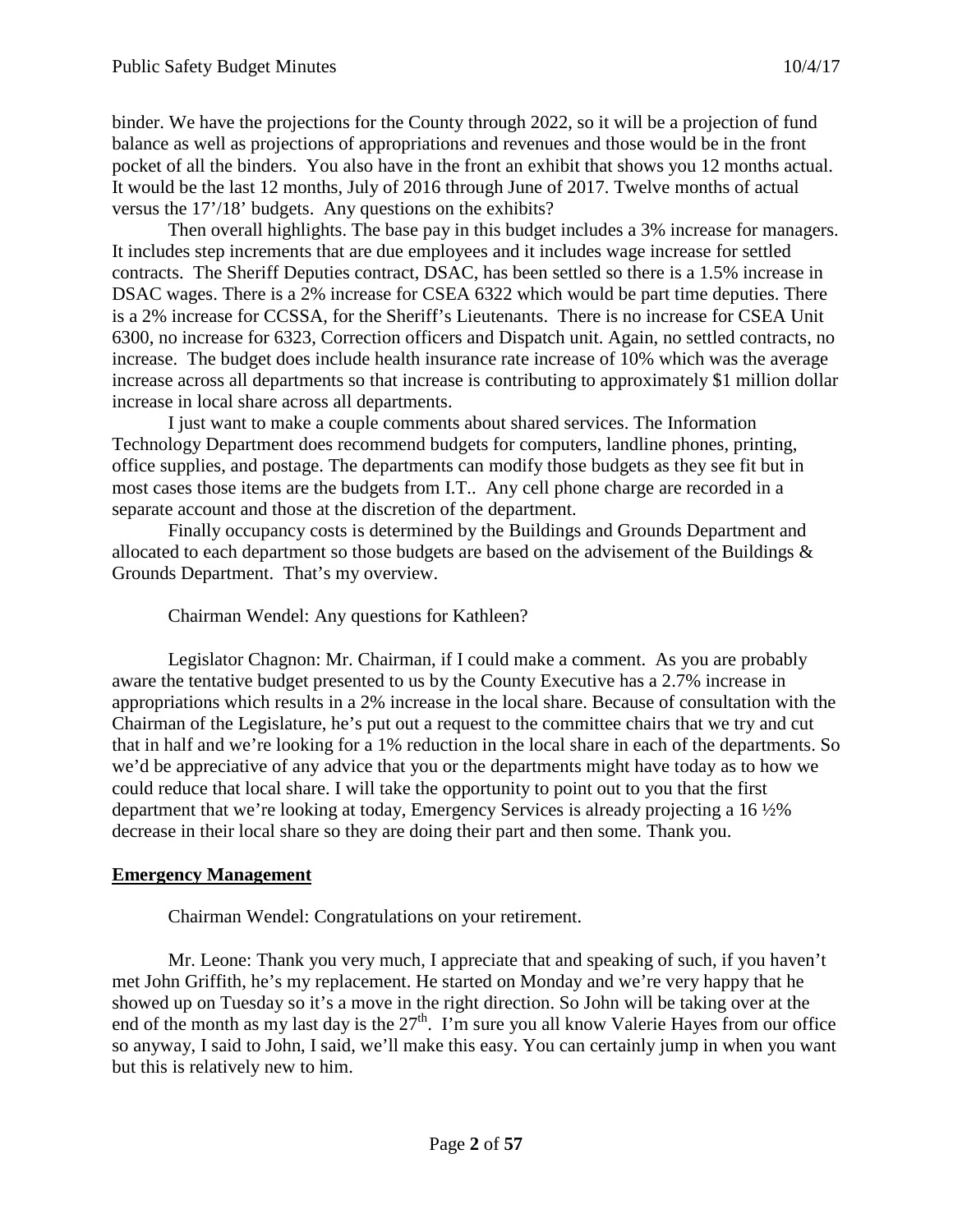binder. We have the projections for the County through 2022, so it will be a projection of fund balance as well as projections of appropriations and revenues and those would be in the front pocket of all the binders. You also have in the front an exhibit that shows you 12 months actual. It would be the last 12 months, July of 2016 through June of 2017. Twelve months of actual versus the 17'/18' budgets. Any questions on the exhibits?

Then overall highlights. The base pay in this budget includes a 3% increase for managers. It includes step increments that are due employees and it includes wage increase for settled contracts. The Sheriff Deputies contract, DSAC, has been settled so there is a 1.5% increase in DSAC wages. There is a 2% increase for CSEA 6322 which would be part time deputies. There is a 2% increase for CCSSA, for the Sheriff's Lieutenants. There is no increase for CSEA Unit 6300, no increase for 6323, Correction officers and Dispatch unit. Again, no settled contracts, no increase. The budget does include health insurance rate increase of 10% which was the average increase across all departments so that increase is contributing to approximately $1 million dollar increase in local share across all departments.

I just want to make a couple comments about shared services. The Information Technology Department does recommend budgets for computers, landline phones, printing, office supplies, and postage. The departments can modify those budgets as they see fit but in most cases those items are the budgets from I.T.. Any cell phone charge are recorded in a separate account and those at the discretion of the department.

Finally occupancy costs is determined by the Buildings and Grounds Department and allocated to each department so those budgets are based on the advisement of the Buildings & Grounds Department. That's my overview.

Chairman Wendel: Any questions for Kathleen?

Legislator Chagnon: Mr. Chairman, if I could make a comment. As you are probably aware the tentative budget presented to us by the County Executive has a 2.7% increase in appropriations which results in a 2% increase in the local share. Because of consultation with the Chairman of the Legislature, he's put out a request to the committee chairs that we try and cut that in half and we're looking for a 1% reduction in the local share in each of the departments. So we'd be appreciative of any advice that you or the departments might have today as to how we could reduce that local share. I will take the opportunity to point out to you that the first department that we're looking at today, Emergency Services is already projecting a 16 ½% decrease in their local share so they are doing their part and then some. Thank you.

## Emergency Management

Chairman Wendel: Congratulations on your retirement.

Mr. Leone: Thank you very much, I appreciate that and speaking of such, if you haven't met John Griffith, he's my replacement. He started on Monday and we're very happy that he showed up on Tuesday so it's a move in the right direction. So John will be taking over at the end of the month as my last day is the 27th. I'm sure you all know Valerie Hayes from our office so anyway, I said to John, I said, we'll make this easy. You can certainly jump in when you want but this is relatively new to him.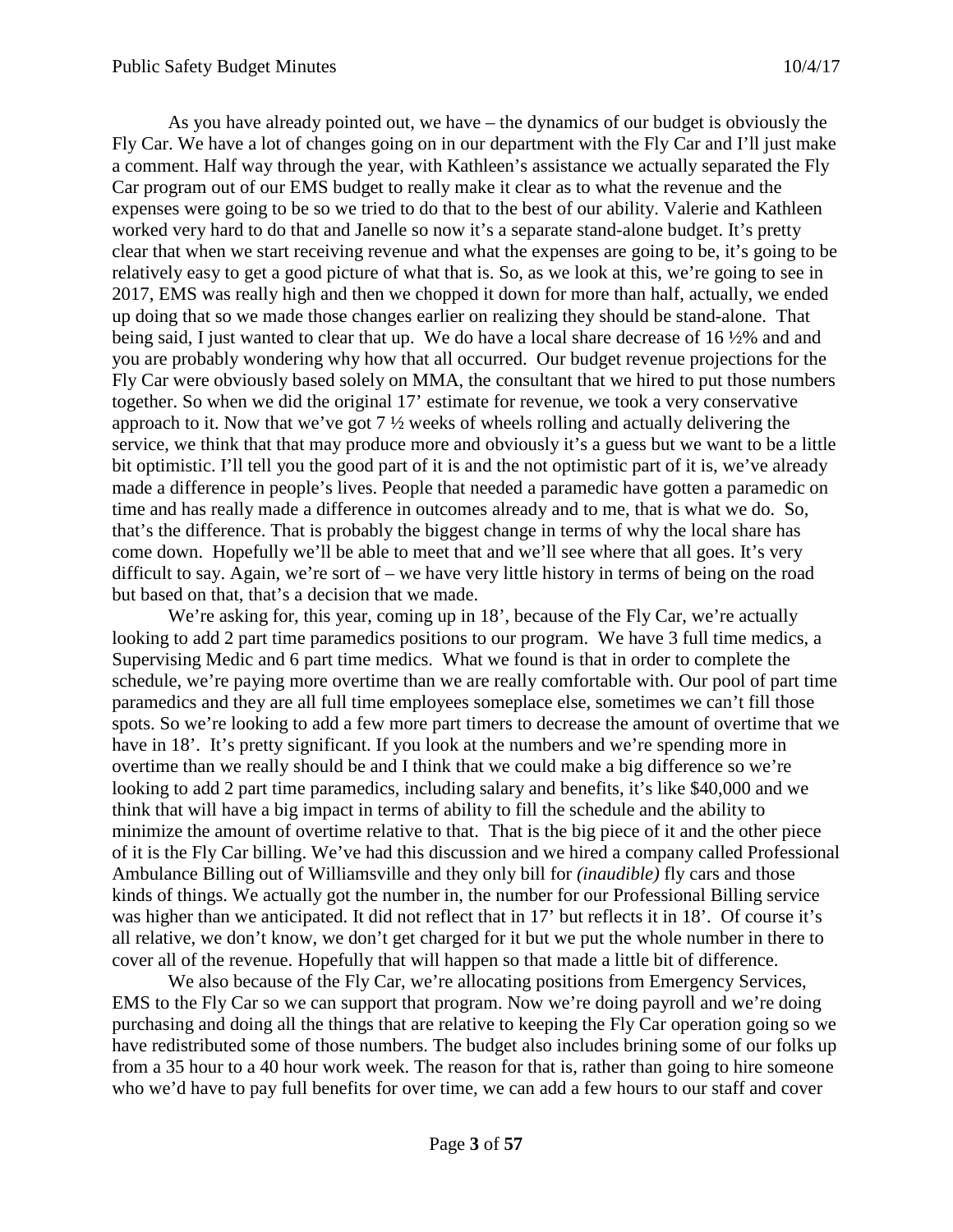As you have already pointed out, we have – the dynamics of our budget is obviously the Fly Car. We have a lot of changes going on in our department with the Fly Car and I'll just make a comment. Half way through the year, with Kathleen's assistance we actually separated the Fly Car program out of our EMS budget to really make it clear as to what the revenue and the expenses were going to be so we tried to do that to the best of our ability. Valerie and Kathleen worked very hard to do that and Janelle so now it's a separate stand-alone budget. It's pretty clear that when we start receiving revenue and what the expenses are going to be, it's going to be relatively easy to get a good picture of what that is. So, as we look at this, we're going to see in 2017, EMS was really high and then we chopped it down for more than half, actually, we ended up doing that so we made those changes earlier on realizing they should be stand-alone. That being said, I just wanted to clear that up. We do have a local share decrease of 16 ½% and and you are probably wondering why how that all occurred. Our budget revenue projections for the Fly Car were obviously based solely on MMA, the consultant that we hired to put those numbers together. So when we did the original 17' estimate for revenue, we took a very conservative approach to it. Now that we've got 7 ½ weeks of wheels rolling and actually delivering the service, we think that that may produce more and obviously it's a guess but we want to be a little bit optimistic. I'll tell you the good part of it is and the not optimistic part of it is, we've already made a difference in people's lives. People that needed a paramedic have gotten a paramedic on time and has really made a difference in outcomes already and to me, that is what we do. So, that's the difference. That is probably the biggest change in terms of why the local share has come down. Hopefully we'll be able to meet that and we'll see where that all goes. It's very difficult to say. Again, we're sort of – we have very little history in terms of being on the road but based on that, that's a decision that we made.

We're asking for, this year, coming up in 18', because of the Fly Car, we're actually looking to add 2 part time paramedics positions to our program. We have 3 full time medics, a Supervising Medic and 6 part time medics. What we found is that in order to complete the schedule, we're paying more overtime than we are really comfortable with. Our pool of part time paramedics and they are all full time employees someplace else, sometimes we can't fill those spots. So we're looking to add a few more part timers to decrease the amount of overtime that we have in 18'. It's pretty significant. If you look at the numbers and we're spending more in overtime than we really should be and I think that we could make a big difference so we're looking to add 2 part time paramedics, including salary and benefits, it's like $40,000 and we think that will have a big impact in terms of ability to fill the schedule and the ability to minimize the amount of overtime relative to that. That is the big piece of it and the other piece of it is the Fly Car billing. We've had this discussion and we hired a company called Professional Ambulance Billing out of Williamsville and they only bill for *(inaudible)* fly cars and those kinds of things. We actually got the number in, the number for our Professional Billing service was higher than we anticipated. It did not reflect that in 17' but reflects it in 18'. Of course it's all relative, we don't know, we don't get charged for it but we put the whole number in there to cover all of the revenue. Hopefully that will happen so that made a little bit of difference.

We also because of the Fly Car, we're allocating positions from Emergency Services, EMS to the Fly Car so we can support that program. Now we're doing payroll and we're doing purchasing and doing all the things that are relative to keeping the Fly Car operation going so we have redistributed some of those numbers. The budget also includes brining some of our folks up from a 35 hour to a 40 hour work week. The reason for that is, rather than going to hire someone who we'd have to pay full benefits for over time, we can add a few hours to our staff and cover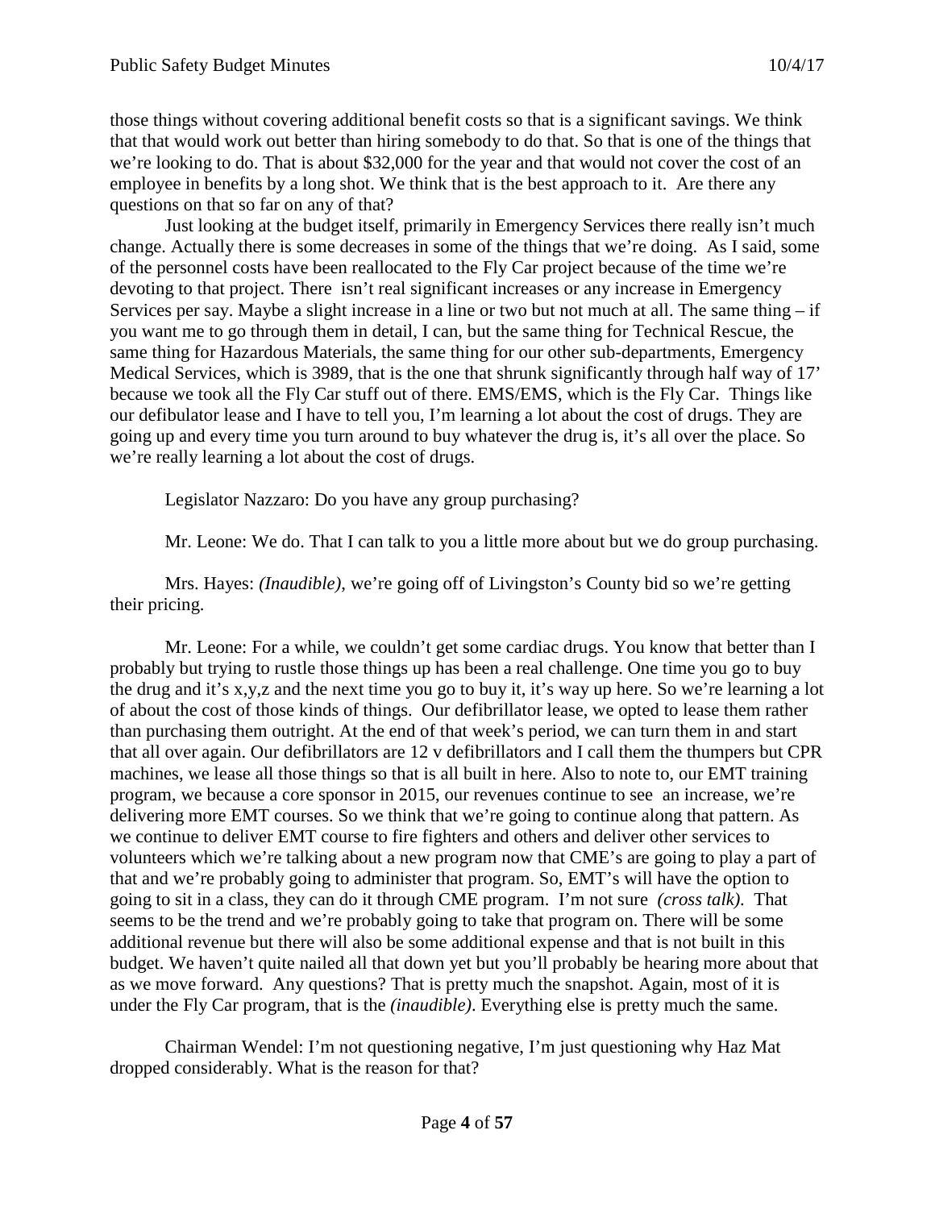those things without covering additional benefit costs so that is a significant savings. We think that that would work out better than hiring somebody to do that. So that is one of the things that we're looking to do. That is about $32,000 for the year and that would not cover the cost of an employee in benefits by a long shot. We think that is the best approach to it. Are there any questions on that so far on any of that?

Just looking at the budget itself, primarily in Emergency Services there really isn't much change. Actually there is some decreases in some of the things that we're doing. As I said, some of the personnel costs have been reallocated to the Fly Car project because of the time we're devoting to that project. There isn't real significant increases or any increase in Emergency Services per say. Maybe a slight increase in a line or two but not much at all. The same thing – if you want me to go through them in detail, I can, but the same thing for Technical Rescue, the same thing for Hazardous Materials, the same thing for our other sub-departments, Emergency Medical Services, which is 3989, that is the one that shrunk significantly through half way of 17' because we took all the Fly Car stuff out of there. EMS/EMS, which is the Fly Car. Things like our defibulator lease and I have to tell you, I'm learning a lot about the cost of drugs. They are going up and every time you turn around to buy whatever the drug is, it's all over the place. So we're really learning a lot about the cost of drugs.

Legislator Nazzaro: Do you have any group purchasing?

Mr. Leone: We do. That I can talk to you a little more about but we do group purchasing.

Mrs. Hayes: *(Inaudible)*, we're going off of Livingston's County bid so we're getting their pricing.

Mr. Leone: For a while, we couldn't get some cardiac drugs. You know that better than I probably but trying to rustle those things up has been a real challenge. One time you go to buy the drug and it's x,y,z and the next time you go to buy it, it's way up here. So we're learning a lot of about the cost of those kinds of things. Our defibrillator lease, we opted to lease them rather than purchasing them outright. At the end of that week's period, we can turn them in and start that all over again. Our defibrillators are 12 v defibrillators and I call them the thumpers but CPR machines, we lease all those things so that is all built in here. Also to note to, our EMT training program, we because a core sponsor in 2015, our revenues continue to see an increase, we're delivering more EMT courses. So we think that we're going to continue along that pattern. As we continue to deliver EMT course to fire fighters and others and deliver other services to volunteers which we're talking about a new program now that CME's are going to play a part of that and we're probably going to administer that program. So, EMT's will have the option to going to sit in a class, they can do it through CME program. I'm not sure *(cross talk).* That seems to be the trend and we're probably going to take that program on. There will be some additional revenue but there will also be some additional expense and that is not built in this budget. We haven't quite nailed all that down yet but you'll probably be hearing more about that as we move forward. Any questions? That is pretty much the snapshot. Again, most of it is under the Fly Car program, that is the *(inaudible)*. Everything else is pretty much the same.

Chairman Wendel: I'm not questioning negative, I'm just questioning why Haz Mat dropped considerably. What is the reason for that?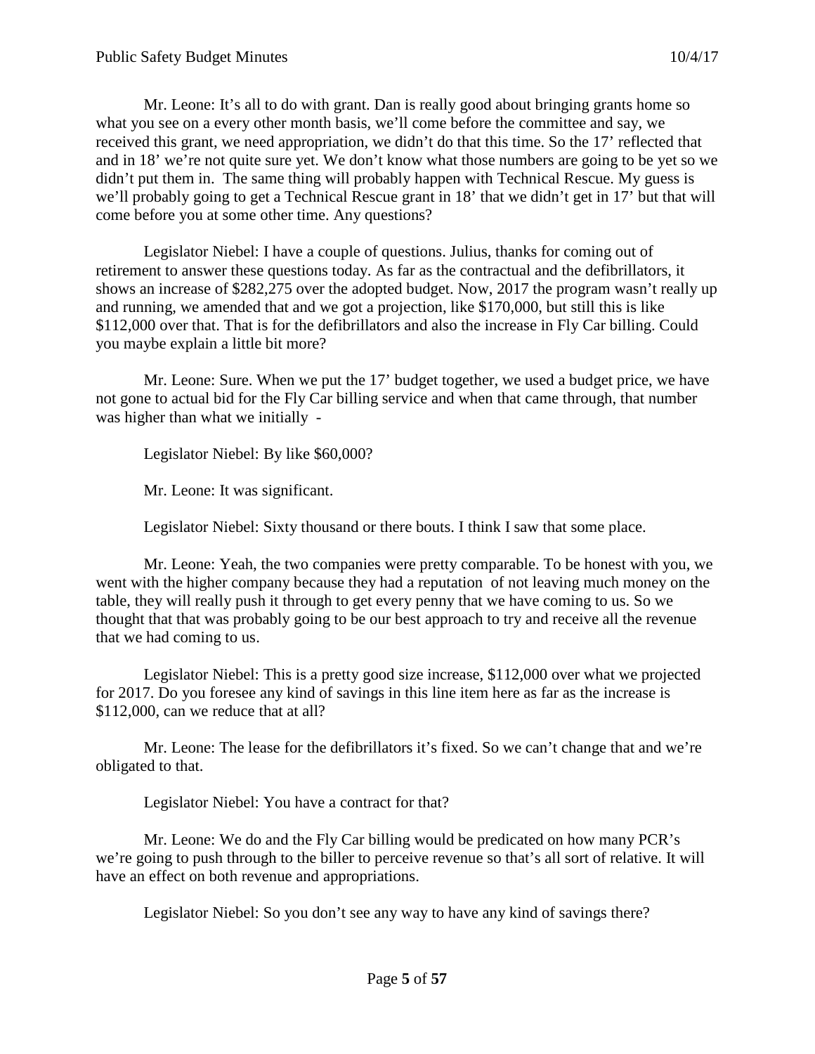Mr. Leone: It's all to do with grant. Dan is really good about bringing grants home so what you see on a every other month basis, we'll come before the committee and say, we received this grant, we need appropriation, we didn't do that this time. So the 17' reflected that and in 18' we're not quite sure yet. We don't know what those numbers are going to be yet so we didn't put them in. The same thing will probably happen with Technical Rescue. My guess is we'll probably going to get a Technical Rescue grant in 18' that we didn't get in 17' but that will come before you at some other time. Any questions?

Legislator Niebel: I have a couple of questions. Julius, thanks for coming out of retirement to answer these questions today. As far as the contractual and the defibrillators, it shows an increase of $282,275 over the adopted budget. Now, 2017 the program wasn't really up and running, we amended that and we got a projection, like $170,000, but still this is like $112,000 over that. That is for the defibrillators and also the increase in Fly Car billing. Could you maybe explain a little bit more?

Mr. Leone: Sure. When we put the 17' budget together, we used a budget price, we have not gone to actual bid for the Fly Car billing service and when that came through, that number was higher than what we initially -

Legislator Niebel: By like $60,000?

Mr. Leone: It was significant.

Legislator Niebel: Sixty thousand or there bouts. I think I saw that some place.

Mr. Leone: Yeah, the two companies were pretty comparable. To be honest with you, we went with the higher company because they had a reputation of not leaving much money on the table, they will really push it through to get every penny that we have coming to us. So we thought that that was probably going to be our best approach to try and receive all the revenue that we had coming to us.

Legislator Niebel: This is a pretty good size increase, $112,000 over what we projected for 2017. Do you foresee any kind of savings in this line item here as far as the increase is $112,000, can we reduce that at all?

Mr. Leone: The lease for the defibrillators it's fixed. So we can't change that and we're obligated to that.

Legislator Niebel: You have a contract for that?

Mr. Leone: We do and the Fly Car billing would be predicated on how many PCR's we're going to push through to the biller to perceive revenue so that's all sort of relative. It will have an effect on both revenue and appropriations.

Legislator Niebel: So you don't see any way to have any kind of savings there?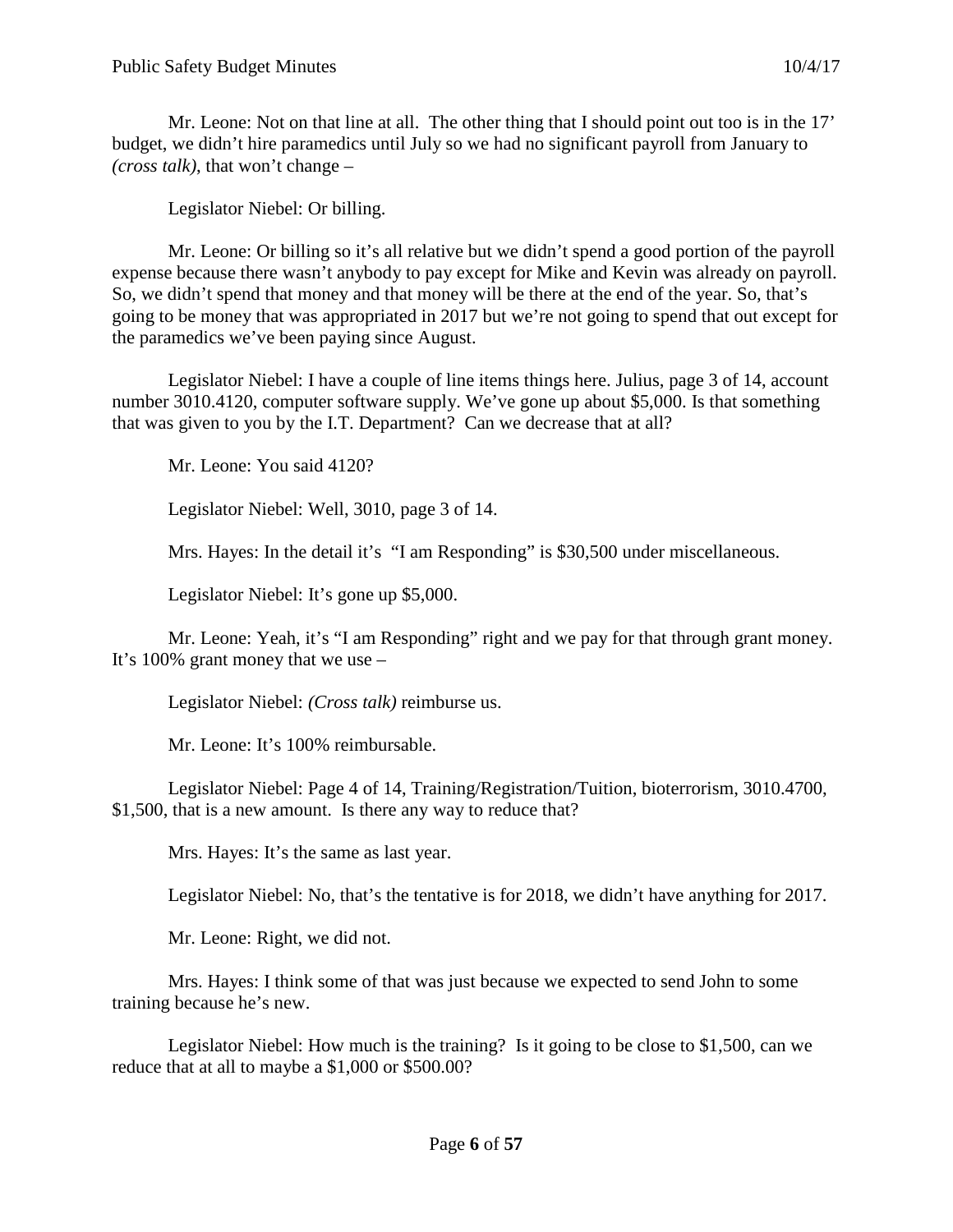Mr. Leone: Not on that line at all. The other thing that I should point out too is in the 17' budget, we didn't hire paramedics until July so we had no significant payroll from January to *(cross talk)*, that won't change –

Legislator Niebel: Or billing.

Mr. Leone: Or billing so it's all relative but we didn't spend a good portion of the payroll expense because there wasn't anybody to pay except for Mike and Kevin was already on payroll. So, we didn't spend that money and that money will be there at the end of the year. So, that's going to be money that was appropriated in 2017 but we're not going to spend that out except for the paramedics we've been paying since August.

Legislator Niebel: I have a couple of line items things here. Julius, page 3 of 14, account number 3010.4120, computer software supply. We've gone up about $5,000. Is that something that was given to you by the I.T. Department? Can we decrease that at all?

Mr. Leone: You said 4120?

Legislator Niebel: Well, 3010, page 3 of 14.

Mrs. Hayes: In the detail it's "I am Responding" is $30,500 under miscellaneous.

Legislator Niebel: It's gone up $5,000.

Mr. Leone: Yeah, it's "I am Responding" right and we pay for that through grant money. It's 100% grant money that we use –

Legislator Niebel: *(Cross talk)* reimburse us.

Mr. Leone: It's 100% reimbursable.

Legislator Niebel: Page 4 of 14, Training/Registration/Tuition, bioterrorism, 3010.4700, $1,500, that is a new amount. Is there any way to reduce that?

Mrs. Hayes: It's the same as last year.

Legislator Niebel: No, that's the tentative is for 2018, we didn't have anything for 2017.

Mr. Leone: Right, we did not.

Mrs. Hayes: I think some of that was just because we expected to send John to some training because he's new.

Legislator Niebel: How much is the training? Is it going to be close to $1,500, can we reduce that at all to maybe a $1,000 or $500.00?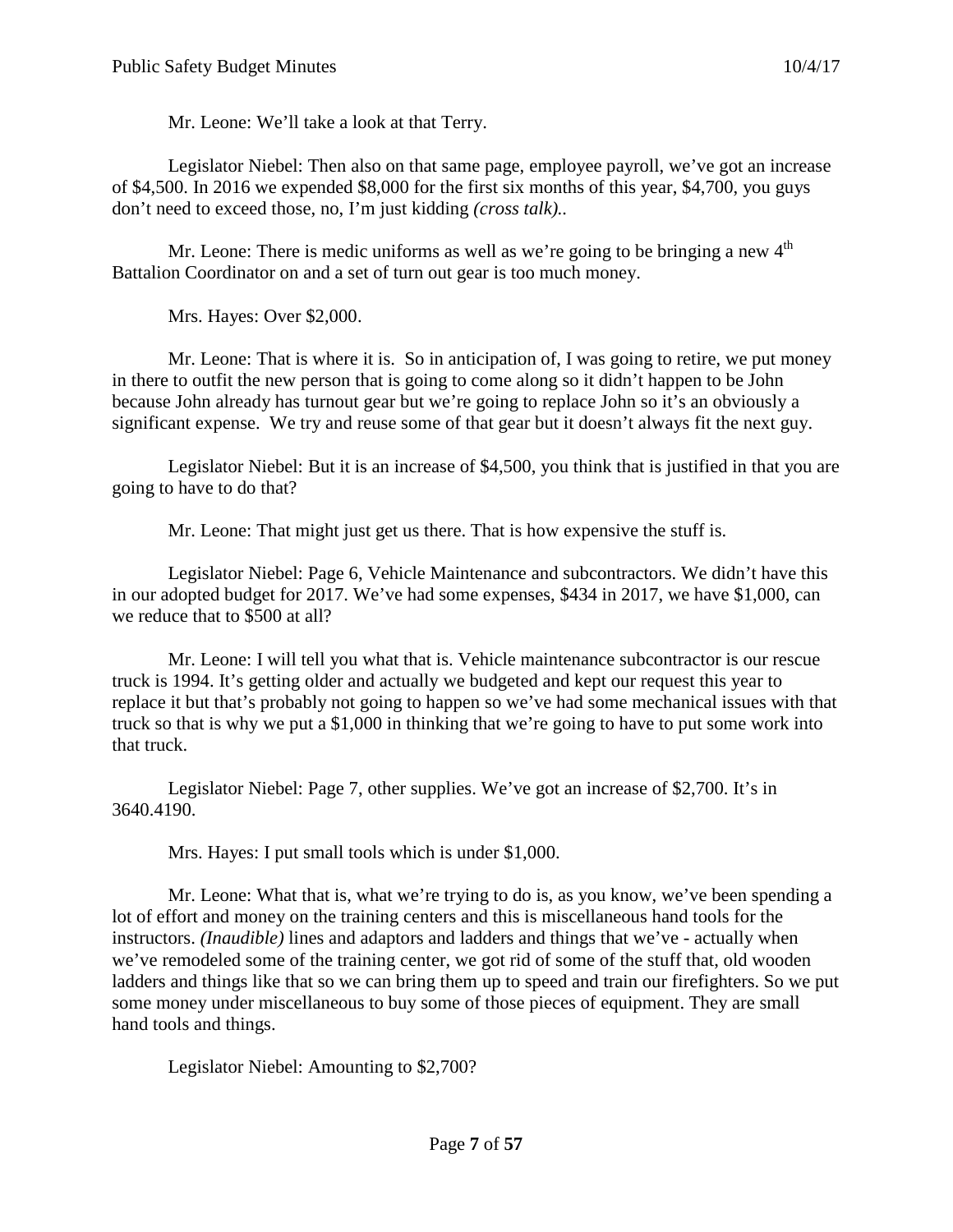Mr. Leone: We'll take a look at that Terry.

Legislator Niebel: Then also on that same page, employee payroll, we've got an increase of $4,500. In 2016 we expended $8,000 for the first six months of this year, $4,700, you guys don't need to exceed those, no, I'm just kidding *(cross talk).*.

Mr. Leone: There is medic uniforms as well as we're going to be bringing a new 4th Battalion Coordinator on and a set of turn out gear is too much money.

Mrs. Hayes: Over $2,000.

Mr. Leone: That is where it is. So in anticipation of, I was going to retire, we put money in there to outfit the new person that is going to come along so it didn't happen to be John because John already has turnout gear but we're going to replace John so it's an obviously a significant expense. We try and reuse some of that gear but it doesn't always fit the next guy.

Legislator Niebel: But it is an increase of $4,500, you think that is justified in that you are going to have to do that?

Mr. Leone: That might just get us there. That is how expensive the stuff is.

Legislator Niebel: Page 6, Vehicle Maintenance and subcontractors. We didn't have this in our adopted budget for 2017. We've had some expenses, $434 in 2017, we have $1,000, can we reduce that to $500 at all?

Mr. Leone: I will tell you what that is. Vehicle maintenance subcontractor is our rescue truck is 1994. It's getting older and actually we budgeted and kept our request this year to replace it but that's probably not going to happen so we've had some mechanical issues with that truck so that is why we put a $1,000 in thinking that we're going to have to put some work into that truck.

Legislator Niebel: Page 7, other supplies. We've got an increase of $2,700. It's in 3640.4190.

Mrs. Hayes: I put small tools which is under $1,000.

Mr. Leone: What that is, what we're trying to do is, as you know, we've been spending a lot of effort and money on the training centers and this is miscellaneous hand tools for the instructors. *(Inaudible)* lines and adaptors and ladders and things that we've - actually when we've remodeled some of the training center, we got rid of some of the stuff that, old wooden ladders and things like that so we can bring them up to speed and train our firefighters. So we put some money under miscellaneous to buy some of those pieces of equipment. They are small hand tools and things.

Legislator Niebel: Amounting to $2,700?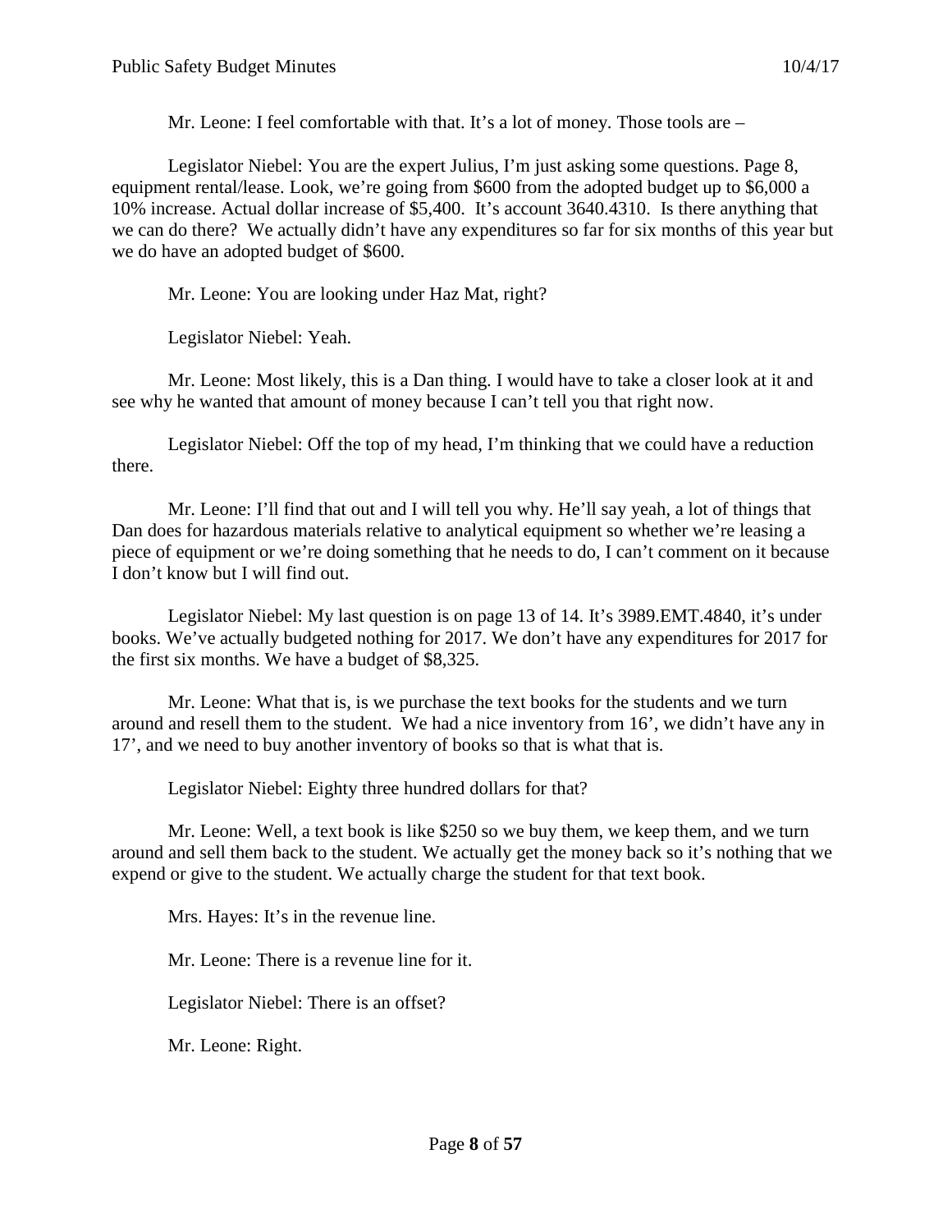Mr. Leone: I feel comfortable with that. It's a lot of money. Those tools are –

Legislator Niebel: You are the expert Julius, I'm just asking some questions. Page 8, equipment rental/lease. Look, we're going from $600 from the adopted budget up to $6,000 a 10% increase. Actual dollar increase of $5,400. It's account 3640.4310. Is there anything that we can do there? We actually didn't have any expenditures so far for six months of this year but we do have an adopted budget of $600.

Mr. Leone: You are looking under Haz Mat, right?

Legislator Niebel: Yeah.

Mr. Leone: Most likely, this is a Dan thing. I would have to take a closer look at it and see why he wanted that amount of money because I can't tell you that right now.

Legislator Niebel: Off the top of my head, I'm thinking that we could have a reduction there.

Mr. Leone: I'll find that out and I will tell you why. He'll say yeah, a lot of things that Dan does for hazardous materials relative to analytical equipment so whether we're leasing a piece of equipment or we're doing something that he needs to do, I can't comment on it because I don't know but I will find out.

Legislator Niebel: My last question is on page 13 of 14. It's 3989.EMT.4840, it's under books. We've actually budgeted nothing for 2017. We don't have any expenditures for 2017 for the first six months. We have a budget of $8,325.

Mr. Leone: What that is, is we purchase the text books for the students and we turn around and resell them to the student. We had a nice inventory from 16', we didn't have any in 17', and we need to buy another inventory of books so that is what that is.

Legislator Niebel: Eighty three hundred dollars for that?

Mr. Leone: Well, a text book is like $250 so we buy them, we keep them, and we turn around and sell them back to the student. We actually get the money back so it's nothing that we expend or give to the student. We actually charge the student for that text book.

Mrs. Hayes: It's in the revenue line.

Mr. Leone: There is a revenue line for it.

Legislator Niebel: There is an offset?

Mr. Leone: Right.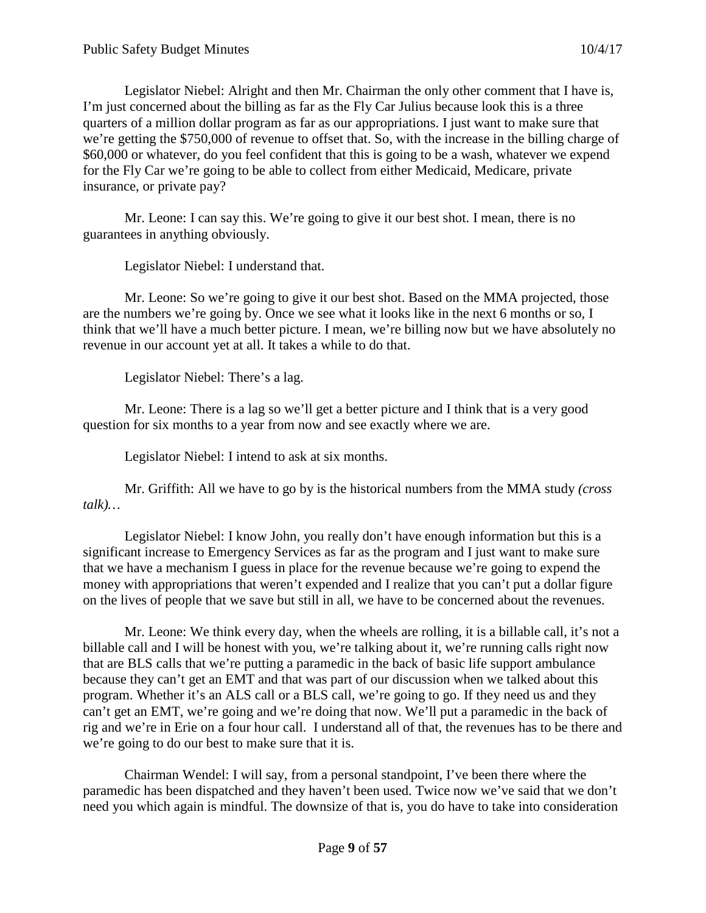Legislator Niebel: Alright and then Mr. Chairman the only other comment that I have is, I'm just concerned about the billing as far as the Fly Car Julius because look this is a three quarters of a million dollar program as far as our appropriations. I just want to make sure that we're getting the $750,000 of revenue to offset that. So, with the increase in the billing charge of $60,000 or whatever, do you feel confident that this is going to be a wash, whatever we expend for the Fly Car we're going to be able to collect from either Medicaid, Medicare, private insurance, or private pay?

Mr. Leone: I can say this. We're going to give it our best shot. I mean, there is no guarantees in anything obviously.

Legislator Niebel: I understand that.

Mr. Leone: So we're going to give it our best shot. Based on the MMA projected, those are the numbers we're going by. Once we see what it looks like in the next 6 months or so, I think that we'll have a much better picture. I mean, we're billing now but we have absolutely no revenue in our account yet at all. It takes a while to do that.

Legislator Niebel: There's a lag.

Mr. Leone: There is a lag so we'll get a better picture and I think that is a very good question for six months to a year from now and see exactly where we are.

Legislator Niebel: I intend to ask at six months.

Mr. Griffith: All we have to go by is the historical numbers from the MMA study *(cross talk)…*

Legislator Niebel: I know John, you really don't have enough information but this is a significant increase to Emergency Services as far as the program and I just want to make sure that we have a mechanism I guess in place for the revenue because we're going to expend the money with appropriations that weren't expended and I realize that you can't put a dollar figure on the lives of people that we save but still in all, we have to be concerned about the revenues.

Mr. Leone: We think every day, when the wheels are rolling, it is a billable call, it's not a billable call and I will be honest with you, we're talking about it, we're running calls right now that are BLS calls that we're putting a paramedic in the back of basic life support ambulance because they can't get an EMT and that was part of our discussion when we talked about this program. Whether it's an ALS call or a BLS call, we're going to go. If they need us and they can't get an EMT, we're going and we're doing that now. We'll put a paramedic in the back of rig and we're in Erie on a four hour call. I understand all of that, the revenues has to be there and we're going to do our best to make sure that it is.

Chairman Wendel: I will say, from a personal standpoint, I've been there where the paramedic has been dispatched and they haven't been used. Twice now we've said that we don't need you which again is mindful. The downsize of that is, you do have to take into consideration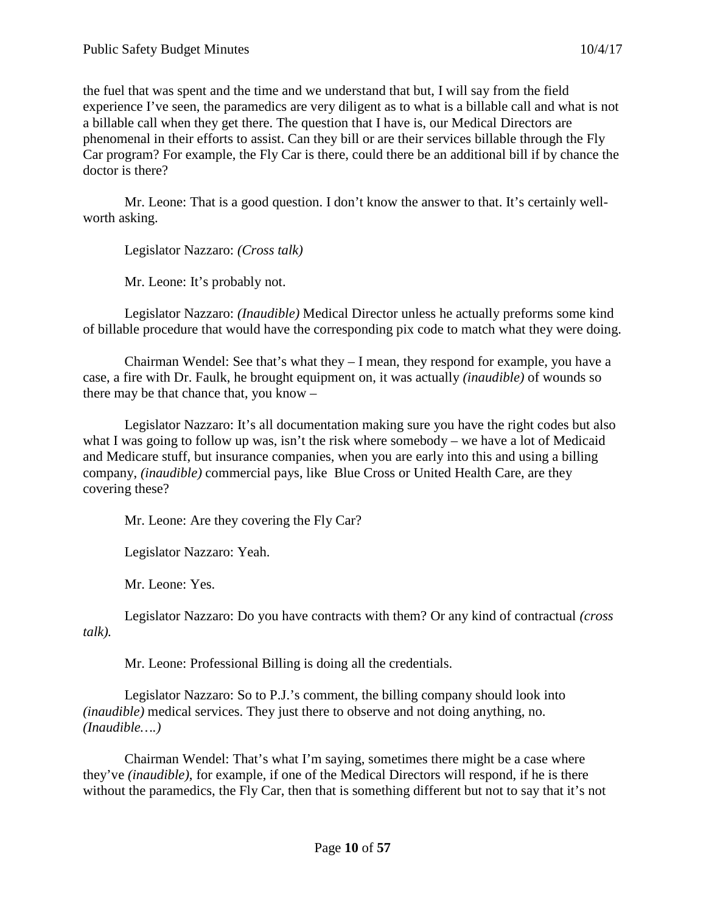the fuel that was spent and the time and we understand that but, I will say from the field experience I've seen, the paramedics are very diligent as to what is a billable call and what is not a billable call when they get there. The question that I have is, our Medical Directors are phenomenal in their efforts to assist. Can they bill or are their services billable through the Fly Car program? For example, the Fly Car is there, could there be an additional bill if by chance the doctor is there?

Mr. Leone: That is a good question. I don't know the answer to that. It's certainly well-worth asking.

Legislator Nazzaro: *(Cross talk)*

Mr. Leone: It's probably not.

Legislator Nazzaro: *(Inaudible)* Medical Director unless he actually preforms some kind of billable procedure that would have the corresponding pix code to match what they were doing.

Chairman Wendel: See that's what they – I mean, they respond for example, you have a case, a fire with Dr. Faulk, he brought equipment on, it was actually *(inaudible)* of wounds so there may be that chance that, you know –

Legislator Nazzaro: It's all documentation making sure you have the right codes but also what I was going to follow up was, isn't the risk where somebody – we have a lot of Medicaid and Medicare stuff, but insurance companies, when you are early into this and using a billing company, *(inaudible)* commercial pays, like Blue Cross or United Health Care, are they covering these?

Mr. Leone: Are they covering the Fly Car?

Legislator Nazzaro: Yeah.

Mr. Leone: Yes.

Legislator Nazzaro: Do you have contracts with them? Or any kind of contractual *(cross talk).*

Mr. Leone: Professional Billing is doing all the credentials.

Legislator Nazzaro: So to P.J.'s comment, the billing company should look into *(inaudible)* medical services. They just there to observe and not doing anything, no. *(Inaudible….)*

Chairman Wendel: That's what I'm saying, sometimes there might be a case where they've *(inaudible)*, for example, if one of the Medical Directors will respond, if he is there without the paramedics, the Fly Car, then that is something different but not to say that it's not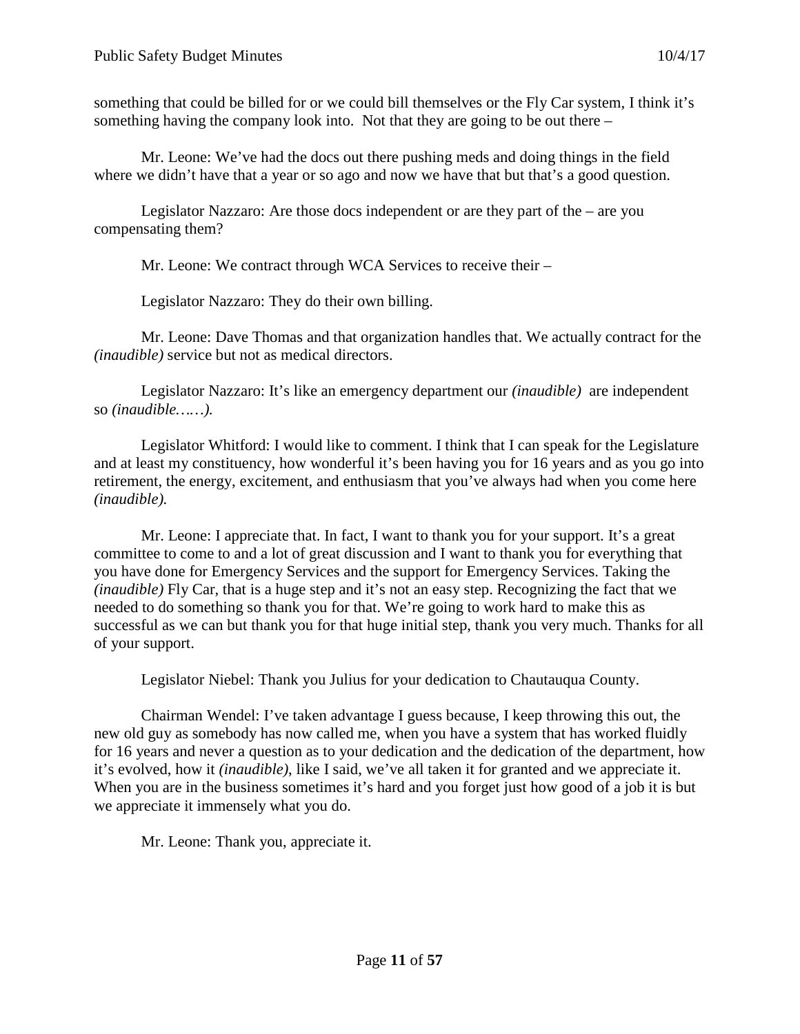something that could be billed for or we could bill themselves or the Fly Car system, I think it's something having the company look into. Not that they are going to be out there –

Mr. Leone: We've had the docs out there pushing meds and doing things in the field where we didn't have that a year or so ago and now we have that but that's a good question.

Legislator Nazzaro: Are those docs independent or are they part of the – are you compensating them?

Mr. Leone: We contract through WCA Services to receive their –

Legislator Nazzaro: They do their own billing.

Mr. Leone: Dave Thomas and that organization handles that. We actually contract for the *(inaudible)* service but not as medical directors.

Legislator Nazzaro: It's like an emergency department our *(inaudible)* are independent so *(inaudible……).*

Legislator Whitford: I would like to comment. I think that I can speak for the Legislature and at least my constituency, how wonderful it's been having you for 16 years and as you go into retirement, the energy, excitement, and enthusiasm that you've always had when you come here *(inaudible).*

Mr. Leone: I appreciate that. In fact, I want to thank you for your support. It's a great committee to come to and a lot of great discussion and I want to thank you for everything that you have done for Emergency Services and the support for Emergency Services. Taking the *(inaudible)* Fly Car, that is a huge step and it's not an easy step. Recognizing the fact that we needed to do something so thank you for that. We're going to work hard to make this as successful as we can but thank you for that huge initial step, thank you very much. Thanks for all of your support.

Legislator Niebel: Thank you Julius for your dedication to Chautauqua County.

Chairman Wendel: I've taken advantage I guess because, I keep throwing this out, the new old guy as somebody has now called me, when you have a system that has worked fluidly for 16 years and never a question as to your dedication and the dedication of the department, how it's evolved, how it *(inaudible)*, like I said, we've all taken it for granted and we appreciate it. When you are in the business sometimes it's hard and you forget just how good of a job it is but we appreciate it immensely what you do.

Mr. Leone: Thank you, appreciate it.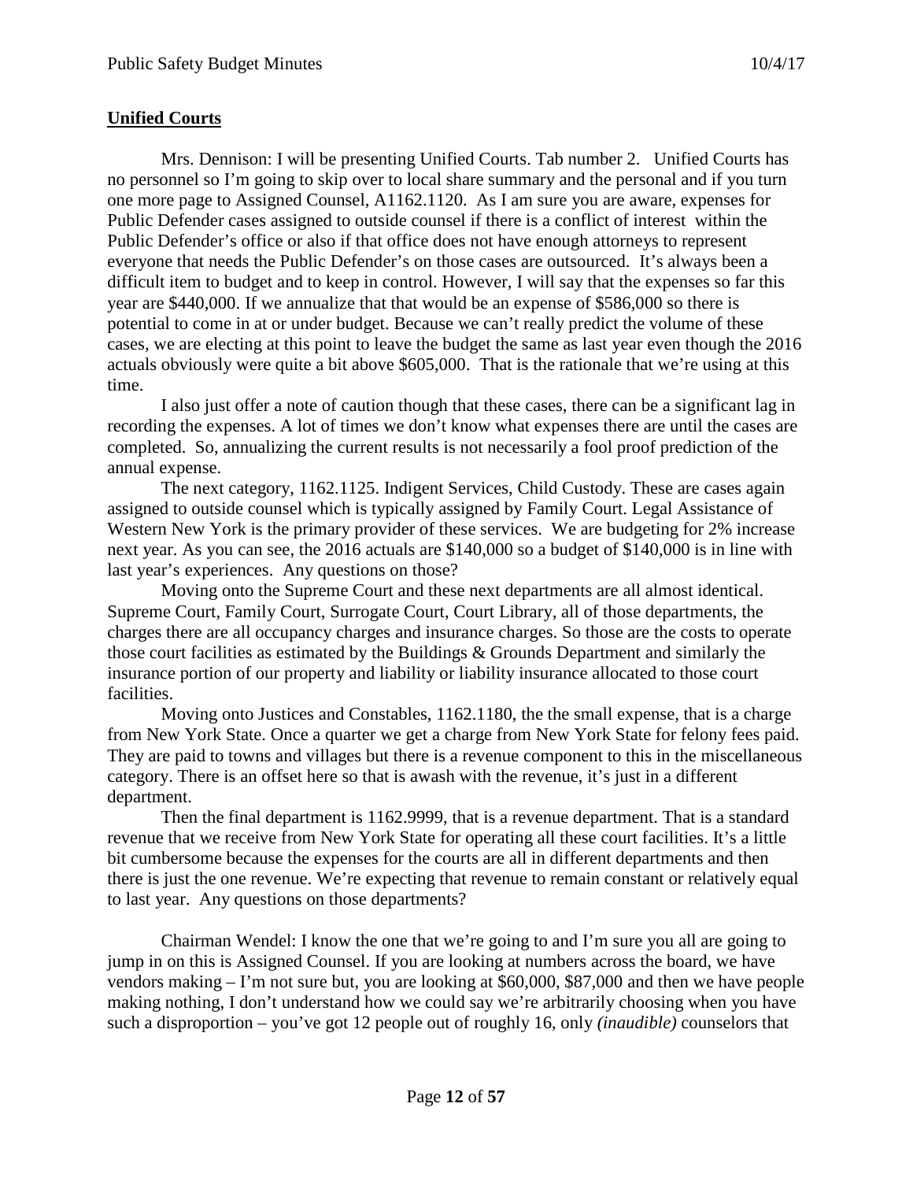## Unified Courts

Mrs. Dennison: I will be presenting Unified Courts. Tab number 2. Unified Courts has no personnel so I'm going to skip over to local share summary and the personal and if you turn one more page to Assigned Counsel, A1162.1120. As I am sure you are aware, expenses for Public Defender cases assigned to outside counsel if there is a conflict of interest within the Public Defender's office or also if that office does not have enough attorneys to represent everyone that needs the Public Defender's on those cases are outsourced. It's always been a difficult item to budget and to keep in control. However, I will say that the expenses so far this year are \$440,000. If we annualize that that would be an expense of \$586,000 so there is potential to come in at or under budget. Because we can't really predict the volume of these cases, we are electing at this point to leave the budget the same as last year even though the 2016 actuals obviously were quite a bit above \$605,000. That is the rationale that we're using at this time.

I also just offer a note of caution though that these cases, there can be a significant lag in recording the expenses. A lot of times we don't know what expenses there are until the cases are completed. So, annualizing the current results is not necessarily a fool proof prediction of the annual expense.

The next category, 1162.1125. Indigent Services, Child Custody. These are cases again assigned to outside counsel which is typically assigned by Family Court. Legal Assistance of Western New York is the primary provider of these services. We are budgeting for 2% increase next year. As you can see, the 2016 actuals are \$140,000 so a budget of \$140,000 is in line with last year's experiences. Any questions on those?

Moving onto the Supreme Court and these next departments are all almost identical. Supreme Court, Family Court, Surrogate Court, Court Library, all of those departments, the charges there are all occupancy charges and insurance charges. So those are the costs to operate those court facilities as estimated by the Buildings & Grounds Department and similarly the insurance portion of our property and liability or liability insurance allocated to those court facilities.

Moving onto Justices and Constables, 1162.1180, the the small expense, that is a charge from New York State. Once a quarter we get a charge from New York State for felony fees paid. They are paid to towns and villages but there is a revenue component to this in the miscellaneous category. There is an offset here so that is awash with the revenue, it's just in a different department.

Then the final department is 1162.9999, that is a revenue department. That is a standard revenue that we receive from New York State for operating all these court facilities. It's a little bit cumbersome because the expenses for the courts are all in different departments and then there is just the one revenue. We're expecting that revenue to remain constant or relatively equal to last year. Any questions on those departments?

Chairman Wendel: I know the one that we're going to and I'm sure you all are going to jump in on this is Assigned Counsel. If you are looking at numbers across the board, we have vendors making – I'm not sure but, you are looking at \$60,000, \$87,000 and then we have people making nothing, I don't understand how we could say we're arbitrarily choosing when you have such a disproportion – you've got 12 people out of roughly 16, only *(inaudible)* counselors that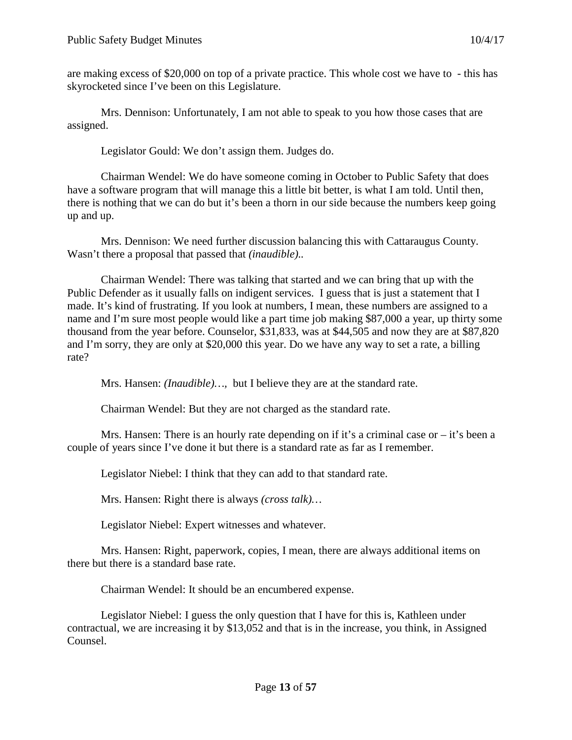are making excess of $20,000 on top of a private practice. This whole cost we have to - this has skyrocketed since I've been on this Legislature.

Mrs. Dennison: Unfortunately, I am not able to speak to you how those cases that are assigned.

Legislator Gould: We don't assign them. Judges do.

Chairman Wendel: We do have someone coming in October to Public Safety that does have a software program that will manage this a little bit better, is what I am told. Until then, there is nothing that we can do but it's been a thorn in our side because the numbers keep going up and up.

Mrs. Dennison: We need further discussion balancing this with Cattaraugus County. Wasn't there a proposal that passed that *(inaudible)*..

Chairman Wendel: There was talking that started and we can bring that up with the Public Defender as it usually falls on indigent services. I guess that is just a statement that I made. It's kind of frustrating. If you look at numbers, I mean, these numbers are assigned to a name and I'm sure most people would like a part time job making $87,000 a year, up thirty some thousand from the year before. Counselor, $31,833, was at $44,505 and now they are at $87,820 and I'm sorry, they are only at $20,000 this year. Do we have any way to set a rate, a billing rate?

Mrs. Hansen: *(Inaudible)…,* but I believe they are at the standard rate.

Chairman Wendel: But they are not charged as the standard rate.

Mrs. Hansen: There is an hourly rate depending on if it's a criminal case or – it's been a couple of years since I've done it but there is a standard rate as far as I remember.

Legislator Niebel: I think that they can add to that standard rate.

Mrs. Hansen: Right there is always *(cross talk)…*

Legislator Niebel: Expert witnesses and whatever.

Mrs. Hansen: Right, paperwork, copies, I mean, there are always additional items on there but there is a standard base rate.

Chairman Wendel: It should be an encumbered expense.

Legislator Niebel: I guess the only question that I have for this is, Kathleen under contractual, we are increasing it by $13,052 and that is in the increase, you think, in Assigned Counsel.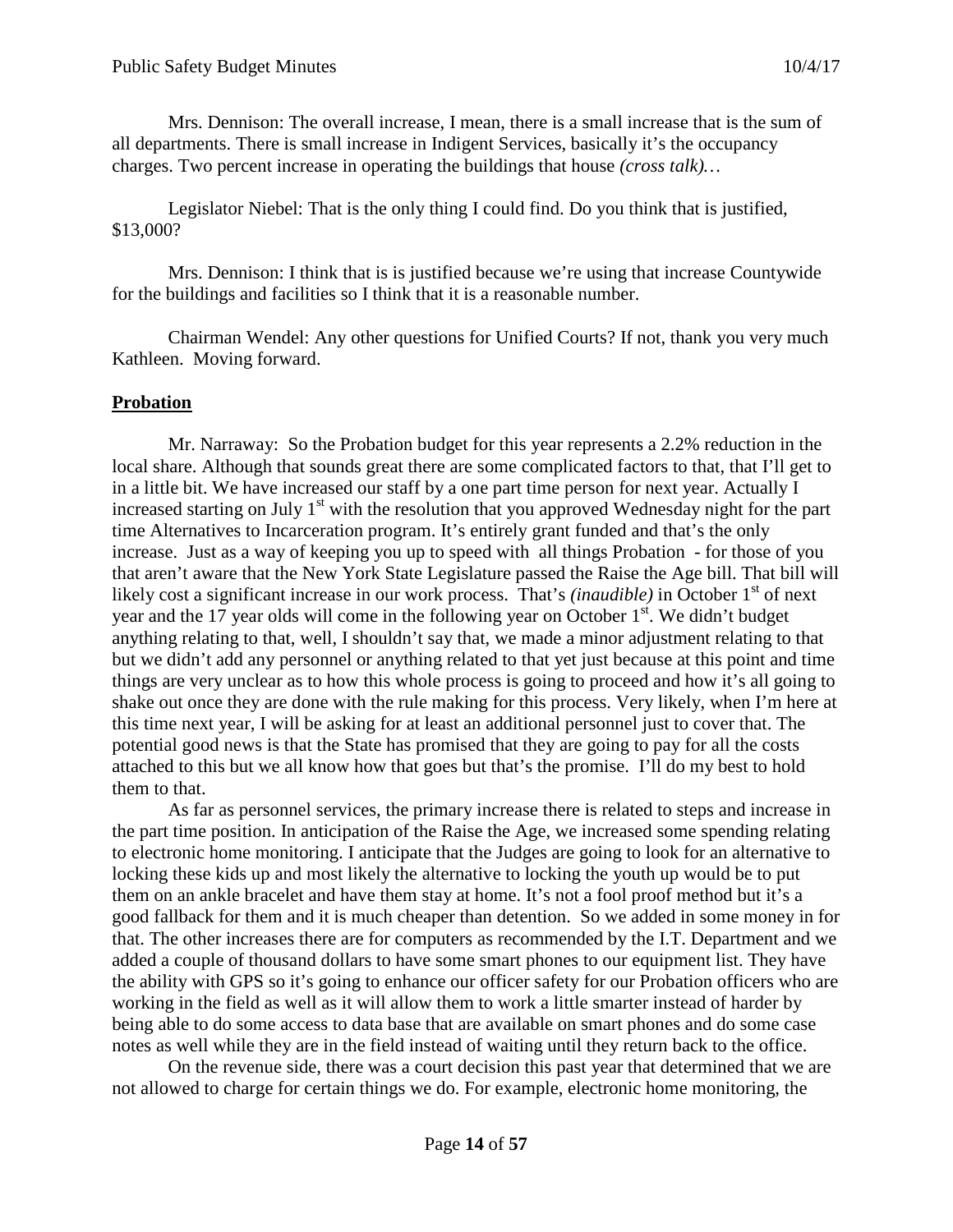Mrs. Dennison: The overall increase, I mean, there is a small increase that is the sum of all departments. There is small increase in Indigent Services, basically it's the occupancy charges. Two percent increase in operating the buildings that house *(cross talk)…*

Legislator Niebel: That is the only thing I could find. Do you think that is justified, $13,000?

Mrs. Dennison: I think that is is justified because we're using that increase Countywide for the buildings and facilities so I think that it is a reasonable number.

Chairman Wendel: Any other questions for Unified Courts? If not, thank you very much Kathleen. Moving forward.

## **Probation**

Mr. Narraway: So the Probation budget for this year represents a 2.2% reduction in the local share. Although that sounds great there are some complicated factors to that, that I'll get to in a little bit. We have increased our staff by a one part time person for next year. Actually I increased starting on July 1st with the resolution that you approved Wednesday night for the part time Alternatives to Incarceration program. It's entirely grant funded and that's the only increase. Just as a way of keeping you up to speed with all things Probation - for those of you that aren't aware that the New York State Legislature passed the Raise the Age bill. That bill will likely cost a significant increase in our work process. That's *(inaudible)* in October 1st of next year and the 17 year olds will come in the following year on October 1st. We didn't budget anything relating to that, well, I shouldn't say that, we made a minor adjustment relating to that but we didn't add any personnel or anything related to that yet just because at this point and time things are very unclear as to how this whole process is going to proceed and how it's all going to shake out once they are done with the rule making for this process. Very likely, when I'm here at this time next year, I will be asking for at least an additional personnel just to cover that. The potential good news is that the State has promised that they are going to pay for all the costs attached to this but we all know how that goes but that's the promise. I'll do my best to hold them to that.

As far as personnel services, the primary increase there is related to steps and increase in the part time position. In anticipation of the Raise the Age, we increased some spending relating to electronic home monitoring. I anticipate that the Judges are going to look for an alternative to locking these kids up and most likely the alternative to locking the youth up would be to put them on an ankle bracelet and have them stay at home. It's not a fool proof method but it's a good fallback for them and it is much cheaper than detention. So we added in some money in for that. The other increases there are for computers as recommended by the I.T. Department and we added a couple of thousand dollars to have some smart phones to our equipment list. They have the ability with GPS so it's going to enhance our officer safety for our Probation officers who are working in the field as well as it will allow them to work a little smarter instead of harder by being able to do some access to data base that are available on smart phones and do some case notes as well while they are in the field instead of waiting until they return back to the office.

On the revenue side, there was a court decision this past year that determined that we are not allowed to charge for certain things we do. For example, electronic home monitoring, the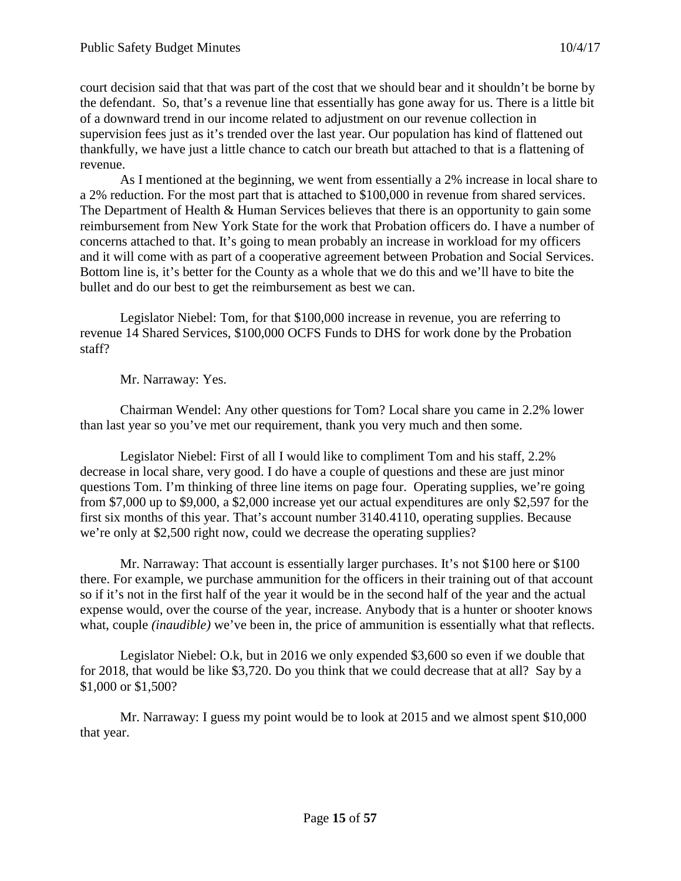court decision said that that was part of the cost that we should bear and it shouldn't be borne by the defendant. So, that's a revenue line that essentially has gone away for us. There is a little bit of a downward trend in our income related to adjustment on our revenue collection in supervision fees just as it's trended over the last year. Our population has kind of flattened out thankfully, we have just a little chance to catch our breath but attached to that is a flattening of revenue.

As I mentioned at the beginning, we went from essentially a 2% increase in local share to a 2% reduction. For the most part that is attached to $100,000 in revenue from shared services. The Department of Health & Human Services believes that there is an opportunity to gain some reimbursement from New York State for the work that Probation officers do. I have a number of concerns attached to that. It's going to mean probably an increase in workload for my officers and it will come with as part of a cooperative agreement between Probation and Social Services. Bottom line is, it's better for the County as a whole that we do this and we'll have to bite the bullet and do our best to get the reimbursement as best we can.

Legislator Niebel: Tom, for that $100,000 increase in revenue, you are referring to revenue 14 Shared Services, $100,000 OCFS Funds to DHS for work done by the Probation staff?

Mr. Narraway: Yes.

Chairman Wendel: Any other questions for Tom? Local share you came in 2.2% lower than last year so you've met our requirement, thank you very much and then some.

Legislator Niebel: First of all I would like to compliment Tom and his staff, 2.2% decrease in local share, very good. I do have a couple of questions and these are just minor questions Tom. I'm thinking of three line items on page four. Operating supplies, we're going from $7,000 up to $9,000, a $2,000 increase yet our actual expenditures are only $2,597 for the first six months of this year. That's account number 3140.4110, operating supplies. Because we're only at $2,500 right now, could we decrease the operating supplies?

Mr. Narraway: That account is essentially larger purchases. It's not $100 here or $100 there. For example, we purchase ammunition for the officers in their training out of that account so if it's not in the first half of the year it would be in the second half of the year and the actual expense would, over the course of the year, increase. Anybody that is a hunter or shooter knows what, couple *(inaudible)* we've been in, the price of ammunition is essentially what that reflects.

Legislator Niebel: O.k, but in 2016 we only expended $3,600 so even if we double that for 2018, that would be like $3,720. Do you think that we could decrease that at all? Say by a $1,000 or $1,500?

Mr. Narraway: I guess my point would be to look at 2015 and we almost spent $10,000 that year.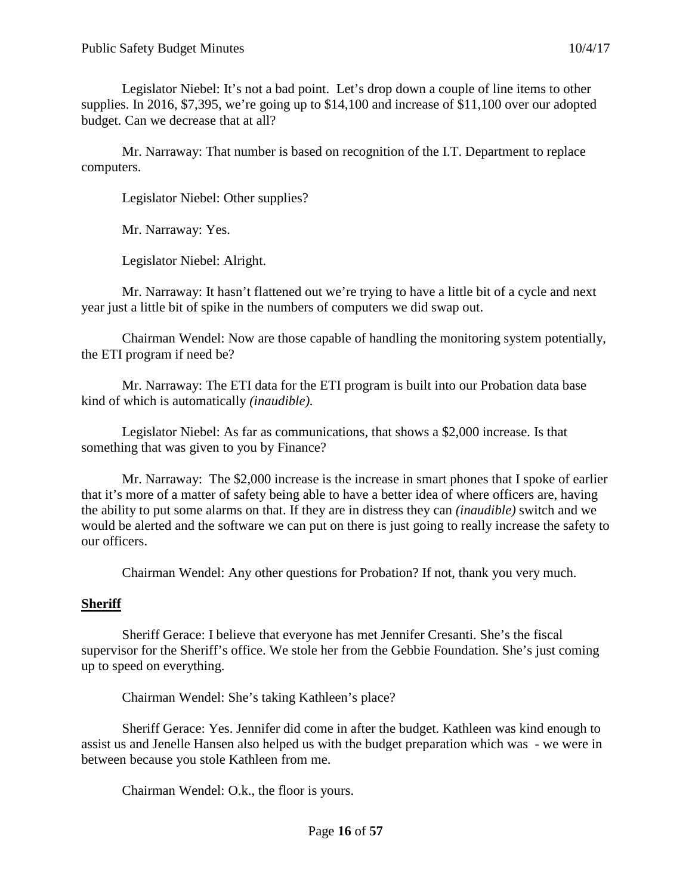Legislator Niebel: It's not a bad point. Let's drop down a couple of line items to other supplies. In 2016, $7,395, we're going up to $14,100 and increase of $11,100 over our adopted budget. Can we decrease that at all?

Mr. Narraway: That number is based on recognition of the I.T. Department to replace computers.

Legislator Niebel: Other supplies?

Mr. Narraway: Yes.

Legislator Niebel: Alright.

Mr. Narraway: It hasn't flattened out we're trying to have a little bit of a cycle and next year just a little bit of spike in the numbers of computers we did swap out.

Chairman Wendel: Now are those capable of handling the monitoring system potentially, the ETI program if need be?

Mr. Narraway: The ETI data for the ETI program is built into our Probation data base kind of which is automatically *(inaudible).*

Legislator Niebel: As far as communications, that shows a $2,000 increase. Is that something that was given to you by Finance?

Mr. Narraway: The $2,000 increase is the increase in smart phones that I spoke of earlier that it's more of a matter of safety being able to have a better idea of where officers are, having the ability to put some alarms on that. If they are in distress they can *(inaudible)* switch and we would be alerted and the software we can put on there is just going to really increase the safety to our officers.

Chairman Wendel: Any other questions for Probation? If not, thank you very much.

**Sheriff**

Sheriff Gerace: I believe that everyone has met Jennifer Cresanti. She's the fiscal supervisor for the Sheriff's office. We stole her from the Gebbie Foundation. She's just coming up to speed on everything.

Chairman Wendel: She's taking Kathleen's place?

Sheriff Gerace: Yes. Jennifer did come in after the budget. Kathleen was kind enough to assist us and Jenelle Hansen also helped us with the budget preparation which was - we were in between because you stole Kathleen from me.

Chairman Wendel: O.k., the floor is yours.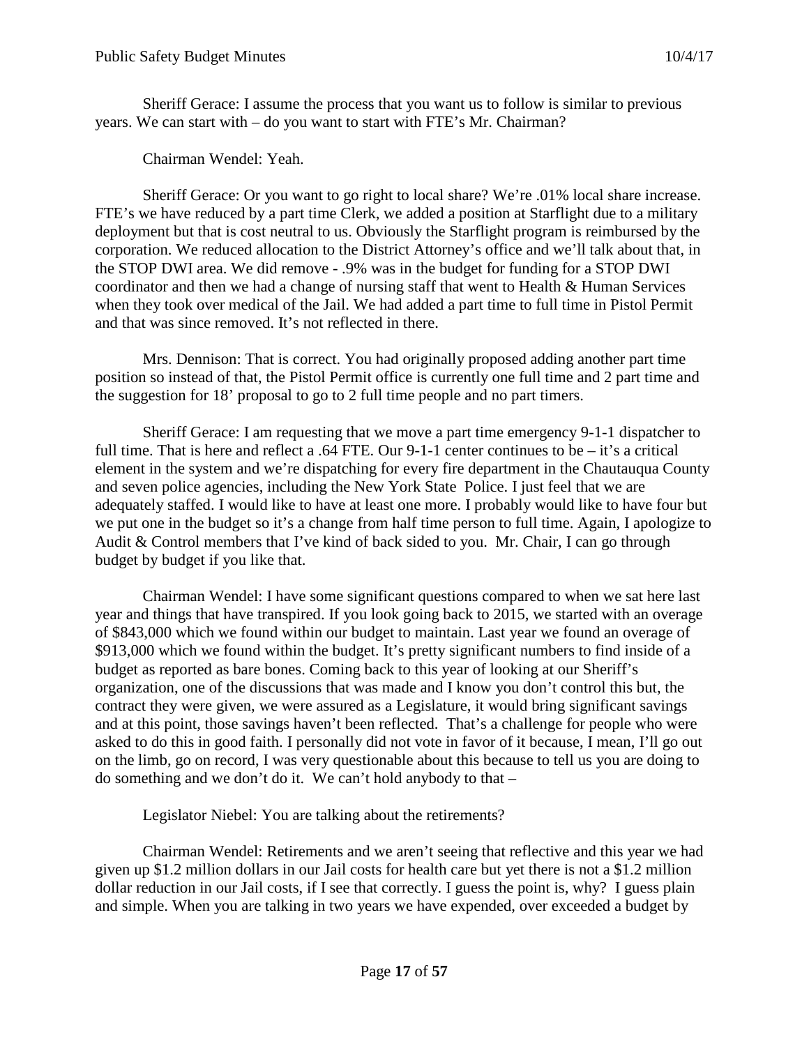Sheriff Gerace: I assume the process that you want us to follow is similar to previous years. We can start with – do you want to start with FTE's Mr. Chairman?

Chairman Wendel: Yeah.

Sheriff Gerace: Or you want to go right to local share? We're .01% local share increase. FTE's we have reduced by a part time Clerk, we added a position at Starflight due to a military deployment but that is cost neutral to us. Obviously the Starflight program is reimbursed by the corporation. We reduced allocation to the District Attorney's office and we'll talk about that, in the STOP DWI area. We did remove - .9% was in the budget for funding for a STOP DWI coordinator and then we had a change of nursing staff that went to Health & Human Services when they took over medical of the Jail. We had added a part time to full time in Pistol Permit and that was since removed. It's not reflected in there.

Mrs. Dennison: That is correct. You had originally proposed adding another part time position so instead of that, the Pistol Permit office is currently one full time and 2 part time and the suggestion for 18' proposal to go to 2 full time people and no part timers.

Sheriff Gerace: I am requesting that we move a part time emergency 9-1-1 dispatcher to full time. That is here and reflect a .64 FTE. Our 9-1-1 center continues to be – it's a critical element in the system and we're dispatching for every fire department in the Chautauqua County and seven police agencies, including the New York State Police. I just feel that we are adequately staffed. I would like to have at least one more. I probably would like to have four but we put one in the budget so it's a change from half time person to full time. Again, I apologize to Audit & Control members that I've kind of back sided to you. Mr. Chair, I can go through budget by budget if you like that.

Chairman Wendel: I have some significant questions compared to when we sat here last year and things that have transpired. If you look going back to 2015, we started with an overage of $843,000 which we found within our budget to maintain. Last year we found an overage of $913,000 which we found within the budget. It's pretty significant numbers to find inside of a budget as reported as bare bones. Coming back to this year of looking at our Sheriff's organization, one of the discussions that was made and I know you don't control this but, the contract they were given, we were assured as a Legislature, it would bring significant savings and at this point, those savings haven't been reflected. That's a challenge for people who were asked to do this in good faith. I personally did not vote in favor of it because, I mean, I'll go out on the limb, go on record, I was very questionable about this because to tell us you are doing to do something and we don't do it. We can't hold anybody to that –

Legislator Niebel: You are talking about the retirements?

Chairman Wendel: Retirements and we aren't seeing that reflective and this year we had given up $1.2 million dollars in our Jail costs for health care but yet there is not a $1.2 million dollar reduction in our Jail costs, if I see that correctly. I guess the point is, why? I guess plain and simple. When you are talking in two years we have expended, over exceeded a budget by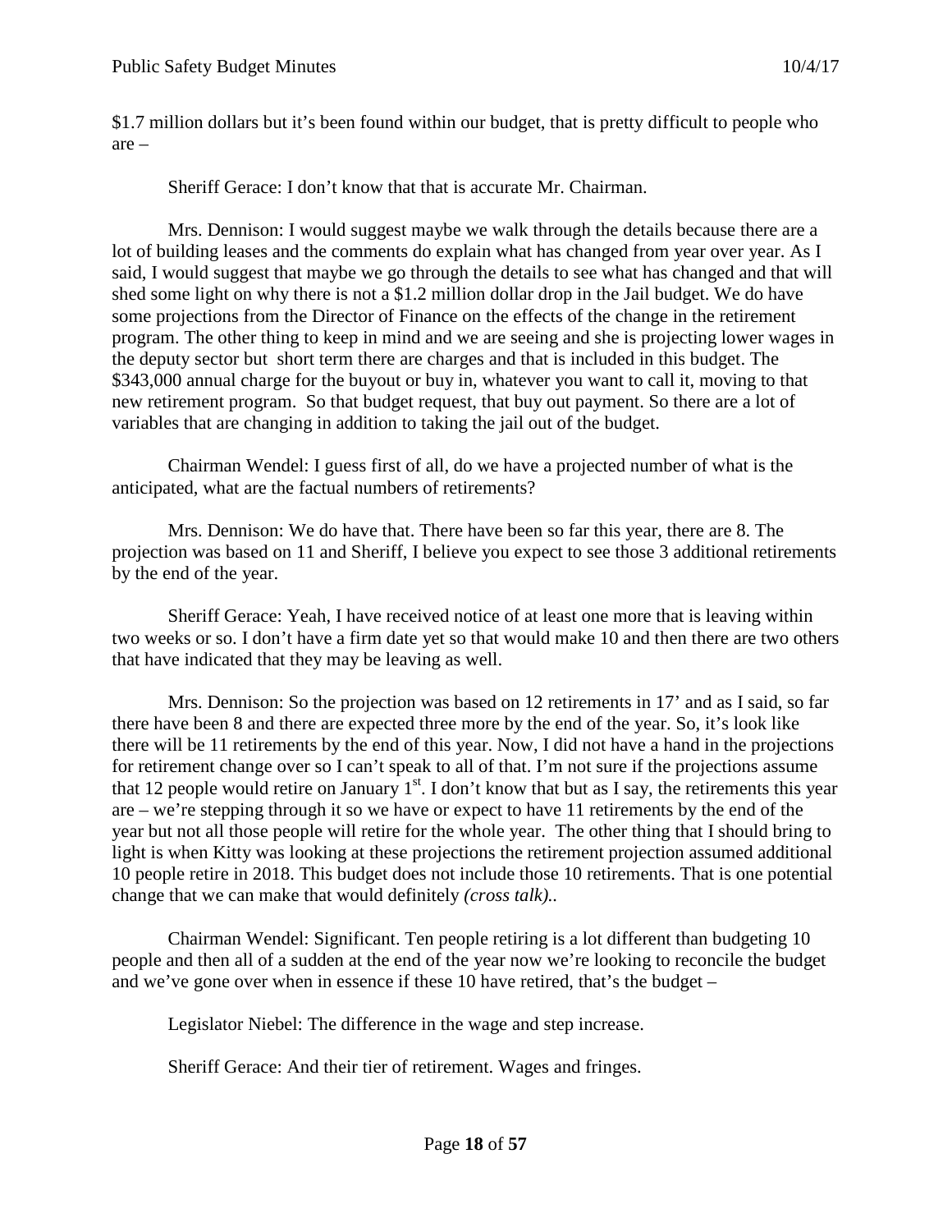$1.7 million dollars but it's been found within our budget, that is pretty difficult to people who are –

Sheriff Gerace: I don't know that that is accurate Mr. Chairman.

Mrs. Dennison: I would suggest maybe we walk through the details because there are a lot of building leases and the comments do explain what has changed from year over year. As I said, I would suggest that maybe we go through the details to see what has changed and that will shed some light on why there is not a $1.2 million dollar drop in the Jail budget. We do have some projections from the Director of Finance on the effects of the change in the retirement program. The other thing to keep in mind and we are seeing and she is projecting lower wages in the deputy sector but short term there are charges and that is included in this budget. The $343,000 annual charge for the buyout or buy in, whatever you want to call it, moving to that new retirement program. So that budget request, that buy out payment. So there are a lot of variables that are changing in addition to taking the jail out of the budget.

Chairman Wendel: I guess first of all, do we have a projected number of what is the anticipated, what are the factual numbers of retirements?

Mrs. Dennison: We do have that. There have been so far this year, there are 8. The projection was based on 11 and Sheriff, I believe you expect to see those 3 additional retirements by the end of the year.

Sheriff Gerace: Yeah, I have received notice of at least one more that is leaving within two weeks or so. I don't have a firm date yet so that would make 10 and then there are two others that have indicated that they may be leaving as well.

Mrs. Dennison: So the projection was based on 12 retirements in 17' and as I said, so far there have been 8 and there are expected three more by the end of the year. So, it's look like there will be 11 retirements by the end of this year. Now, I did not have a hand in the projections for retirement change over so I can't speak to all of that. I'm not sure if the projections assume that 12 people would retire on January 1st. I don't know that but as I say, the retirements this year are – we're stepping through it so we have or expect to have 11 retirements by the end of the year but not all those people will retire for the whole year. The other thing that I should bring to light is when Kitty was looking at these projections the retirement projection assumed additional 10 people retire in 2018. This budget does not include those 10 retirements. That is one potential change that we can make that would definitely *(cross talk)*..

Chairman Wendel: Significant. Ten people retiring is a lot different than budgeting 10 people and then all of a sudden at the end of the year now we're looking to reconcile the budget and we've gone over when in essence if these 10 have retired, that's the budget –

Legislator Niebel: The difference in the wage and step increase.

Sheriff Gerace: And their tier of retirement. Wages and fringes.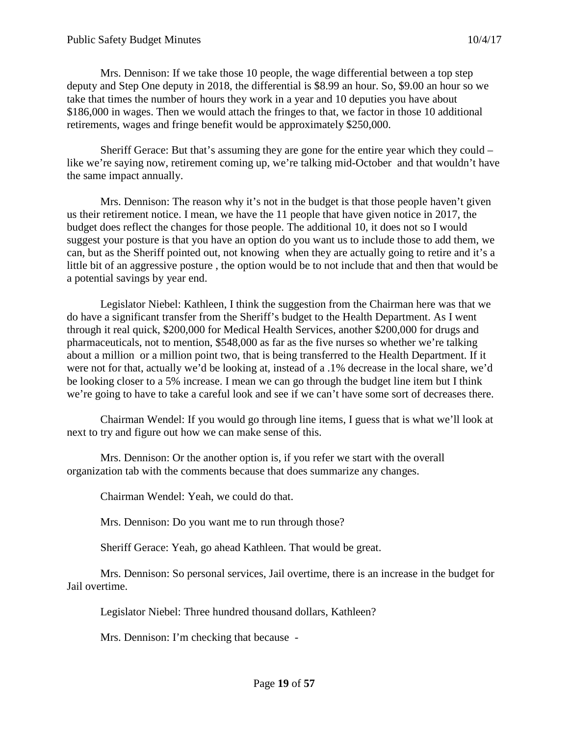Mrs. Dennison: If we take those 10 people, the wage differential between a top step deputy and Step One deputy in 2018, the differential is $8.99 an hour. So, $9.00 an hour so we take that times the number of hours they work in a year and 10 deputies you have about $186,000 in wages. Then we would attach the fringes to that, we factor in those 10 additional retirements, wages and fringe benefit would be approximately $250,000.

Sheriff Gerace: But that's assuming they are gone for the entire year which they could – like we're saying now, retirement coming up, we're talking mid-October and that wouldn't have the same impact annually.

Mrs. Dennison: The reason why it's not in the budget is that those people haven't given us their retirement notice. I mean, we have the 11 people that have given notice in 2017, the budget does reflect the changes for those people. The additional 10, it does not so I would suggest your posture is that you have an option do you want us to include those to add them, we can, but as the Sheriff pointed out, not knowing when they are actually going to retire and it's a little bit of an aggressive posture , the option would be to not include that and then that would be a potential savings by year end.

Legislator Niebel: Kathleen, I think the suggestion from the Chairman here was that we do have a significant transfer from the Sheriff's budget to the Health Department. As I went through it real quick, $200,000 for Medical Health Services, another $200,000 for drugs and pharmaceuticals, not to mention, $548,000 as far as the five nurses so whether we're talking about a million or a million point two, that is being transferred to the Health Department. If it were not for that, actually we'd be looking at, instead of a .1% decrease in the local share, we'd be looking closer to a 5% increase. I mean we can go through the budget line item but I think we're going to have to take a careful look and see if we can't have some sort of decreases there.

Chairman Wendel: If you would go through line items, I guess that is what we'll look at next to try and figure out how we can make sense of this.

Mrs. Dennison: Or the another option is, if you refer we start with the overall organization tab with the comments because that does summarize any changes.

Chairman Wendel: Yeah, we could do that.

Mrs. Dennison: Do you want me to run through those?

Sheriff Gerace: Yeah, go ahead Kathleen. That would be great.

Mrs. Dennison: So personal services, Jail overtime, there is an increase in the budget for Jail overtime.

Legislator Niebel: Three hundred thousand dollars, Kathleen?

Mrs. Dennison: I'm checking that because -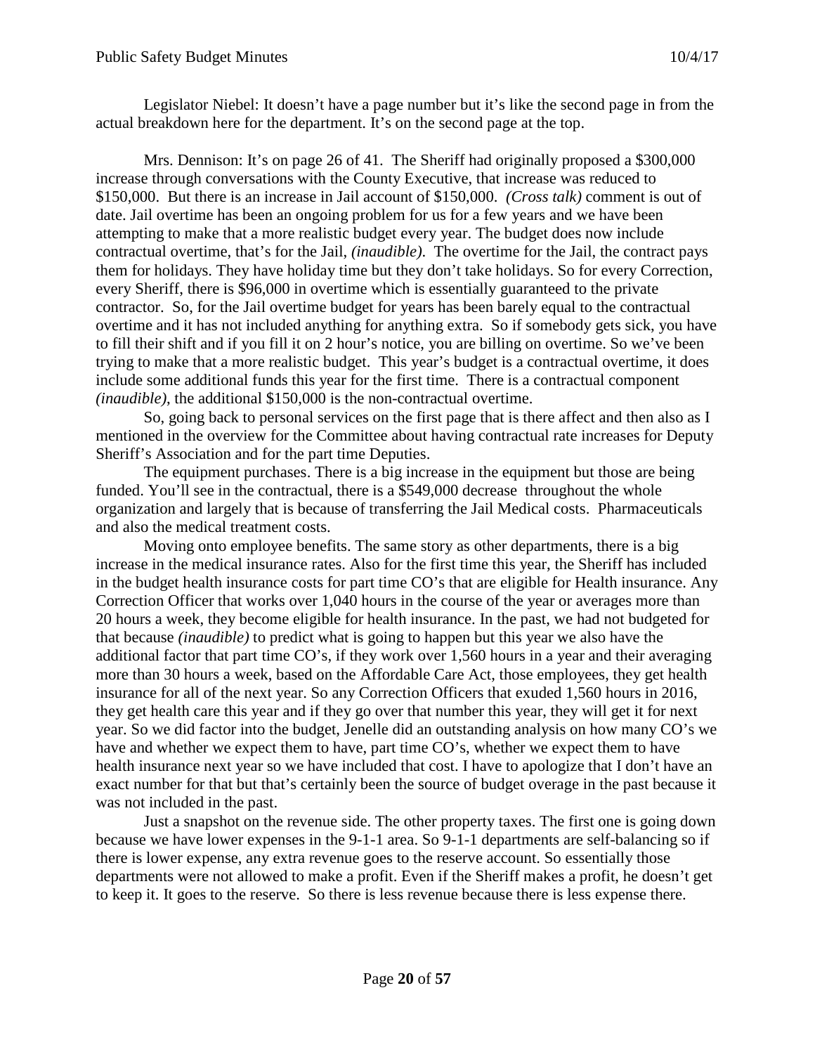Legislator Niebel: It doesn't have a page number but it's like the second page in from the actual breakdown here for the department. It's on the second page at the top.

Mrs. Dennison: It's on page 26 of 41. The Sheriff had originally proposed a $300,000 increase through conversations with the County Executive, that increase was reduced to $150,000. But there is an increase in Jail account of $150,000. *(Cross talk)* comment is out of date. Jail overtime has been an ongoing problem for us for a few years and we have been attempting to make that a more realistic budget every year. The budget does now include contractual overtime, that's for the Jail, *(inaudible)*. The overtime for the Jail, the contract pays them for holidays. They have holiday time but they don't take holidays. So for every Correction, every Sheriff, there is $96,000 in overtime which is essentially guaranteed to the private contractor. So, for the Jail overtime budget for years has been barely equal to the contractual overtime and it has not included anything for anything extra. So if somebody gets sick, you have to fill their shift and if you fill it on 2 hour's notice, you are billing on overtime. So we've been trying to make that a more realistic budget. This year's budget is a contractual overtime, it does include some additional funds this year for the first time. There is a contractual component *(inaudible)*, the additional $150,000 is the non-contractual overtime.

So, going back to personal services on the first page that is there affect and then also as I mentioned in the overview for the Committee about having contractual rate increases for Deputy Sheriff's Association and for the part time Deputies.

The equipment purchases. There is a big increase in the equipment but those are being funded. You'll see in the contractual, there is a $549,000 decrease throughout the whole organization and largely that is because of transferring the Jail Medical costs. Pharmaceuticals and also the medical treatment costs.

Moving onto employee benefits. The same story as other departments, there is a big increase in the medical insurance rates. Also for the first time this year, the Sheriff has included in the budget health insurance costs for part time CO's that are eligible for Health insurance. Any Correction Officer that works over 1,040 hours in the course of the year or averages more than 20 hours a week, they become eligible for health insurance. In the past, we had not budgeted for that because *(inaudible)* to predict what is going to happen but this year we also have the additional factor that part time CO's, if they work over 1,560 hours in a year and their averaging more than 30 hours a week, based on the Affordable Care Act, those employees, they get health insurance for all of the next year. So any Correction Officers that exuded 1,560 hours in 2016, they get health care this year and if they go over that number this year, they will get it for next year. So we did factor into the budget, Jenelle did an outstanding analysis on how many CO's we have and whether we expect them to have, part time CO's, whether we expect them to have health insurance next year so we have included that cost. I have to apologize that I don't have an exact number for that but that's certainly been the source of budget overage in the past because it was not included in the past.

Just a snapshot on the revenue side. The other property taxes. The first one is going down because we have lower expenses in the 9-1-1 area. So 9-1-1 departments are self-balancing so if there is lower expense, any extra revenue goes to the reserve account. So essentially those departments were not allowed to make a profit. Even if the Sheriff makes a profit, he doesn't get to keep it. It goes to the reserve. So there is less revenue because there is less expense there.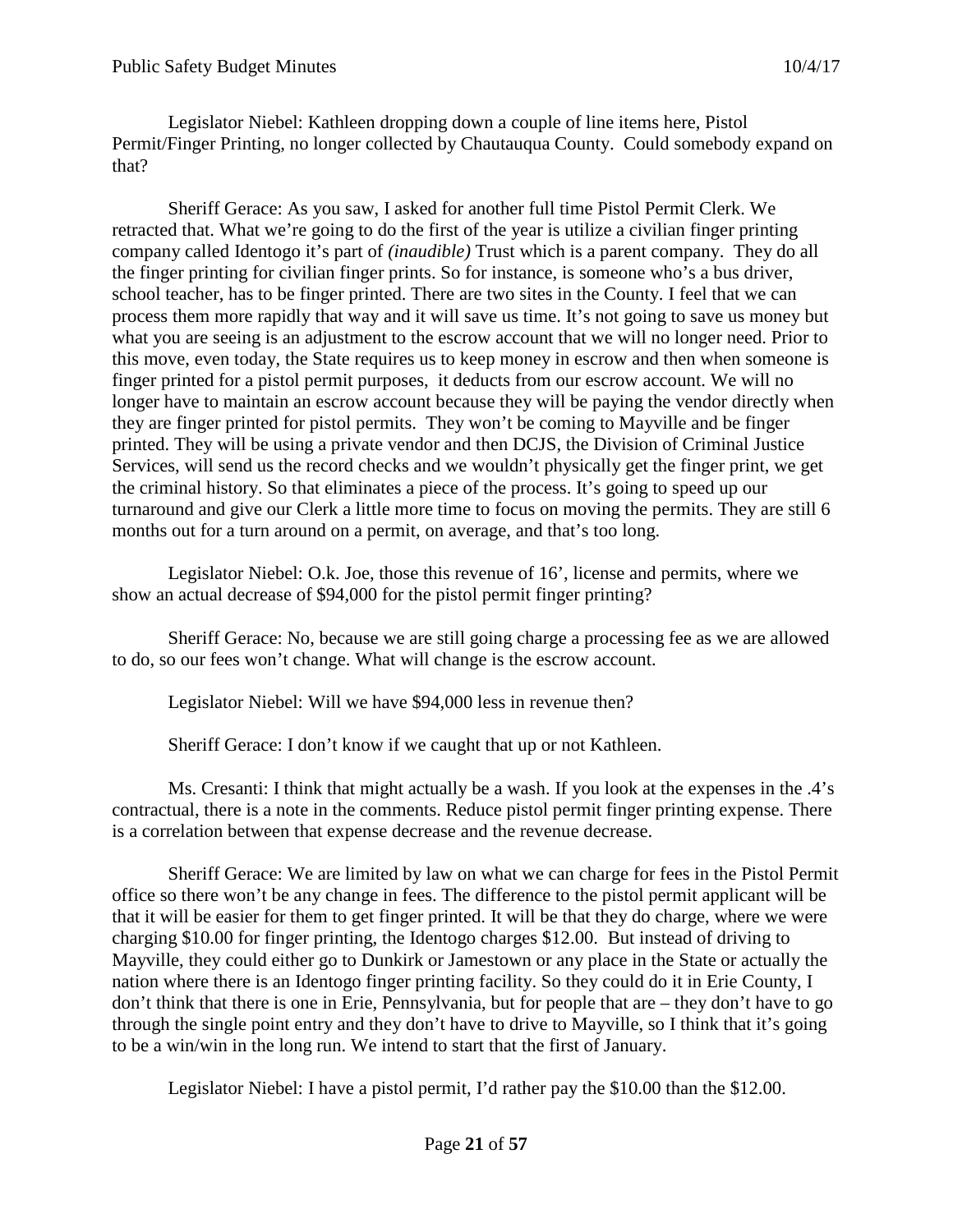Legislator Niebel: Kathleen dropping down a couple of line items here, Pistol Permit/Finger Printing, no longer collected by Chautauqua County. Could somebody expand on that?

Sheriff Gerace: As you saw, I asked for another full time Pistol Permit Clerk. We retracted that. What we're going to do the first of the year is utilize a civilian finger printing company called Identogo it's part of *(inaudible)* Trust which is a parent company. They do all the finger printing for civilian finger prints. So for instance, is someone who's a bus driver, school teacher, has to be finger printed. There are two sites in the County. I feel that we can process them more rapidly that way and it will save us time. It's not going to save us money but what you are seeing is an adjustment to the escrow account that we will no longer need. Prior to this move, even today, the State requires us to keep money in escrow and then when someone is finger printed for a pistol permit purposes, it deducts from our escrow account. We will no longer have to maintain an escrow account because they will be paying the vendor directly when they are finger printed for pistol permits. They won't be coming to Mayville and be finger printed. They will be using a private vendor and then DCJS, the Division of Criminal Justice Services, will send us the record checks and we wouldn't physically get the finger print, we get the criminal history. So that eliminates a piece of the process. It's going to speed up our turnaround and give our Clerk a little more time to focus on moving the permits. They are still 6 months out for a turn around on a permit, on average, and that's too long.

Legislator Niebel: O.k. Joe, those this revenue of 16', license and permits, where we show an actual decrease of $94,000 for the pistol permit finger printing?

Sheriff Gerace: No, because we are still going charge a processing fee as we are allowed to do, so our fees won't change. What will change is the escrow account.

Legislator Niebel: Will we have $94,000 less in revenue then?

Sheriff Gerace: I don't know if we caught that up or not Kathleen.

Ms. Cresanti: I think that might actually be a wash. If you look at the expenses in the .4's contractual, there is a note in the comments. Reduce pistol permit finger printing expense. There is a correlation between that expense decrease and the revenue decrease.

Sheriff Gerace: We are limited by law on what we can charge for fees in the Pistol Permit office so there won't be any change in fees. The difference to the pistol permit applicant will be that it will be easier for them to get finger printed. It will be that they do charge, where we were charging $10.00 for finger printing, the Identogo charges $12.00. But instead of driving to Mayville, they could either go to Dunkirk or Jamestown or any place in the State or actually the nation where there is an Identogo finger printing facility. So they could do it in Erie County, I don't think that there is one in Erie, Pennsylvania, but for people that are – they don't have to go through the single point entry and they don't have to drive to Mayville, so I think that it's going to be a win/win in the long run. We intend to start that the first of January.

Legislator Niebel: I have a pistol permit, I'd rather pay the $10.00 than the $12.00.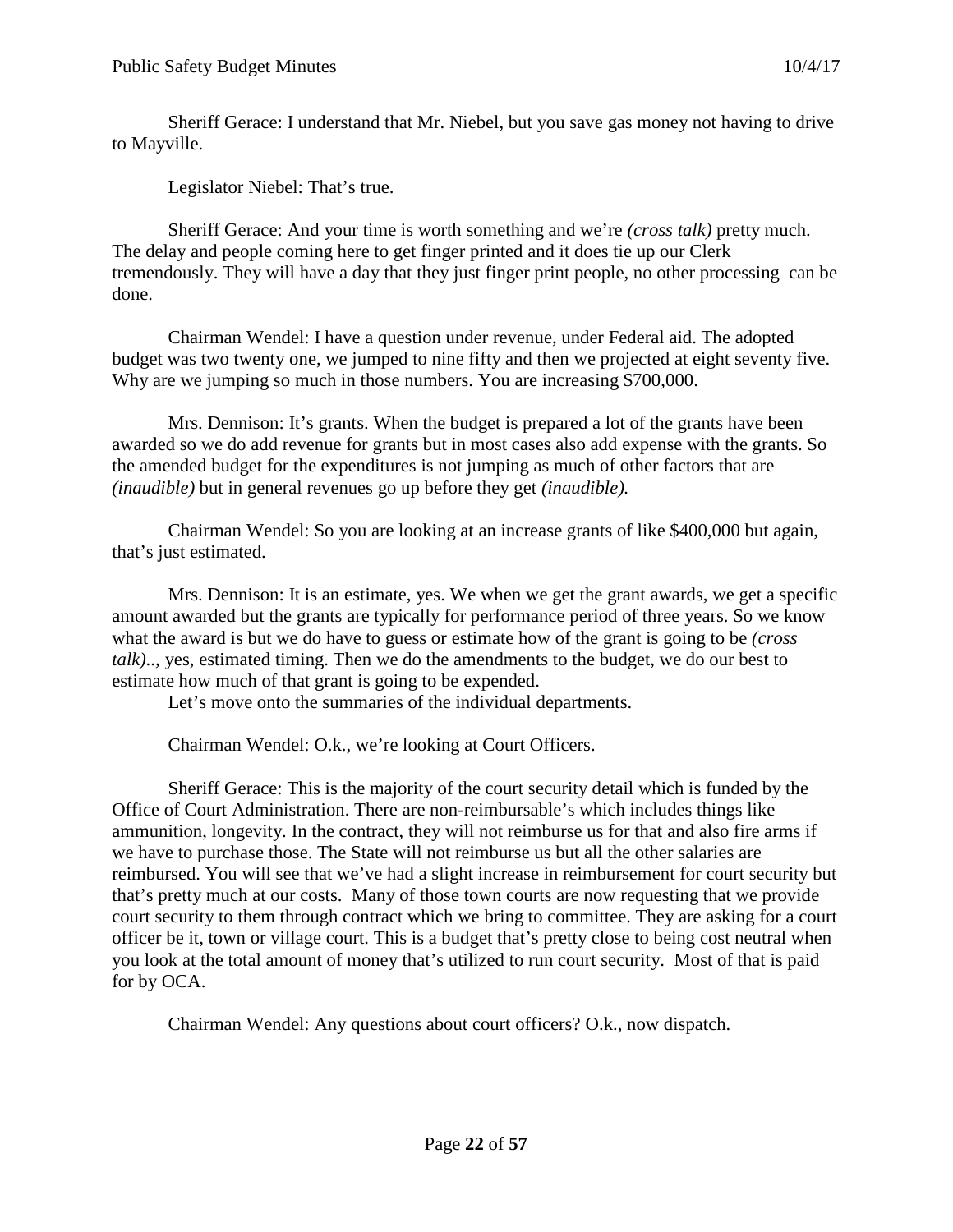Sheriff Gerace: I understand that Mr. Niebel, but you save gas money not having to drive to Mayville.

Legislator Niebel: That's true.

Sheriff Gerace: And your time is worth something and we're *(cross talk)* pretty much. The delay and people coming here to get finger printed and it does tie up our Clerk tremendously. They will have a day that they just finger print people, no other processing can be done.

Chairman Wendel: I have a question under revenue, under Federal aid. The adopted budget was two twenty one, we jumped to nine fifty and then we projected at eight seventy five. Why are we jumping so much in those numbers. You are increasing $700,000.

Mrs. Dennison: It's grants. When the budget is prepared a lot of the grants have been awarded so we do add revenue for grants but in most cases also add expense with the grants. So the amended budget for the expenditures is not jumping as much of other factors that are *(inaudible)* but in general revenues go up before they get *(inaudible).*

Chairman Wendel: So you are looking at an increase grants of like $400,000 but again, that's just estimated.

Mrs. Dennison: It is an estimate, yes. We when we get the grant awards, we get a specific amount awarded but the grants are typically for performance period of three years. So we know what the award is but we do have to guess or estimate how of the grant is going to be *(cross talk)..,* yes, estimated timing. Then we do the amendments to the budget, we do our best to estimate how much of that grant is going to be expended.

Let's move onto the summaries of the individual departments.

Chairman Wendel: O.k., we're looking at Court Officers.

Sheriff Gerace: This is the majority of the court security detail which is funded by the Office of Court Administration. There are non-reimbursable's which includes things like ammunition, longevity. In the contract, they will not reimburse us for that and also fire arms if we have to purchase those. The State will not reimburse us but all the other salaries are reimbursed. You will see that we've had a slight increase in reimbursement for court security but that's pretty much at our costs. Many of those town courts are now requesting that we provide court security to them through contract which we bring to committee. They are asking for a court officer be it, town or village court. This is a budget that's pretty close to being cost neutral when you look at the total amount of money that's utilized to run court security. Most of that is paid for by OCA.

Chairman Wendel: Any questions about court officers? O.k., now dispatch.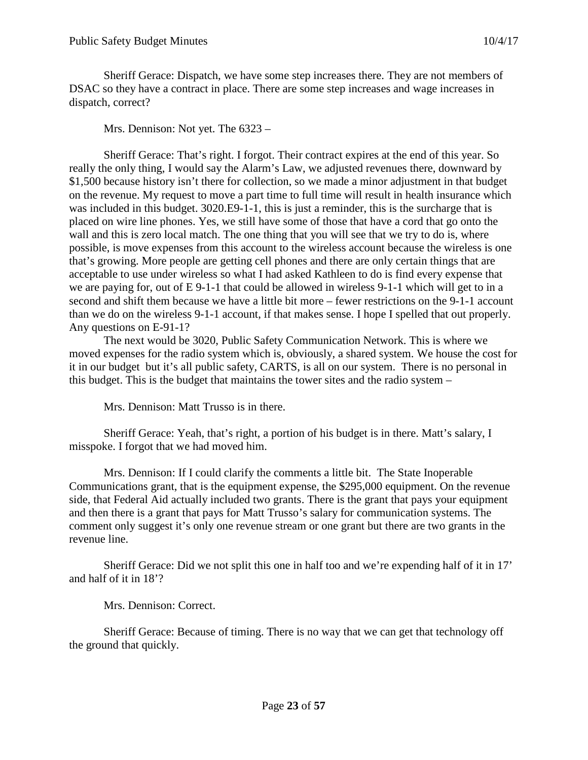Sheriff Gerace: Dispatch, we have some step increases there. They are not members of DSAC so they have a contract in place. There are some step increases and wage increases in dispatch, correct?

Mrs. Dennison: Not yet. The 6323 –

Sheriff Gerace: That's right. I forgot. Their contract expires at the end of this year. So really the only thing, I would say the Alarm's Law, we adjusted revenues there, downward by $1,500 because history isn't there for collection, so we made a minor adjustment in that budget on the revenue. My request to move a part time to full time will result in health insurance which was included in this budget. 3020.E9-1-1, this is just a reminder, this is the surcharge that is placed on wire line phones. Yes, we still have some of those that have a cord that go onto the wall and this is zero local match. The one thing that you will see that we try to do is, where possible, is move expenses from this account to the wireless account because the wireless is one that's growing. More people are getting cell phones and there are only certain things that are acceptable to use under wireless so what I had asked Kathleen to do is find every expense that we are paying for, out of E 9-1-1 that could be allowed in wireless 9-1-1 which will get to in a second and shift them because we have a little bit more – fewer restrictions on the 9-1-1 account than we do on the wireless 9-1-1 account, if that makes sense. I hope I spelled that out properly. Any questions on E-91-1?

The next would be 3020, Public Safety Communication Network. This is where we moved expenses for the radio system which is, obviously, a shared system. We house the cost for it in our budget but it's all public safety, CARTS, is all on our system. There is no personal in this budget. This is the budget that maintains the tower sites and the radio system –

Mrs. Dennison: Matt Trusso is in there.

Sheriff Gerace: Yeah, that's right, a portion of his budget is in there. Matt's salary, I misspoke. I forgot that we had moved him.

Mrs. Dennison: If I could clarify the comments a little bit. The State Inoperable Communications grant, that is the equipment expense, the $295,000 equipment. On the revenue side, that Federal Aid actually included two grants. There is the grant that pays your equipment and then there is a grant that pays for Matt Trusso's salary for communication systems. The comment only suggest it's only one revenue stream or one grant but there are two grants in the revenue line.

Sheriff Gerace: Did we not split this one in half too and we're expending half of it in 17' and half of it in 18'?

Mrs. Dennison: Correct.

Sheriff Gerace: Because of timing. There is no way that we can get that technology off the ground that quickly.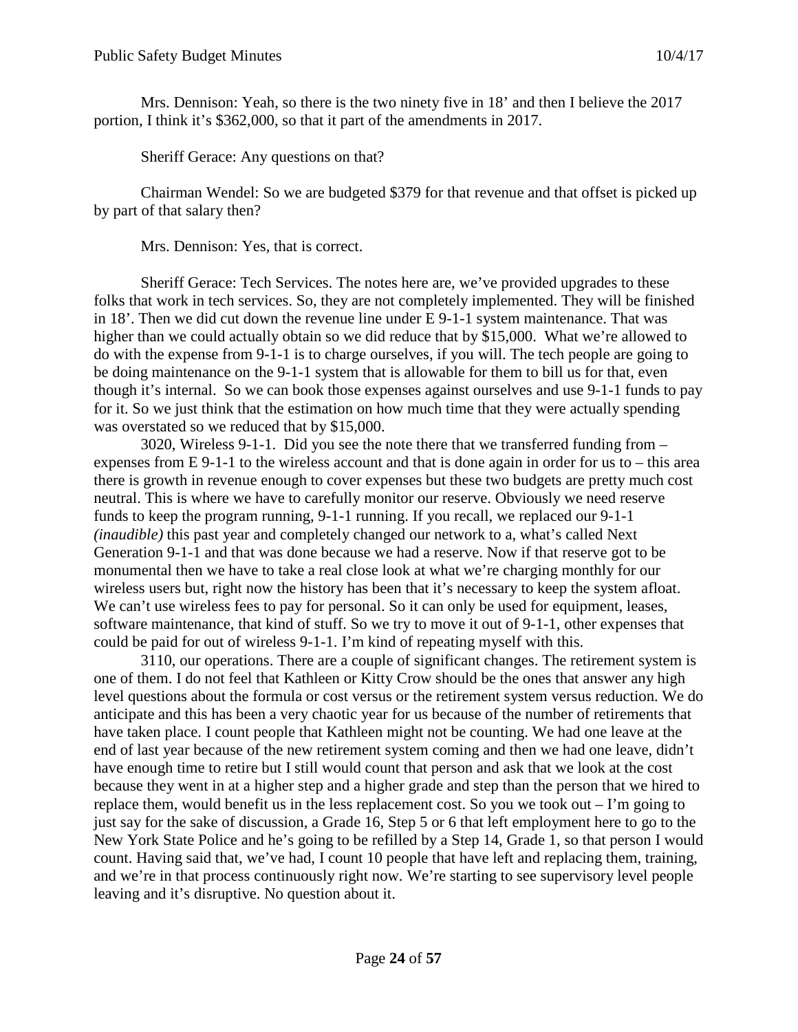Mrs. Dennison: Yeah, so there is the two ninety five in 18' and then I believe the 2017 portion, I think it's $362,000, so that it part of the amendments in 2017.

Sheriff Gerace: Any questions on that?

Chairman Wendel: So we are budgeted $379 for that revenue and that offset is picked up by part of that salary then?

Mrs. Dennison: Yes, that is correct.

Sheriff Gerace: Tech Services. The notes here are, we've provided upgrades to these folks that work in tech services. So, they are not completely implemented. They will be finished in 18'. Then we did cut down the revenue line under E 9-1-1 system maintenance. That was higher than we could actually obtain so we did reduce that by $15,000. What we're allowed to do with the expense from 9-1-1 is to charge ourselves, if you will. The tech people are going to be doing maintenance on the 9-1-1 system that is allowable for them to bill us for that, even though it's internal. So we can book those expenses against ourselves and use 9-1-1 funds to pay for it. So we just think that the estimation on how much time that they were actually spending was overstated so we reduced that by $15,000.

3020, Wireless 9-1-1. Did you see the note there that we transferred funding from – expenses from E 9-1-1 to the wireless account and that is done again in order for us to – this area there is growth in revenue enough to cover expenses but these two budgets are pretty much cost neutral. This is where we have to carefully monitor our reserve. Obviously we need reserve funds to keep the program running, 9-1-1 running. If you recall, we replaced our 9-1-1 *(inaudible)* this past year and completely changed our network to a, what's called Next Generation 9-1-1 and that was done because we had a reserve. Now if that reserve got to be monumental then we have to take a real close look at what we're charging monthly for our wireless users but, right now the history has been that it's necessary to keep the system afloat. We can't use wireless fees to pay for personal. So it can only be used for equipment, leases, software maintenance, that kind of stuff. So we try to move it out of 9-1-1, other expenses that could be paid for out of wireless 9-1-1. I'm kind of repeating myself with this.

3110, our operations. There are a couple of significant changes. The retirement system is one of them. I do not feel that Kathleen or Kitty Crow should be the ones that answer any high level questions about the formula or cost versus or the retirement system versus reduction. We do anticipate and this has been a very chaotic year for us because of the number of retirements that have taken place. I count people that Kathleen might not be counting. We had one leave at the end of last year because of the new retirement system coming and then we had one leave, didn't have enough time to retire but I still would count that person and ask that we look at the cost because they went in at a higher step and a higher grade and step than the person that we hired to replace them, would benefit us in the less replacement cost. So you we took out – I'm going to just say for the sake of discussion, a Grade 16, Step 5 or 6 that left employment here to go to the New York State Police and he's going to be refilled by a Step 14, Grade 1, so that person I would count. Having said that, we've had, I count 10 people that have left and replacing them, training, and we're in that process continuously right now. We're starting to see supervisory level people leaving and it's disruptive. No question about it.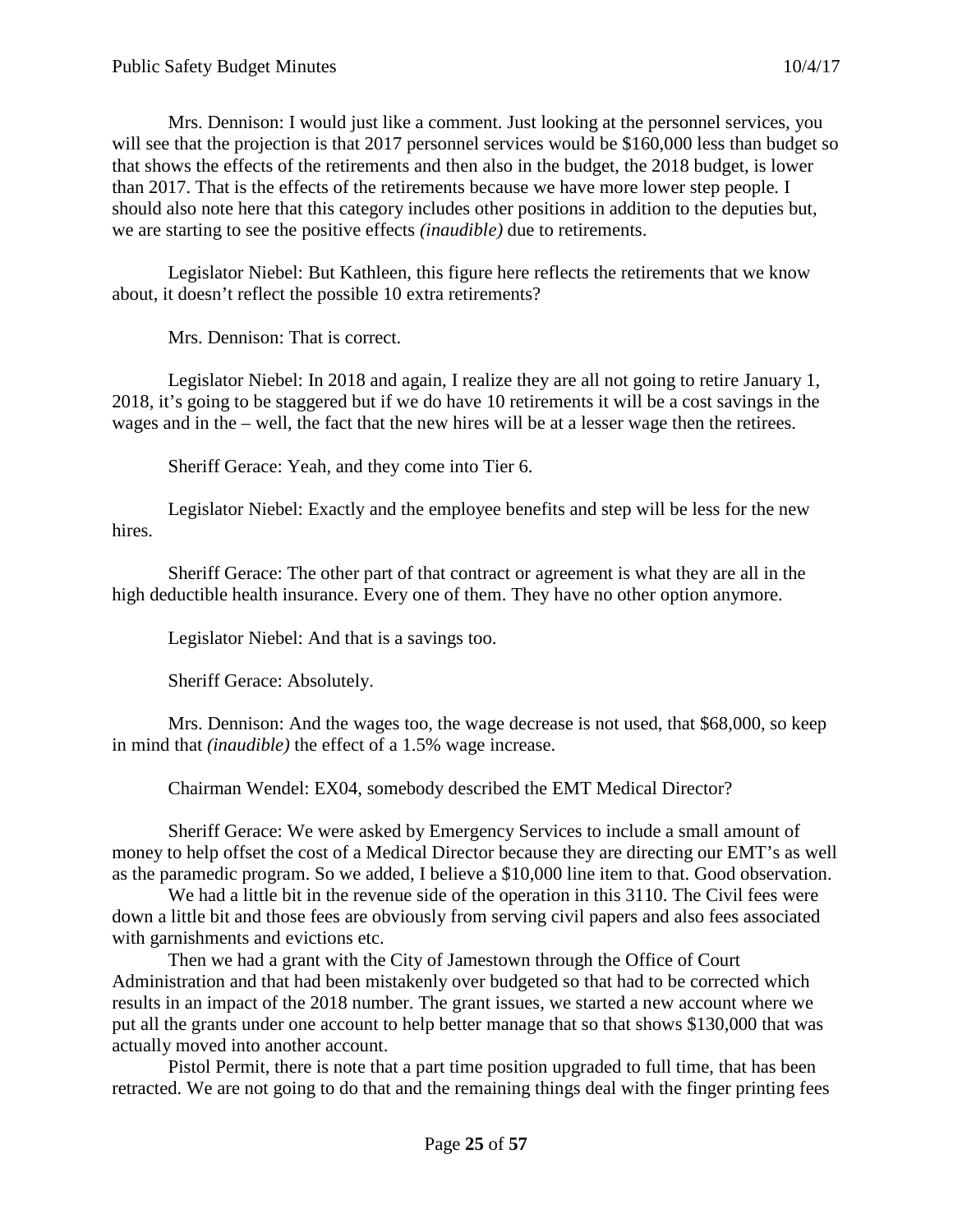Mrs. Dennison: I would just like a comment. Just looking at the personnel services, you will see that the projection is that 2017 personnel services would be $160,000 less than budget so that shows the effects of the retirements and then also in the budget, the 2018 budget, is lower than 2017. That is the effects of the retirements because we have more lower step people. I should also note here that this category includes other positions in addition to the deputies but, we are starting to see the positive effects *(inaudible)* due to retirements.

Legislator Niebel: But Kathleen, this figure here reflects the retirements that we know about, it doesn't reflect the possible 10 extra retirements?

Mrs. Dennison: That is correct.

Legislator Niebel: In 2018 and again, I realize they are all not going to retire January 1, 2018, it's going to be staggered but if we do have 10 retirements it will be a cost savings in the wages and in the – well, the fact that the new hires will be at a lesser wage then the retirees.

Sheriff Gerace: Yeah, and they come into Tier 6.

Legislator Niebel: Exactly and the employee benefits and step will be less for the new hires.

Sheriff Gerace: The other part of that contract or agreement is what they are all in the high deductible health insurance. Every one of them. They have no other option anymore.

Legislator Niebel: And that is a savings too.

Sheriff Gerace: Absolutely.

Mrs. Dennison: And the wages too, the wage decrease is not used, that $68,000, so keep in mind that *(inaudible)* the effect of a 1.5% wage increase.

Chairman Wendel: EX04, somebody described the EMT Medical Director?

Sheriff Gerace: We were asked by Emergency Services to include a small amount of money to help offset the cost of a Medical Director because they are directing our EMT's as well as the paramedic program. So we added, I believe a $10,000 line item to that. Good observation.

We had a little bit in the revenue side of the operation in this 3110. The Civil fees were down a little bit and those fees are obviously from serving civil papers and also fees associated with garnishments and evictions etc.

Then we had a grant with the City of Jamestown through the Office of Court Administration and that had been mistakenly over budgeted so that had to be corrected which results in an impact of the 2018 number. The grant issues, we started a new account where we put all the grants under one account to help better manage that so that shows $130,000 that was actually moved into another account.

Pistol Permit, there is note that a part time position upgraded to full time, that has been retracted. We are not going to do that and the remaining things deal with the finger printing fees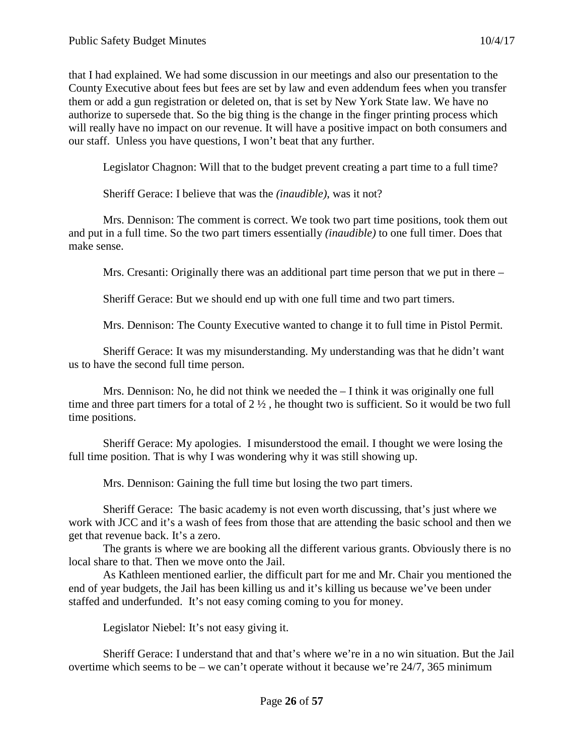that I had explained. We had some discussion in our meetings and also our presentation to the County Executive about fees but fees are set by law and even addendum fees when you transfer them or add a gun registration or deleted on, that is set by New York State law. We have no authorize to supersede that. So the big thing is the change in the finger printing process which will really have no impact on our revenue. It will have a positive impact on both consumers and our staff. Unless you have questions, I won't beat that any further.

Legislator Chagnon: Will that to the budget prevent creating a part time to a full time?

Sheriff Gerace: I believe that was the *(inaudible)*, was it not?

Mrs. Dennison: The comment is correct. We took two part time positions, took them out and put in a full time. So the two part timers essentially *(inaudible)* to one full timer. Does that make sense.

Mrs. Cresanti: Originally there was an additional part time person that we put in there –

Sheriff Gerace: But we should end up with one full time and two part timers.

Mrs. Dennison: The County Executive wanted to change it to full time in Pistol Permit.

Sheriff Gerace: It was my misunderstanding. My understanding was that he didn't want us to have the second full time person.

Mrs. Dennison: No, he did not think we needed the – I think it was originally one full time and three part timers for a total of 2 ½ , he thought two is sufficient. So it would be two full time positions.

Sheriff Gerace: My apologies. I misunderstood the email. I thought we were losing the full time position. That is why I was wondering why it was still showing up.

Mrs. Dennison: Gaining the full time but losing the two part timers.

Sheriff Gerace: The basic academy is not even worth discussing, that's just where we work with JCC and it's a wash of fees from those that are attending the basic school and then we get that revenue back. It's a zero.

The grants is where we are booking all the different various grants. Obviously there is no local share to that. Then we move onto the Jail.

As Kathleen mentioned earlier, the difficult part for me and Mr. Chair you mentioned the end of year budgets, the Jail has been killing us and it's killing us because we've been under staffed and underfunded. It's not easy coming coming to you for money.

Legislator Niebel: It's not easy giving it.

Sheriff Gerace: I understand that and that's where we're in a no win situation. But the Jail overtime which seems to be – we can't operate without it because we're 24/7, 365 minimum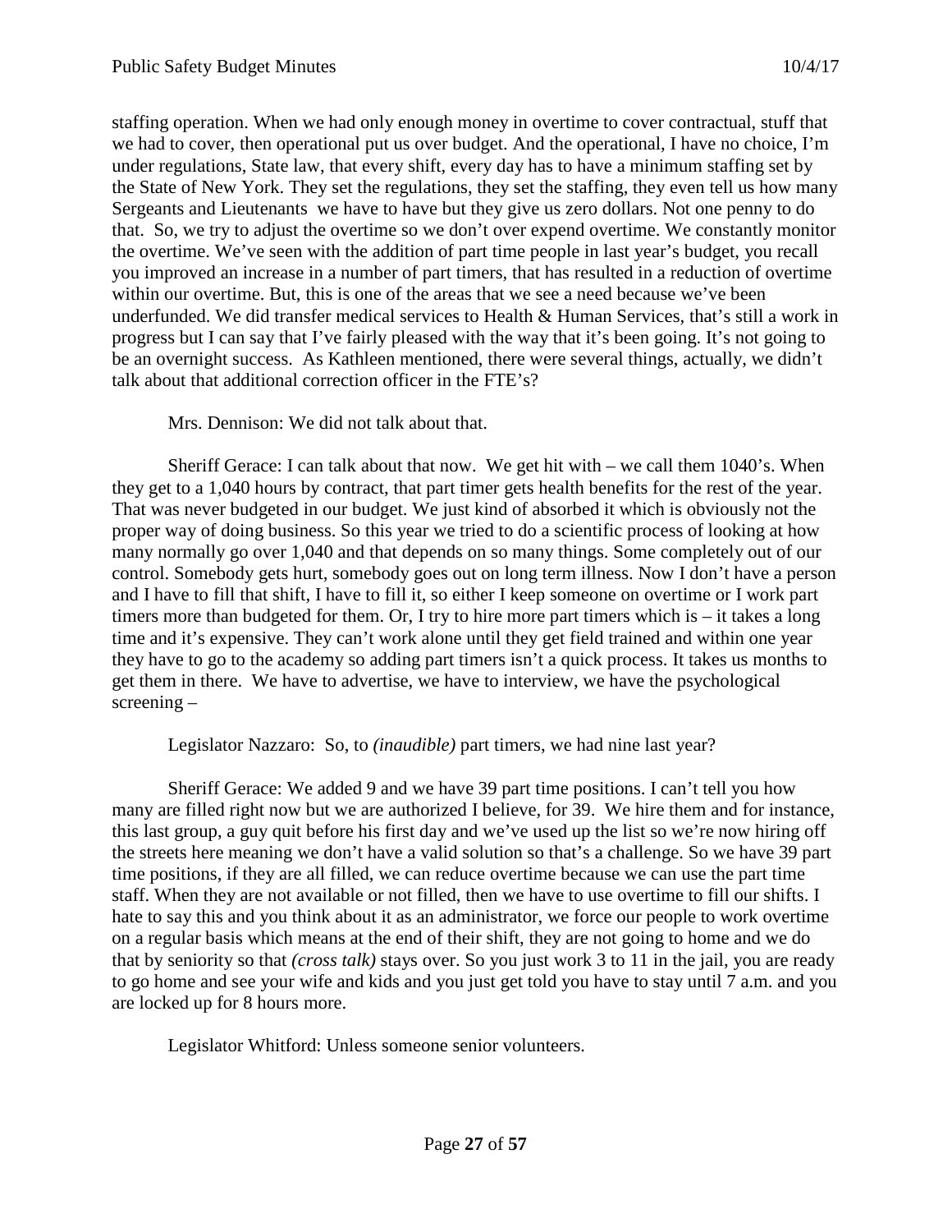staffing operation. When we had only enough money in overtime to cover contractual, stuff that we had to cover, then operational put us over budget. And the operational, I have no choice, I'm under regulations, State law, that every shift, every day has to have a minimum staffing set by the State of New York. They set the regulations, they set the staffing, they even tell us how many Sergeants and Lieutenants we have to have but they give us zero dollars. Not one penny to do that. So, we try to adjust the overtime so we don't over expend overtime. We constantly monitor the overtime. We've seen with the addition of part time people in last year's budget, you recall you improved an increase in a number of part timers, that has resulted in a reduction of overtime within our overtime. But, this is one of the areas that we see a need because we've been underfunded. We did transfer medical services to Health & Human Services, that's still a work in progress but I can say that I've fairly pleased with the way that it's been going. It's not going to be an overnight success. As Kathleen mentioned, there were several things, actually, we didn't talk about that additional correction officer in the FTE's?

Mrs. Dennison: We did not talk about that.

Sheriff Gerace: I can talk about that now. We get hit with – we call them 1040's. When they get to a 1,040 hours by contract, that part timer gets health benefits for the rest of the year. That was never budgeted in our budget. We just kind of absorbed it which is obviously not the proper way of doing business. So this year we tried to do a scientific process of looking at how many normally go over 1,040 and that depends on so many things. Some completely out of our control. Somebody gets hurt, somebody goes out on long term illness. Now I don't have a person and I have to fill that shift, I have to fill it, so either I keep someone on overtime or I work part timers more than budgeted for them. Or, I try to hire more part timers which is – it takes a long time and it's expensive. They can't work alone until they get field trained and within one year they have to go to the academy so adding part timers isn't a quick process. It takes us months to get them in there. We have to advertise, we have to interview, we have the psychological screening –

Legislator Nazzaro: So, to *(inaudible)* part timers, we had nine last year?

Sheriff Gerace: We added 9 and we have 39 part time positions. I can't tell you how many are filled right now but we are authorized I believe, for 39. We hire them and for instance, this last group, a guy quit before his first day and we've used up the list so we're now hiring off the streets here meaning we don't have a valid solution so that's a challenge. So we have 39 part time positions, if they are all filled, we can reduce overtime because we can use the part time staff. When they are not available or not filled, then we have to use overtime to fill our shifts. I hate to say this and you think about it as an administrator, we force our people to work overtime on a regular basis which means at the end of their shift, they are not going to home and we do that by seniority so that *(cross talk)* stays over. So you just work 3 to 11 in the jail, you are ready to go home and see your wife and kids and you just get told you have to stay until 7 a.m. and you are locked up for 8 hours more.

Legislator Whitford: Unless someone senior volunteers.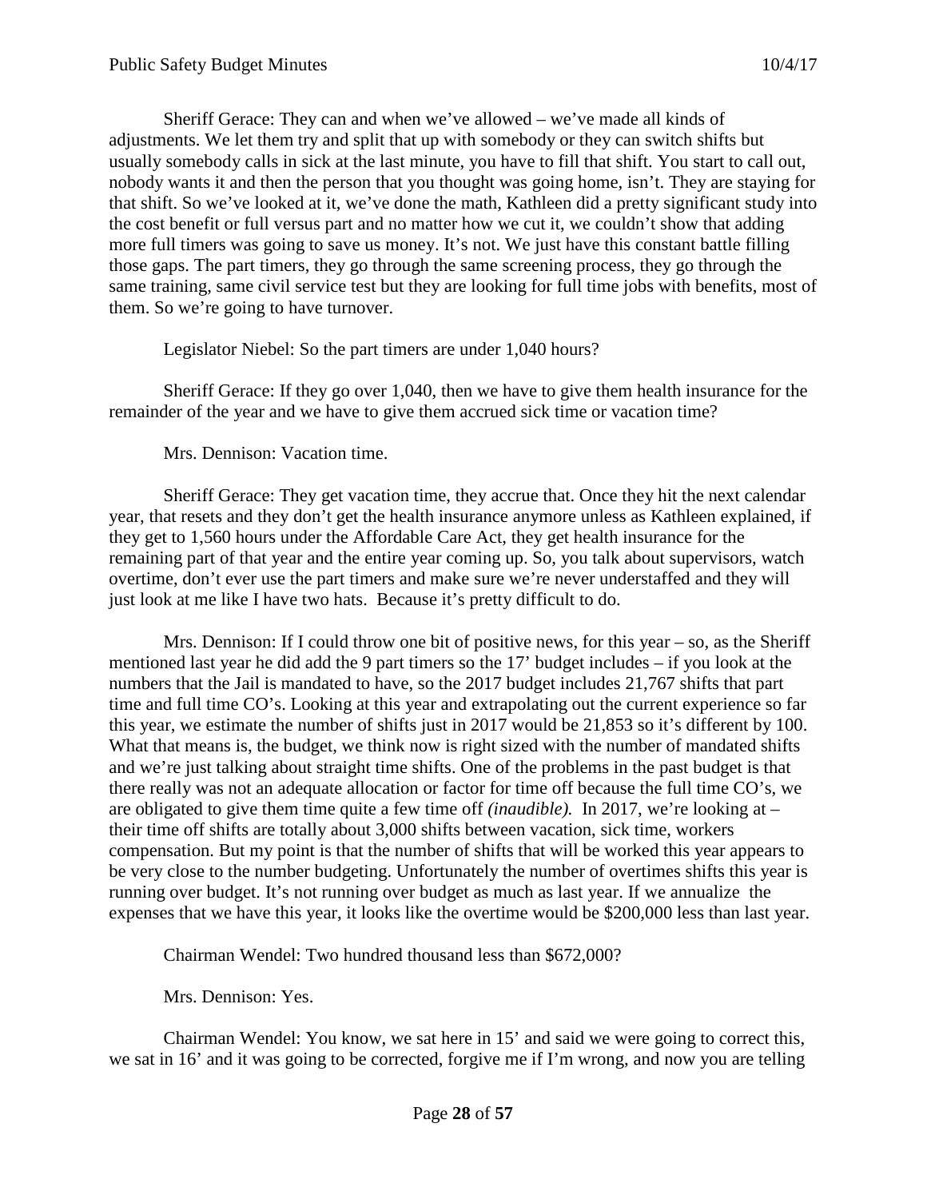Sheriff Gerace: They can and when we've allowed – we've made all kinds of adjustments. We let them try and split that up with somebody or they can switch shifts but usually somebody calls in sick at the last minute, you have to fill that shift. You start to call out, nobody wants it and then the person that you thought was going home, isn't. They are staying for that shift. So we've looked at it, we've done the math, Kathleen did a pretty significant study into the cost benefit or full versus part and no matter how we cut it, we couldn't show that adding more full timers was going to save us money. It's not. We just have this constant battle filling those gaps. The part timers, they go through the same screening process, they go through the same training, same civil service test but they are looking for full time jobs with benefits, most of them. So we're going to have turnover.

Legislator Niebel: So the part timers are under 1,040 hours?

Sheriff Gerace: If they go over 1,040, then we have to give them health insurance for the remainder of the year and we have to give them accrued sick time or vacation time?

Mrs. Dennison: Vacation time.

Sheriff Gerace: They get vacation time, they accrue that. Once they hit the next calendar year, that resets and they don't get the health insurance anymore unless as Kathleen explained, if they get to 1,560 hours under the Affordable Care Act, they get health insurance for the remaining part of that year and the entire year coming up. So, you talk about supervisors, watch overtime, don't ever use the part timers and make sure we're never understaffed and they will just look at me like I have two hats. Because it's pretty difficult to do.

Mrs. Dennison: If I could throw one bit of positive news, for this year – so, as the Sheriff mentioned last year he did add the 9 part timers so the 17' budget includes – if you look at the numbers that the Jail is mandated to have, so the 2017 budget includes 21,767 shifts that part time and full time CO's. Looking at this year and extrapolating out the current experience so far this year, we estimate the number of shifts just in 2017 would be 21,853 so it's different by 100. What that means is, the budget, we think now is right sized with the number of mandated shifts and we're just talking about straight time shifts. One of the problems in the past budget is that there really was not an adequate allocation or factor for time off because the full time CO's, we are obligated to give them time quite a few time off *(inaudible).* In 2017, we're looking at – their time off shifts are totally about 3,000 shifts between vacation, sick time, workers compensation. But my point is that the number of shifts that will be worked this year appears to be very close to the number budgeting. Unfortunately the number of overtimes shifts this year is running over budget. It's not running over budget as much as last year. If we annualize the expenses that we have this year, it looks like the overtime would be $200,000 less than last year.

Chairman Wendel: Two hundred thousand less than $672,000?

Mrs. Dennison: Yes.

Chairman Wendel: You know, we sat here in 15' and said we were going to correct this, we sat in 16' and it was going to be corrected, forgive me if I'm wrong, and now you are telling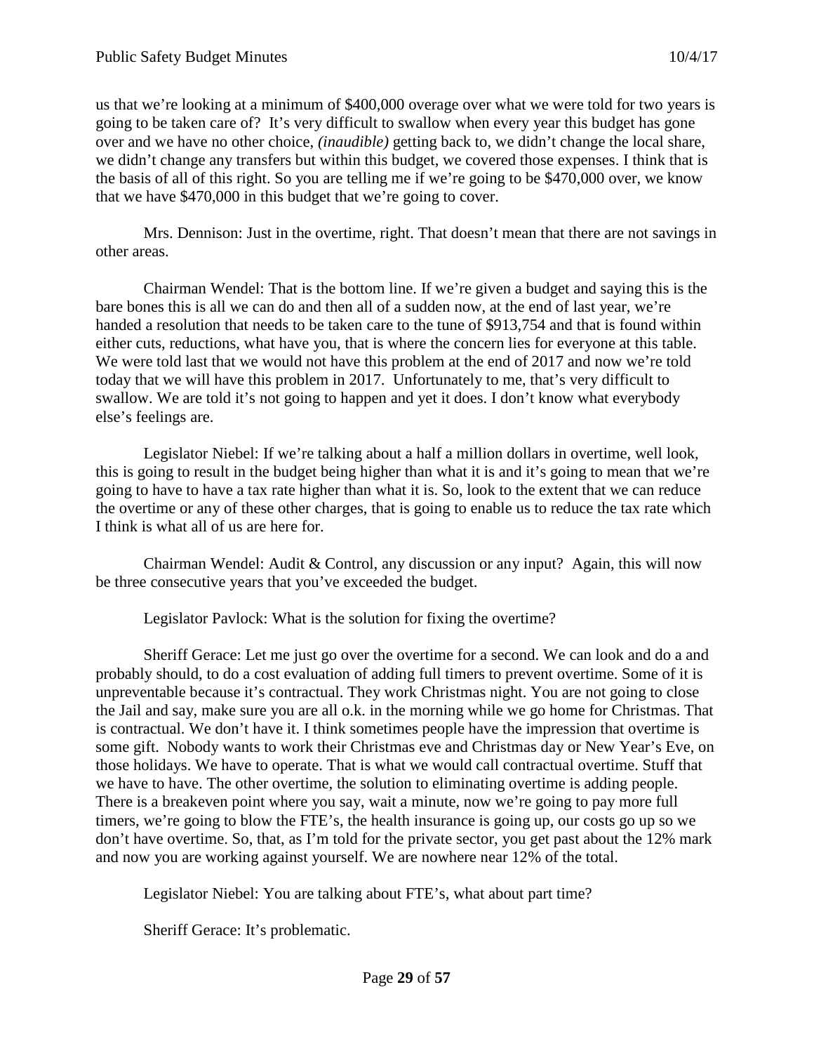us that we're looking at a minimum of $400,000 overage over what we were told for two years is going to be taken care of? It's very difficult to swallow when every year this budget has gone over and we have no other choice, *(inaudible)* getting back to, we didn't change the local share, we didn't change any transfers but within this budget, we covered those expenses. I think that is the basis of all of this right. So you are telling me if we're going to be $470,000 over, we know that we have $470,000 in this budget that we're going to cover.

Mrs. Dennison: Just in the overtime, right. That doesn't mean that there are not savings in other areas.

Chairman Wendel: That is the bottom line. If we're given a budget and saying this is the bare bones this is all we can do and then all of a sudden now, at the end of last year, we're handed a resolution that needs to be taken care to the tune of $913,754 and that is found within either cuts, reductions, what have you, that is where the concern lies for everyone at this table. We were told last that we would not have this problem at the end of 2017 and now we're told today that we will have this problem in 2017. Unfortunately to me, that's very difficult to swallow. We are told it's not going to happen and yet it does. I don't know what everybody else's feelings are.

Legislator Niebel: If we're talking about a half a million dollars in overtime, well look, this is going to result in the budget being higher than what it is and it's going to mean that we're going to have to have a tax rate higher than what it is. So, look to the extent that we can reduce the overtime or any of these other charges, that is going to enable us to reduce the tax rate which I think is what all of us are here for.

Chairman Wendel: Audit & Control, any discussion or any input? Again, this will now be three consecutive years that you've exceeded the budget.

Legislator Pavlock: What is the solution for fixing the overtime?

Sheriff Gerace: Let me just go over the overtime for a second. We can look and do a and probably should, to do a cost evaluation of adding full timers to prevent overtime. Some of it is unpreventable because it's contractual. They work Christmas night. You are not going to close the Jail and say, make sure you are all o.k. in the morning while we go home for Christmas. That is contractual. We don't have it. I think sometimes people have the impression that overtime is some gift. Nobody wants to work their Christmas eve and Christmas day or New Year's Eve, on those holidays. We have to operate. That is what we would call contractual overtime. Stuff that we have to have. The other overtime, the solution to eliminating overtime is adding people. There is a breakeven point where you say, wait a minute, now we're going to pay more full timers, we're going to blow the FTE's, the health insurance is going up, our costs go up so we don't have overtime. So, that, as I'm told for the private sector, you get past about the 12% mark and now you are working against yourself. We are nowhere near 12% of the total.

Legislator Niebel: You are talking about FTE's, what about part time?

Sheriff Gerace: It's problematic.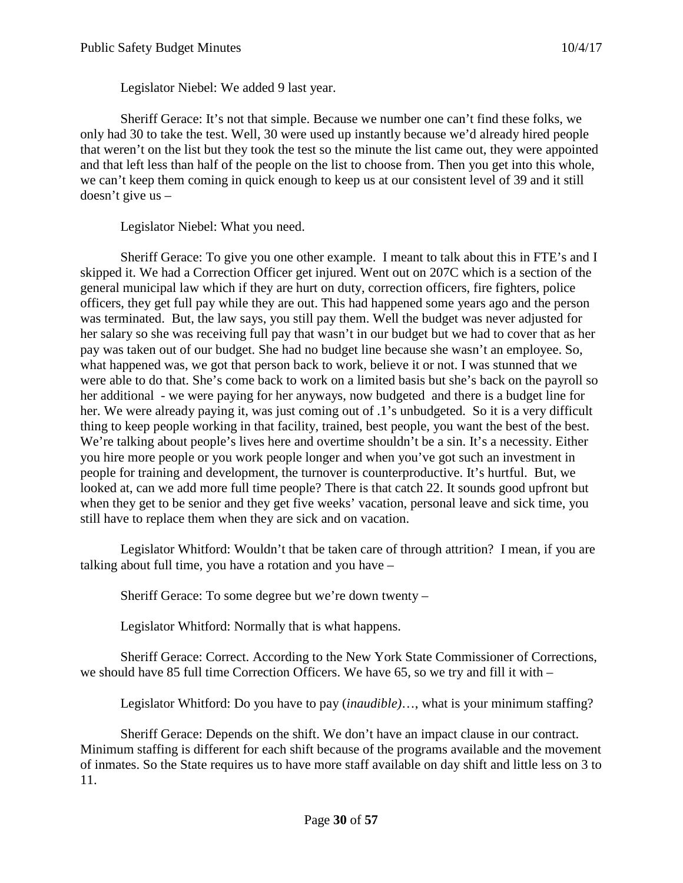Legislator Niebel: We added 9 last year.

Sheriff Gerace: It's not that simple. Because we number one can't find these folks, we only had 30 to take the test. Well, 30 were used up instantly because we'd already hired people that weren't on the list but they took the test so the minute the list came out, they were appointed and that left less than half of the people on the list to choose from. Then you get into this whole, we can't keep them coming in quick enough to keep us at our consistent level of 39 and it still doesn't give us –

Legislator Niebel: What you need.

Sheriff Gerace: To give you one other example. I meant to talk about this in FTE's and I skipped it. We had a Correction Officer get injured. Went out on 207C which is a section of the general municipal law which if they are hurt on duty, correction officers, fire fighters, police officers, they get full pay while they are out. This had happened some years ago and the person was terminated. But, the law says, you still pay them. Well the budget was never adjusted for her salary so she was receiving full pay that wasn't in our budget but we had to cover that as her pay was taken out of our budget. She had no budget line because she wasn't an employee. So, what happened was, we got that person back to work, believe it or not. I was stunned that we were able to do that. She's come back to work on a limited basis but she's back on the payroll so her additional - we were paying for her anyways, now budgeted and there is a budget line for her. We were already paying it, was just coming out of .1's unbudgeted. So it is a very difficult thing to keep people working in that facility, trained, best people, you want the best of the best. We're talking about people's lives here and overtime shouldn't be a sin. It's a necessity. Either you hire more people or you work people longer and when you've got such an investment in people for training and development, the turnover is counterproductive. It's hurtful. But, we looked at, can we add more full time people? There is that catch 22. It sounds good upfront but when they get to be senior and they get five weeks' vacation, personal leave and sick time, you still have to replace them when they are sick and on vacation.

Legislator Whitford: Wouldn't that be taken care of through attrition? I mean, if you are talking about full time, you have a rotation and you have –

Sheriff Gerace: To some degree but we're down twenty –

Legislator Whitford: Normally that is what happens.

Sheriff Gerace: Correct. According to the New York State Commissioner of Corrections, we should have 85 full time Correction Officers. We have 65, so we try and fill it with –

Legislator Whitford: Do you have to pay (*inaudible*)…, what is your minimum staffing?

Sheriff Gerace: Depends on the shift. We don't have an impact clause in our contract. Minimum staffing is different for each shift because of the programs available and the movement of inmates. So the State requires us to have more staff available on day shift and little less on 3 to 11.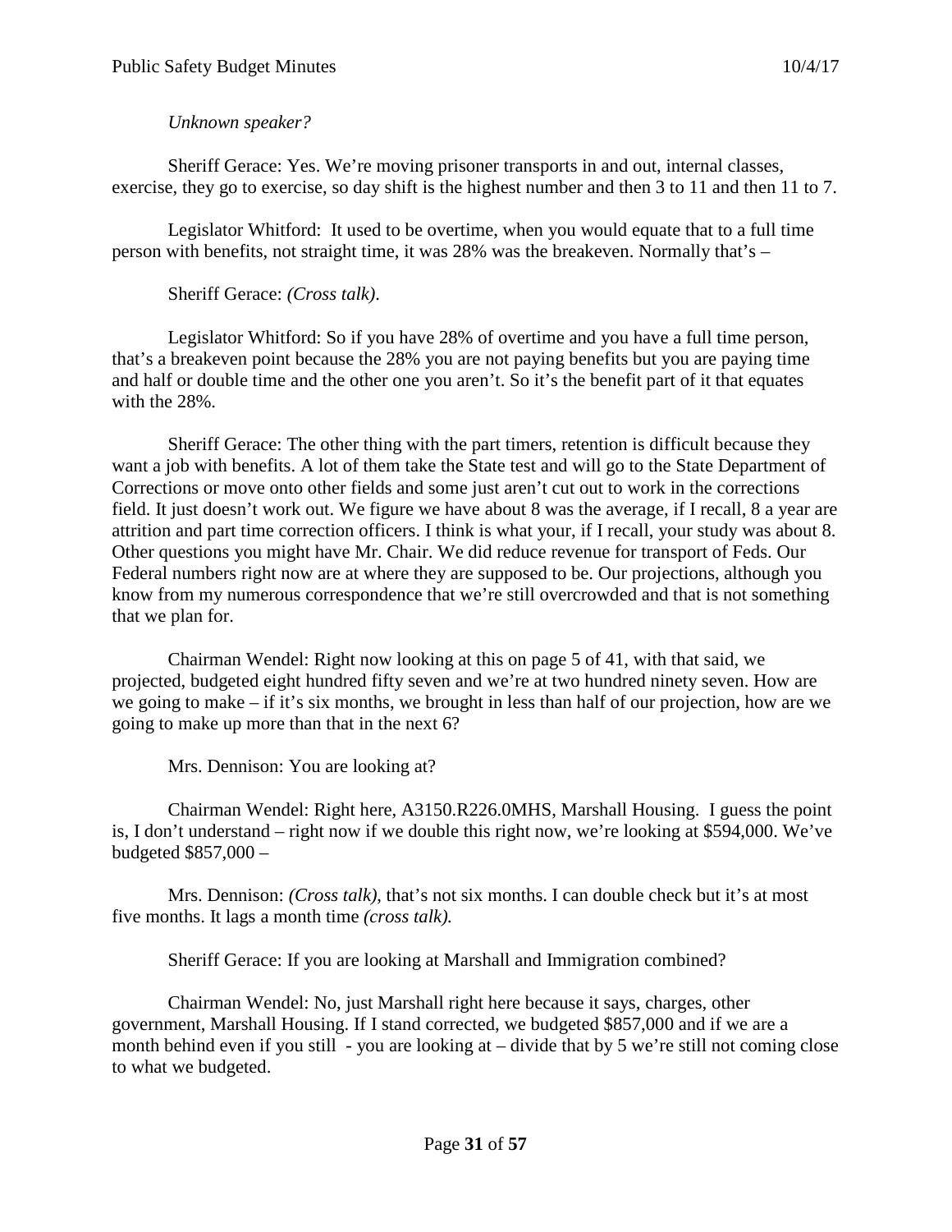*Unknown speaker?*

Sheriff Gerace: Yes. We're moving prisoner transports in and out, internal classes, exercise, they go to exercise, so day shift is the highest number and then 3 to 11 and then 11 to 7.

Legislator Whitford: It used to be overtime, when you would equate that to a full time person with benefits, not straight time, it was 28% was the breakeven. Normally that's –

Sheriff Gerace: *(Cross talk)*.

Legislator Whitford: So if you have 28% of overtime and you have a full time person, that's a breakeven point because the 28% you are not paying benefits but you are paying time and half or double time and the other one you aren't. So it's the benefit part of it that equates with the 28%.

Sheriff Gerace: The other thing with the part timers, retention is difficult because they want a job with benefits. A lot of them take the State test and will go to the State Department of Corrections or move onto other fields and some just aren't cut out to work in the corrections field. It just doesn't work out. We figure we have about 8 was the average, if I recall, 8 a year are attrition and part time correction officers. I think is what your, if I recall, your study was about 8. Other questions you might have Mr. Chair. We did reduce revenue for transport of Feds. Our Federal numbers right now are at where they are supposed to be. Our projections, although you know from my numerous correspondence that we're still overcrowded and that is not something that we plan for.

Chairman Wendel: Right now looking at this on page 5 of 41, with that said, we projected, budgeted eight hundred fifty seven and we're at two hundred ninety seven. How are we going to make – if it's six months, we brought in less than half of our projection, how are we going to make up more than that in the next 6?

Mrs. Dennison: You are looking at?

Chairman Wendel: Right here, A3150.R226.0MHS, Marshall Housing. I guess the point is, I don't understand – right now if we double this right now, we're looking at $594,000. We've budgeted $857,000 –

Mrs. Dennison: *(Cross talk)*, that's not six months. I can double check but it's at most five months. It lags a month time *(cross talk).*

Sheriff Gerace: If you are looking at Marshall and Immigration combined?

Chairman Wendel: No, just Marshall right here because it says, charges, other government, Marshall Housing. If I stand corrected, we budgeted $857,000 and if we are a month behind even if you still - you are looking at – divide that by 5 we're still not coming close to what we budgeted.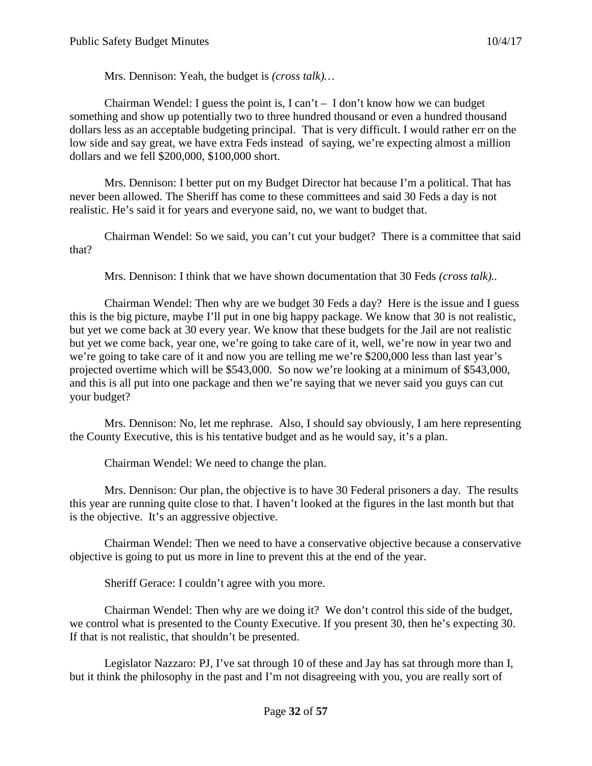Mrs. Dennison: Yeah, the budget is *(cross talk)…*

Chairman Wendel: I guess the point is, I can't – I don't know how we can budget something and show up potentially two to three hundred thousand or even a hundred thousand dollars less as an acceptable budgeting principal. That is very difficult. I would rather err on the low side and say great, we have extra Feds instead of saying, we're expecting almost a million dollars and we fell $200,000, $100,000 short.

Mrs. Dennison: I better put on my Budget Director hat because I'm a political. That has never been allowed. The Sheriff has come to these committees and said 30 Feds a day is not realistic. He's said it for years and everyone said, no, we want to budget that.

Chairman Wendel: So we said, you can't cut your budget? There is a committee that said that?

Mrs. Dennison: I think that we have shown documentation that 30 Feds *(cross talk)..*

Chairman Wendel: Then why are we budget 30 Feds a day? Here is the issue and I guess this is the big picture, maybe I'll put in one big happy package. We know that 30 is not realistic, but yet we come back at 30 every year. We know that these budgets for the Jail are not realistic but yet we come back, year one, we're going to take care of it, well, we're now in year two and we're going to take care of it and now you are telling me we're $200,000 less than last year's projected overtime which will be $543,000. So now we're looking at a minimum of $543,000, and this is all put into one package and then we're saying that we never said you guys can cut your budget?

Mrs. Dennison: No, let me rephrase. Also, I should say obviously, I am here representing the County Executive, this is his tentative budget and as he would say, it's a plan.

Chairman Wendel: We need to change the plan.

Mrs. Dennison: Our plan, the objective is to have 30 Federal prisoners a day. The results this year are running quite close to that. I haven't looked at the figures in the last month but that is the objective. It's an aggressive objective.

Chairman Wendel: Then we need to have a conservative objective because a conservative objective is going to put us more in line to prevent this at the end of the year.

Sheriff Gerace: I couldn't agree with you more.

Chairman Wendel: Then why are we doing it? We don't control this side of the budget, we control what is presented to the County Executive. If you present 30, then he's expecting 30. If that is not realistic, that shouldn't be presented.

Legislator Nazzaro: PJ, I've sat through 10 of these and Jay has sat through more than I, but it think the philosophy in the past and I'm not disagreeing with you, you are really sort of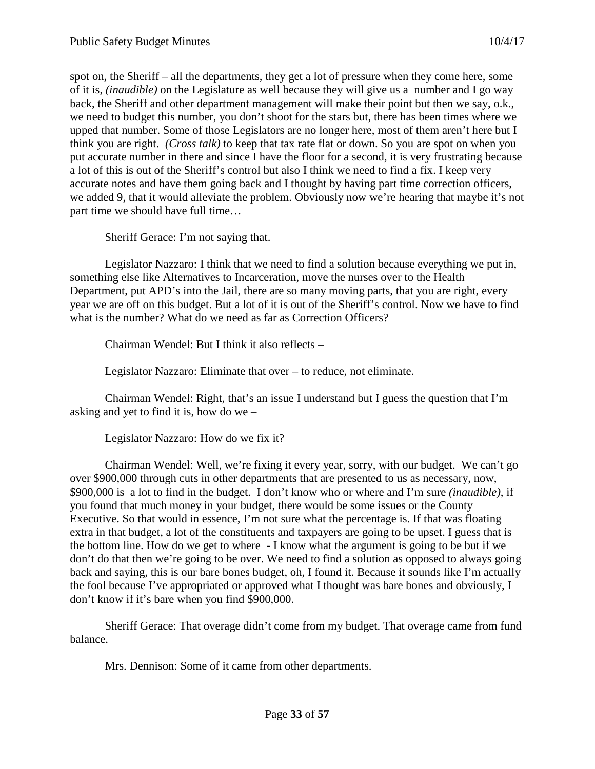spot on, the Sheriff – all the departments, they get a lot of pressure when they come here, some of it is, *(inaudible)* on the Legislature as well because they will give us a number and I go way back, the Sheriff and other department management will make their point but then we say, o.k., we need to budget this number, you don't shoot for the stars but, there has been times where we upped that number. Some of those Legislators are no longer here, most of them aren't here but I think you are right. *(Cross talk)* to keep that tax rate flat or down. So you are spot on when you put accurate number in there and since I have the floor for a second, it is very frustrating because a lot of this is out of the Sheriff's control but also I think we need to find a fix. I keep very accurate notes and have them going back and I thought by having part time correction officers, we added 9, that it would alleviate the problem. Obviously now we're hearing that maybe it's not part time we should have full time…

Sheriff Gerace: I'm not saying that.

Legislator Nazzaro: I think that we need to find a solution because everything we put in, something else like Alternatives to Incarceration, move the nurses over to the Health Department, put APD's into the Jail, there are so many moving parts, that you are right, every year we are off on this budget. But a lot of it is out of the Sheriff's control. Now we have to find what is the number? What do we need as far as Correction Officers?

Chairman Wendel: But I think it also reflects –

Legislator Nazzaro: Eliminate that over – to reduce, not eliminate.

Chairman Wendel: Right, that's an issue I understand but I guess the question that I'm asking and yet to find it is, how do we –

Legislator Nazzaro: How do we fix it?

Chairman Wendel: Well, we're fixing it every year, sorry, with our budget. We can't go over $900,000 through cuts in other departments that are presented to us as necessary, now, $900,000 is a lot to find in the budget. I don't know who or where and I'm sure *(inaudible)*, if you found that much money in your budget, there would be some issues or the County Executive. So that would in essence, I'm not sure what the percentage is. If that was floating extra in that budget, a lot of the constituents and taxpayers are going to be upset. I guess that is the bottom line. How do we get to where - I know what the argument is going to be but if we don't do that then we're going to be over. We need to find a solution as opposed to always going back and saying, this is our bare bones budget, oh, I found it. Because it sounds like I'm actually the fool because I've appropriated or approved what I thought was bare bones and obviously, I don't know if it's bare when you find $900,000.

Sheriff Gerace: That overage didn't come from my budget. That overage came from fund balance.

Mrs. Dennison: Some of it came from other departments.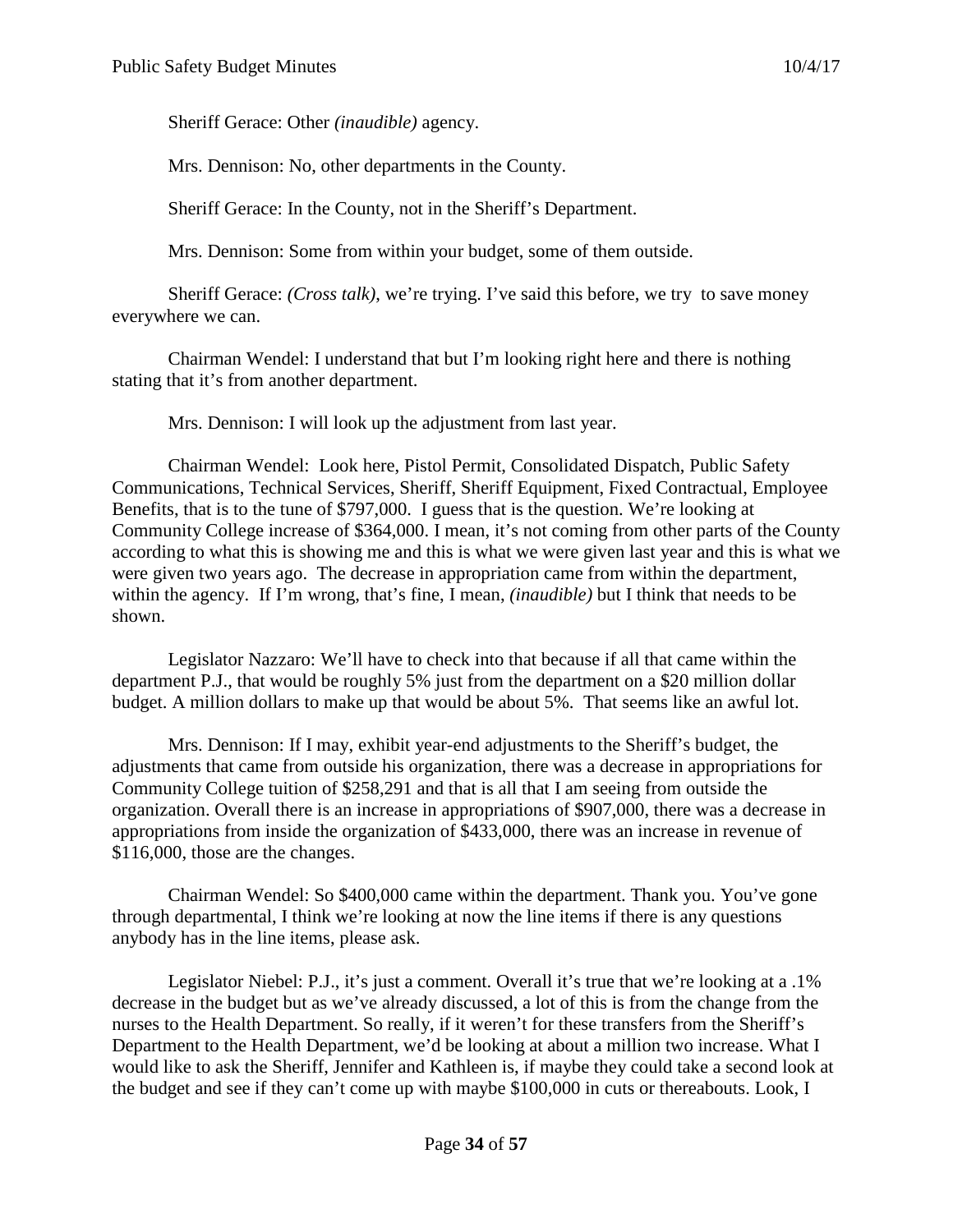Sheriff Gerace: Other *(inaudible)* agency.

Mrs. Dennison: No, other departments in the County.

Sheriff Gerace: In the County, not in the Sheriff's Department.

Mrs. Dennison: Some from within your budget, some of them outside.

Sheriff Gerace: *(Cross talk)*, we're trying. I've said this before, we try to save money everywhere we can.

Chairman Wendel: I understand that but I'm looking right here and there is nothing stating that it's from another department.

Mrs. Dennison: I will look up the adjustment from last year.

Chairman Wendel: Look here, Pistol Permit, Consolidated Dispatch, Public Safety Communications, Technical Services, Sheriff, Sheriff Equipment, Fixed Contractual, Employee Benefits, that is to the tune of $797,000. I guess that is the question. We're looking at Community College increase of $364,000. I mean, it's not coming from other parts of the County according to what this is showing me and this is what we were given last year and this is what we were given two years ago. The decrease in appropriation came from within the department, within the agency. If I'm wrong, that's fine, I mean, *(inaudible)* but I think that needs to be shown.

Legislator Nazzaro: We'll have to check into that because if all that came within the department P.J., that would be roughly 5% just from the department on a $20 million dollar budget. A million dollars to make up that would be about 5%. That seems like an awful lot.

Mrs. Dennison: If I may, exhibit year-end adjustments to the Sheriff's budget, the adjustments that came from outside his organization, there was a decrease in appropriations for Community College tuition of $258,291 and that is all that I am seeing from outside the organization. Overall there is an increase in appropriations of $907,000, there was a decrease in appropriations from inside the organization of $433,000, there was an increase in revenue of $116,000, those are the changes.

Chairman Wendel: So $400,000 came within the department. Thank you. You've gone through departmental, I think we're looking at now the line items if there is any questions anybody has in the line items, please ask.

Legislator Niebel: P.J., it's just a comment. Overall it's true that we're looking at a .1% decrease in the budget but as we've already discussed, a lot of this is from the change from the nurses to the Health Department. So really, if it weren't for these transfers from the Sheriff's Department to the Health Department, we'd be looking at about a million two increase. What I would like to ask the Sheriff, Jennifer and Kathleen is, if maybe they could take a second look at the budget and see if they can't come up with maybe $100,000 in cuts or thereabouts. Look, I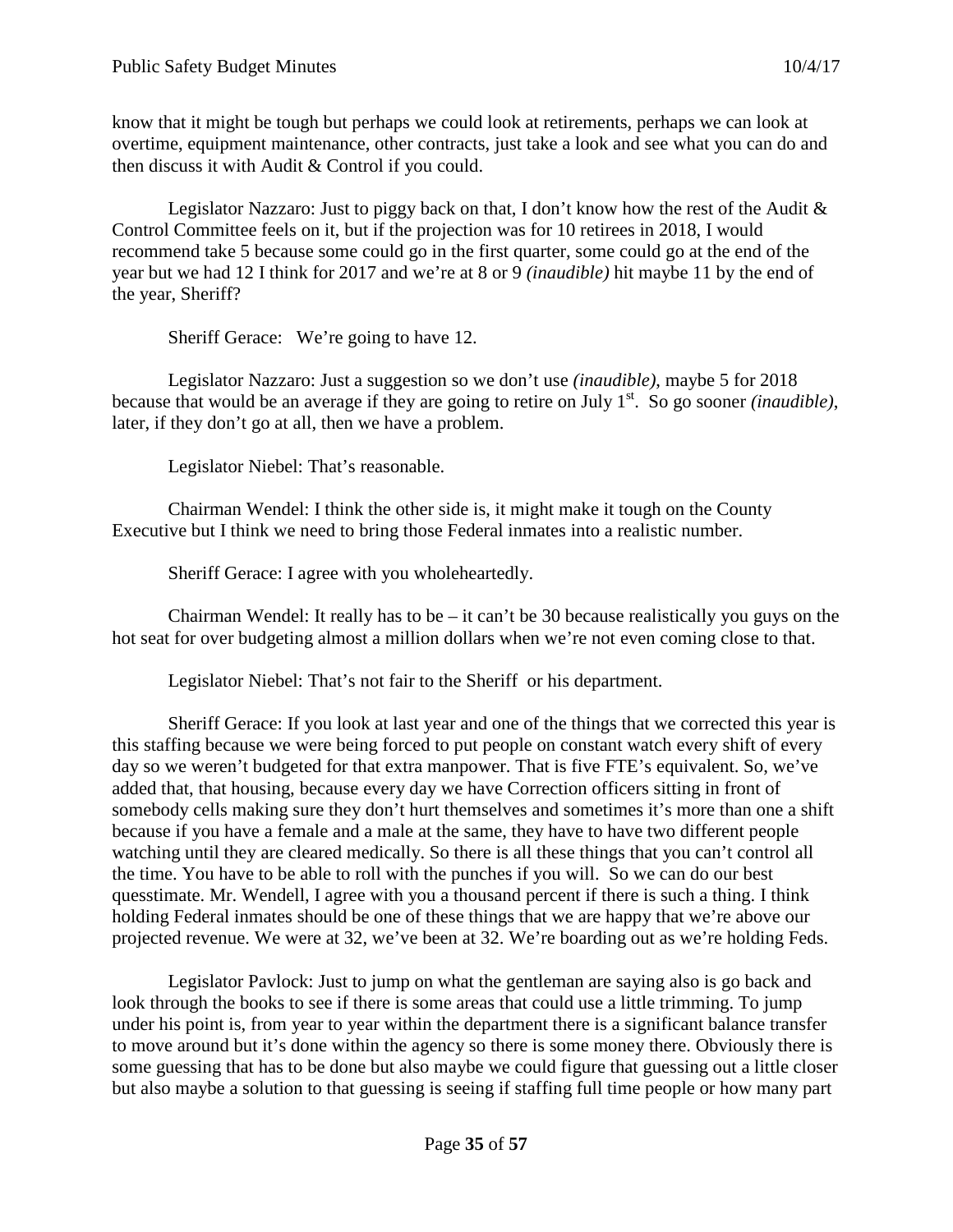know that it might be tough but perhaps we could look at retirements, perhaps we can look at overtime, equipment maintenance, other contracts, just take a look and see what you can do and then discuss it with Audit & Control if you could.

Legislator Nazzaro: Just to piggy back on that, I don't know how the rest of the Audit & Control Committee feels on it, but if the projection was for 10 retirees in 2018, I would recommend take 5 because some could go in the first quarter, some could go at the end of the year but we had 12 I think for 2017 and we're at 8 or 9 *(inaudible)* hit maybe 11 by the end of the year, Sheriff?

Sheriff Gerace: We're going to have 12.

Legislator Nazzaro: Just a suggestion so we don't use *(inaudible)*, maybe 5 for 2018 because that would be an average if they are going to retire on July 1st. So go sooner *(inaudible)*, later, if they don't go at all, then we have a problem.

Legislator Niebel: That's reasonable.

Chairman Wendel: I think the other side is, it might make it tough on the County Executive but I think we need to bring those Federal inmates into a realistic number.

Sheriff Gerace: I agree with you wholeheartedly.

Chairman Wendel: It really has to be – it can't be 30 because realistically you guys on the hot seat for over budgeting almost a million dollars when we're not even coming close to that.

Legislator Niebel: That's not fair to the Sheriff or his department.

Sheriff Gerace: If you look at last year and one of the things that we corrected this year is this staffing because we were being forced to put people on constant watch every shift of every day so we weren't budgeted for that extra manpower. That is five FTE's equivalent. So, we've added that, that housing, because every day we have Correction officers sitting in front of somebody cells making sure they don't hurt themselves and sometimes it's more than one a shift because if you have a female and a male at the same, they have to have two different people watching until they are cleared medically. So there is all these things that you can't control all the time. You have to be able to roll with the punches if you will. So we can do our best quesstimate. Mr. Wendell, I agree with you a thousand percent if there is such a thing. I think holding Federal inmates should be one of these things that we are happy that we're above our projected revenue. We were at 32, we've been at 32. We're boarding out as we're holding Feds.

Legislator Pavlock: Just to jump on what the gentleman are saying also is go back and look through the books to see if there is some areas that could use a little trimming. To jump under his point is, from year to year within the department there is a significant balance transfer to move around but it's done within the agency so there is some money there. Obviously there is some guessing that has to be done but also maybe we could figure that guessing out a little closer but also maybe a solution to that guessing is seeing if staffing full time people or how many part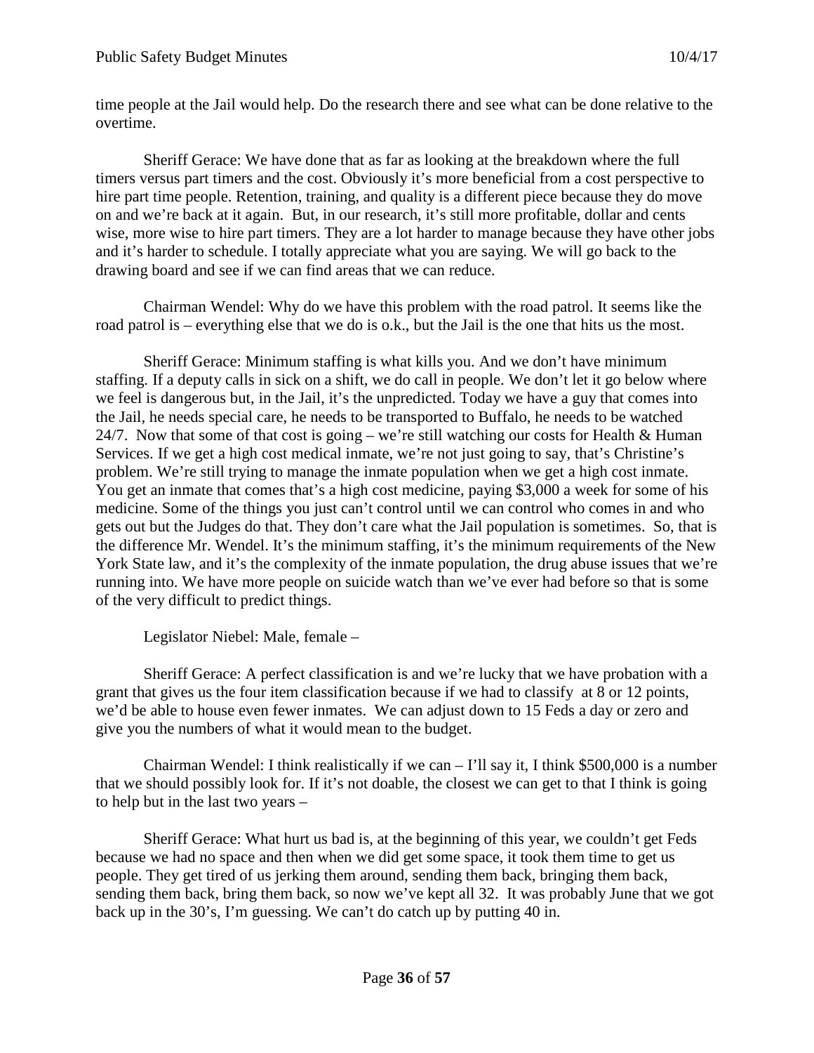time people at the Jail would help. Do the research there and see what can be done relative to the overtime.

Sheriff Gerace: We have done that as far as looking at the breakdown where the full timers versus part timers and the cost. Obviously it's more beneficial from a cost perspective to hire part time people. Retention, training, and quality is a different piece because they do move on and we're back at it again. But, in our research, it's still more profitable, dollar and cents wise, more wise to hire part timers. They are a lot harder to manage because they have other jobs and it's harder to schedule. I totally appreciate what you are saying. We will go back to the drawing board and see if we can find areas that we can reduce.

Chairman Wendel: Why do we have this problem with the road patrol. It seems like the road patrol is – everything else that we do is o.k., but the Jail is the one that hits us the most.

Sheriff Gerace: Minimum staffing is what kills you. And we don't have minimum staffing. If a deputy calls in sick on a shift, we do call in people. We don't let it go below where we feel is dangerous but, in the Jail, it's the unpredicted. Today we have a guy that comes into the Jail, he needs special care, he needs to be transported to Buffalo, he needs to be watched 24/7. Now that some of that cost is going – we're still watching our costs for Health & Human Services. If we get a high cost medical inmate, we're not just going to say, that's Christine's problem. We're still trying to manage the inmate population when we get a high cost inmate. You get an inmate that comes that's a high cost medicine, paying $3,000 a week for some of his medicine. Some of the things you just can't control until we can control who comes in and who gets out but the Judges do that. They don't care what the Jail population is sometimes. So, that is the difference Mr. Wendel. It's the minimum staffing, it's the minimum requirements of the New York State law, and it's the complexity of the inmate population, the drug abuse issues that we're running into. We have more people on suicide watch than we've ever had before so that is some of the very difficult to predict things.

Legislator Niebel: Male, female –

Sheriff Gerace: A perfect classification is and we're lucky that we have probation with a grant that gives us the four item classification because if we had to classify at 8 or 12 points, we'd be able to house even fewer inmates. We can adjust down to 15 Feds a day or zero and give you the numbers of what it would mean to the budget.

Chairman Wendel: I think realistically if we can – I'll say it, I think $500,000 is a number that we should possibly look for. If it's not doable, the closest we can get to that I think is going to help but in the last two years –

Sheriff Gerace: What hurt us bad is, at the beginning of this year, we couldn't get Feds because we had no space and then when we did get some space, it took them time to get us people. They get tired of us jerking them around, sending them back, bringing them back, sending them back, bring them back, so now we've kept all 32. It was probably June that we got back up in the 30's, I'm guessing. We can't do catch up by putting 40 in.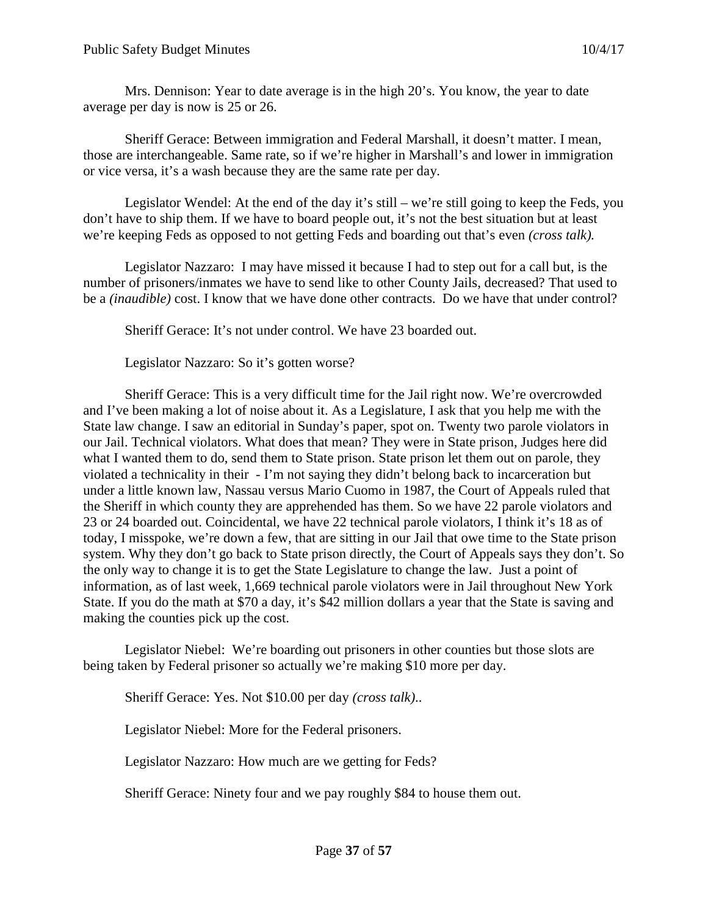Mrs. Dennison: Year to date average is in the high 20's. You know, the year to date average per day is now is 25 or 26.

Sheriff Gerace: Between immigration and Federal Marshall, it doesn't matter. I mean, those are interchangeable. Same rate, so if we're higher in Marshall's and lower in immigration or vice versa, it's a wash because they are the same rate per day.

Legislator Wendel: At the end of the day it's still – we're still going to keep the Feds, you don't have to ship them. If we have to board people out, it's not the best situation but at least we're keeping Feds as opposed to not getting Feds and boarding out that's even *(cross talk).*

Legislator Nazzaro: I may have missed it because I had to step out for a call but, is the number of prisoners/inmates we have to send like to other County Jails, decreased? That used to be a *(inaudible)* cost. I know that we have done other contracts. Do we have that under control?

Sheriff Gerace: It's not under control. We have 23 boarded out.

Legislator Nazzaro: So it's gotten worse?

Sheriff Gerace: This is a very difficult time for the Jail right now. We're overcrowded and I've been making a lot of noise about it. As a Legislature, I ask that you help me with the State law change. I saw an editorial in Sunday's paper, spot on. Twenty two parole violators in our Jail. Technical violators. What does that mean? They were in State prison, Judges here did what I wanted them to do, send them to State prison. State prison let them out on parole, they violated a technicality in their - I'm not saying they didn't belong back to incarceration but under a little known law, Nassau versus Mario Cuomo in 1987, the Court of Appeals ruled that the Sheriff in which county they are apprehended has them. So we have 22 parole violators and 23 or 24 boarded out. Coincidental, we have 22 technical parole violators, I think it's 18 as of today, I misspoke, we're down a few, that are sitting in our Jail that owe time to the State prison system. Why they don't go back to State prison directly, the Court of Appeals says they don't. So the only way to change it is to get the State Legislature to change the law. Just a point of information, as of last week, 1,669 technical parole violators were in Jail throughout New York State. If you do the math at $70 a day, it's $42 million dollars a year that the State is saving and making the counties pick up the cost.

Legislator Niebel: We're boarding out prisoners in other counties but those slots are being taken by Federal prisoner so actually we're making $10 more per day.

Sheriff Gerace: Yes. Not $10.00 per day *(cross talk)*..

Legislator Niebel: More for the Federal prisoners.

Legislator Nazzaro: How much are we getting for Feds?

Sheriff Gerace: Ninety four and we pay roughly $84 to house them out.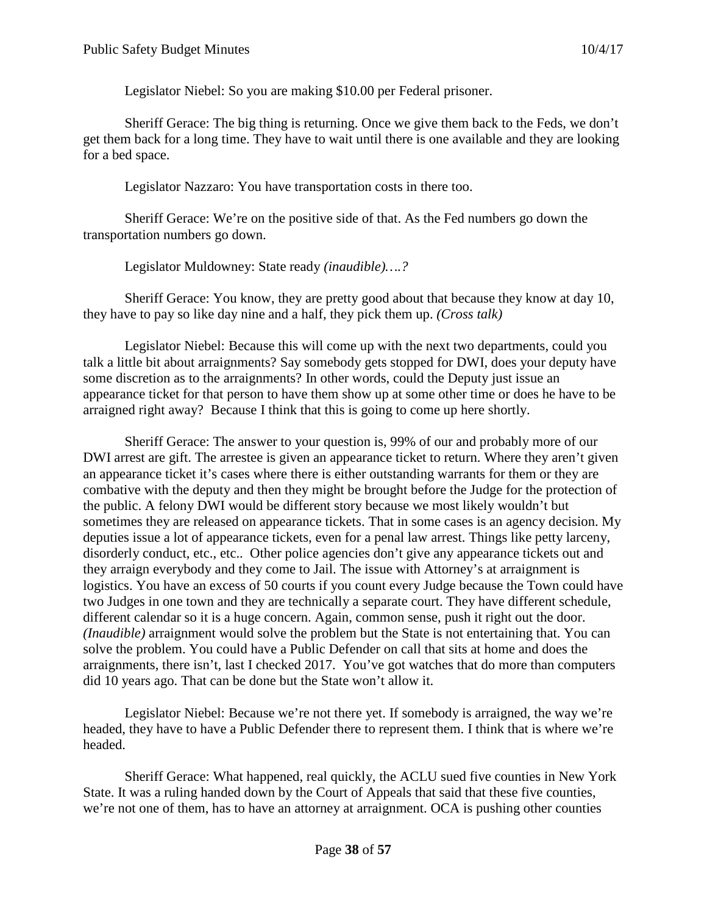Legislator Niebel: So you are making $10.00 per Federal prisoner.

Sheriff Gerace: The big thing is returning. Once we give them back to the Feds, we don't get them back for a long time. They have to wait until there is one available and they are looking for a bed space.

Legislator Nazzaro: You have transportation costs in there too.

Sheriff Gerace: We're on the positive side of that. As the Fed numbers go down the transportation numbers go down.

Legislator Muldowney: State ready *(inaudible)….?*

Sheriff Gerace: You know, they are pretty good about that because they know at day 10, they have to pay so like day nine and a half, they pick them up. *(Cross talk)*

Legislator Niebel: Because this will come up with the next two departments, could you talk a little bit about arraignments? Say somebody gets stopped for DWI, does your deputy have some discretion as to the arraignments? In other words, could the Deputy just issue an appearance ticket for that person to have them show up at some other time or does he have to be arraigned right away? Because I think that this is going to come up here shortly.

Sheriff Gerace: The answer to your question is, 99% of our and probably more of our DWI arrest are gift. The arrestee is given an appearance ticket to return. Where they aren't given an appearance ticket it's cases where there is either outstanding warrants for them or they are combative with the deputy and then they might be brought before the Judge for the protection of the public. A felony DWI would be different story because we most likely wouldn't but sometimes they are released on appearance tickets. That in some cases is an agency decision. My deputies issue a lot of appearance tickets, even for a penal law arrest. Things like petty larceny, disorderly conduct, etc., etc.. Other police agencies don't give any appearance tickets out and they arraign everybody and they come to Jail. The issue with Attorney's at arraignment is logistics. You have an excess of 50 courts if you count every Judge because the Town could have two Judges in one town and they are technically a separate court. They have different schedule, different calendar so it is a huge concern. Again, common sense, push it right out the door. *(Inaudible)* arraignment would solve the problem but the State is not entertaining that. You can solve the problem. You could have a Public Defender on call that sits at home and does the arraignments, there isn't, last I checked 2017. You've got watches that do more than computers did 10 years ago. That can be done but the State won't allow it.

Legislator Niebel: Because we're not there yet. If somebody is arraigned, the way we're headed, they have to have a Public Defender there to represent them. I think that is where we're headed.

Sheriff Gerace: What happened, real quickly, the ACLU sued five counties in New York State. It was a ruling handed down by the Court of Appeals that said that these five counties, we're not one of them, has to have an attorney at arraignment. OCA is pushing other counties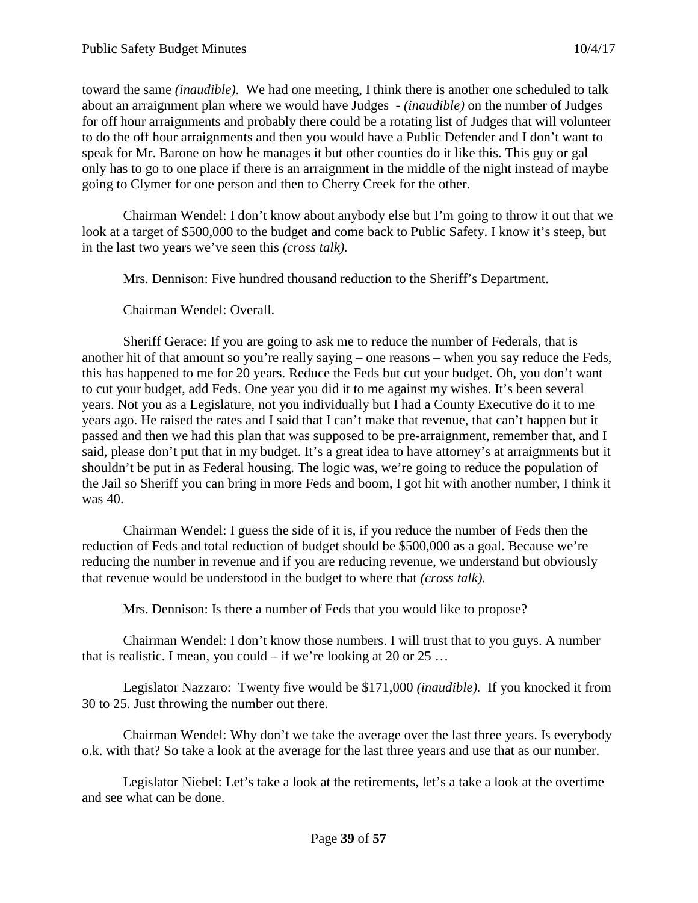toward the same *(inaudible)*. We had one meeting, I think there is another one scheduled to talk about an arraignment plan where we would have Judges - *(inaudible)* on the number of Judges for off hour arraignments and probably there could be a rotating list of Judges that will volunteer to do the off hour arraignments and then you would have a Public Defender and I don't want to speak for Mr. Barone on how he manages it but other counties do it like this. This guy or gal only has to go to one place if there is an arraignment in the middle of the night instead of maybe going to Clymer for one person and then to Cherry Creek for the other.

Chairman Wendel: I don't know about anybody else but I'm going to throw it out that we look at a target of $500,000 to the budget and come back to Public Safety. I know it's steep, but in the last two years we've seen this *(cross talk).*

Mrs. Dennison: Five hundred thousand reduction to the Sheriff's Department.

Chairman Wendel: Overall.

Sheriff Gerace: If you are going to ask me to reduce the number of Federals, that is another hit of that amount so you're really saying – one reasons – when you say reduce the Feds, this has happened to me for 20 years. Reduce the Feds but cut your budget. Oh, you don't want to cut your budget, add Feds. One year you did it to me against my wishes. It's been several years. Not you as a Legislature, not you individually but I had a County Executive do it to me years ago. He raised the rates and I said that I can't make that revenue, that can't happen but it passed and then we had this plan that was supposed to be pre-arraignment, remember that, and I said, please don't put that in my budget. It's a great idea to have attorney's at arraignments but it shouldn't be put in as Federal housing. The logic was, we're going to reduce the population of the Jail so Sheriff you can bring in more Feds and boom, I got hit with another number, I think it was 40.

Chairman Wendel: I guess the side of it is, if you reduce the number of Feds then the reduction of Feds and total reduction of budget should be $500,000 as a goal. Because we're reducing the number in revenue and if you are reducing revenue, we understand but obviously that revenue would be understood in the budget to where that *(cross talk).*

Mrs. Dennison: Is there a number of Feds that you would like to propose?

Chairman Wendel: I don't know those numbers. I will trust that to you guys. A number that is realistic. I mean, you could – if we're looking at 20 or 25 …

Legislator Nazzaro: Twenty five would be $171,000 *(inaudible).* If you knocked it from 30 to 25. Just throwing the number out there.

Chairman Wendel: Why don't we take the average over the last three years. Is everybody o.k. with that? So take a look at the average for the last three years and use that as our number.

Legislator Niebel: Let's take a look at the retirements, let's a take a look at the overtime and see what can be done.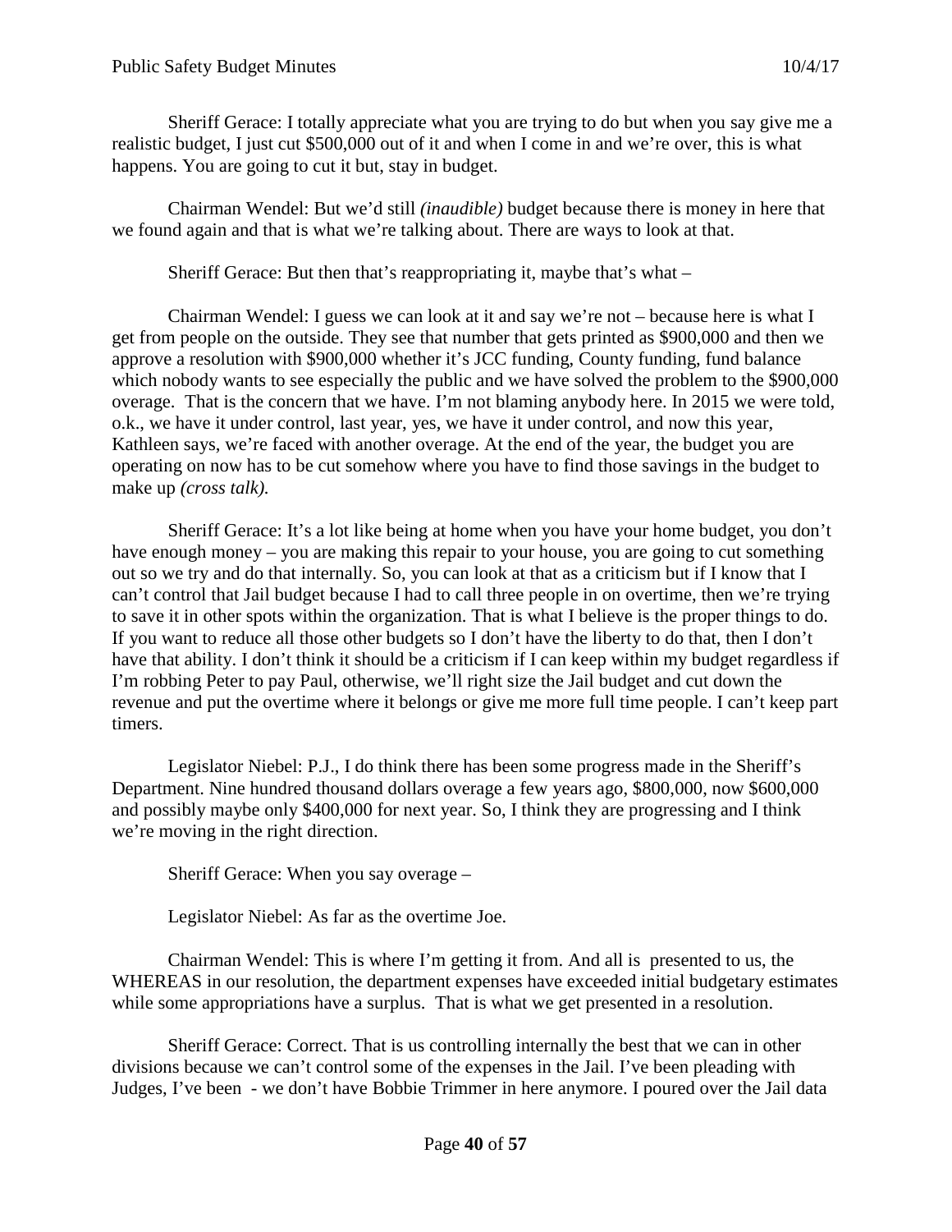Sheriff Gerace: I totally appreciate what you are trying to do but when you say give me a realistic budget, I just cut $500,000 out of it and when I come in and we're over, this is what happens. You are going to cut it but, stay in budget.

Chairman Wendel: But we'd still *(inaudible)* budget because there is money in here that we found again and that is what we're talking about. There are ways to look at that.

Sheriff Gerace: But then that's reappropriating it, maybe that's what –

Chairman Wendel: I guess we can look at it and say we're not – because here is what I get from people on the outside. They see that number that gets printed as $900,000 and then we approve a resolution with $900,000 whether it's JCC funding, County funding, fund balance which nobody wants to see especially the public and we have solved the problem to the $900,000 overage. That is the concern that we have. I'm not blaming anybody here. In 2015 we were told, o.k., we have it under control, last year, yes, we have it under control, and now this year, Kathleen says, we're faced with another overage. At the end of the year, the budget you are operating on now has to be cut somehow where you have to find those savings in the budget to make up *(cross talk).*

Sheriff Gerace: It's a lot like being at home when you have your home budget, you don't have enough money – you are making this repair to your house, you are going to cut something out so we try and do that internally. So, you can look at that as a criticism but if I know that I can't control that Jail budget because I had to call three people in on overtime, then we're trying to save it in other spots within the organization. That is what I believe is the proper things to do. If you want to reduce all those other budgets so I don't have the liberty to do that, then I don't have that ability. I don't think it should be a criticism if I can keep within my budget regardless if I'm robbing Peter to pay Paul, otherwise, we'll right size the Jail budget and cut down the revenue and put the overtime where it belongs or give me more full time people. I can't keep part timers.

Legislator Niebel: P.J., I do think there has been some progress made in the Sheriff's Department. Nine hundred thousand dollars overage a few years ago, $800,000, now $600,000 and possibly maybe only $400,000 for next year. So, I think they are progressing and I think we're moving in the right direction.

Sheriff Gerace: When you say overage –

Legislator Niebel: As far as the overtime Joe.

Chairman Wendel: This is where I'm getting it from. And all is presented to us, the WHEREAS in our resolution, the department expenses have exceeded initial budgetary estimates while some appropriations have a surplus. That is what we get presented in a resolution.

Sheriff Gerace: Correct. That is us controlling internally the best that we can in other divisions because we can't control some of the expenses in the Jail. I've been pleading with Judges, I've been - we don't have Bobbie Trimmer in here anymore. I poured over the Jail data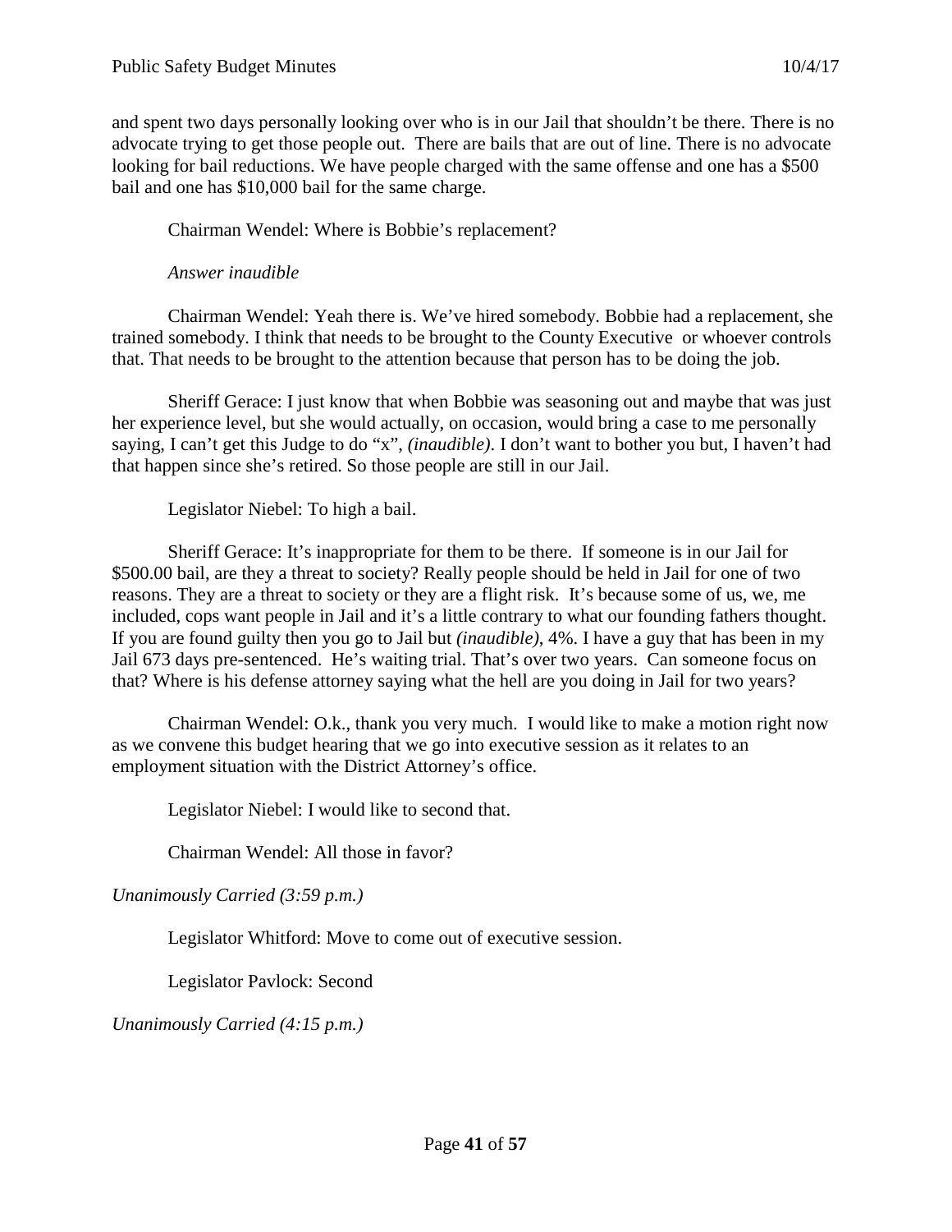and spent two days personally looking over who is in our Jail that shouldn't be there. There is no advocate trying to get those people out. There are bails that are out of line. There is no advocate looking for bail reductions. We have people charged with the same offense and one has a $500 bail and one has $10,000 bail for the same charge.

Chairman Wendel: Where is Bobbie's replacement?

*Answer inaudible*

Chairman Wendel: Yeah there is. We've hired somebody. Bobbie had a replacement, she trained somebody. I think that needs to be brought to the County Executive or whoever controls that. That needs to be brought to the attention because that person has to be doing the job.

Sheriff Gerace: I just know that when Bobbie was seasoning out and maybe that was just her experience level, but she would actually, on occasion, would bring a case to me personally saying, I can't get this Judge to do "x", *(inaudible)*. I don't want to bother you but, I haven't had that happen since she's retired. So those people are still in our Jail.

Legislator Niebel: To high a bail.

Sheriff Gerace: It's inappropriate for them to be there. If someone is in our Jail for $500.00 bail, are they a threat to society? Really people should be held in Jail for one of two reasons. They are a threat to society or they are a flight risk. It's because some of us, we, me included, cops want people in Jail and it's a little contrary to what our founding fathers thought. If you are found guilty then you go to Jail but *(inaudible)*, 4%. I have a guy that has been in my Jail 673 days pre-sentenced. He's waiting trial. That's over two years. Can someone focus on that? Where is his defense attorney saying what the hell are you doing in Jail for two years?

Chairman Wendel: O.k., thank you very much. I would like to make a motion right now as we convene this budget hearing that we go into executive session as it relates to an employment situation with the District Attorney's office.

Legislator Niebel: I would like to second that.

Chairman Wendel: All those in favor?

*Unanimously Carried (3:59 p.m.)*

Legislator Whitford: Move to come out of executive session.

Legislator Pavlock: Second

*Unanimously Carried (4:15 p.m.)*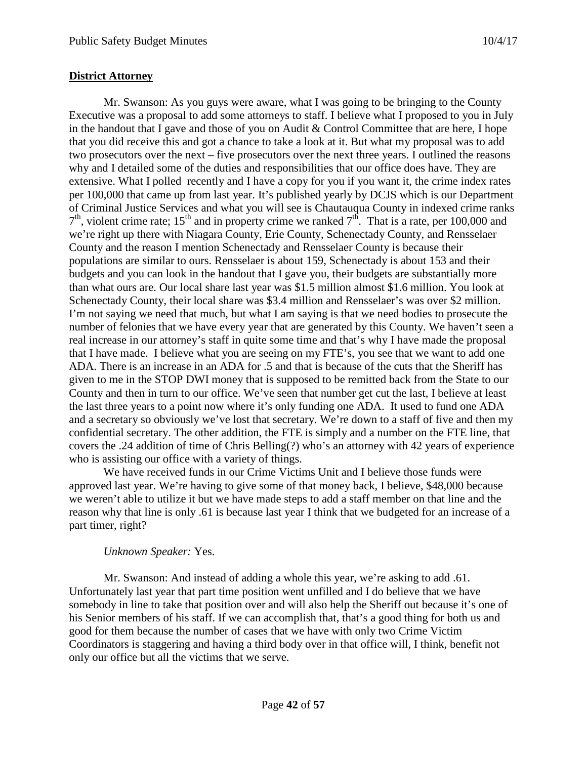**District Attorney**

Mr. Swanson: As you guys were aware, what I was going to be bringing to the County Executive was a proposal to add some attorneys to staff. I believe what I proposed to you in July in the handout that I gave and those of you on Audit & Control Committee that are here, I hope that you did receive this and got a chance to take a look at it. But what my proposal was to add two prosecutors over the next – five prosecutors over the next three years. I outlined the reasons why and I detailed some of the duties and responsibilities that our office does have. They are extensive. What I polled recently and I have a copy for you if you want it, the crime index rates per 100,000 that came up from last year. It's published yearly by DCJS which is our Department of Criminal Justice Services and what you will see is Chautauqua County in indexed crime ranks 7th, violent crime rate; 15th and in property crime we ranked 7th. That is a rate, per 100,000 and we're right up there with Niagara County, Erie County, Schenectady County, and Rensselaer County and the reason I mention Schenectady and Rensselaer County is because their populations are similar to ours. Rensselaer is about 159, Schenectady is about 153 and their budgets and you can look in the handout that I gave you, their budgets are substantially more than what ours are. Our local share last year was $1.5 million almost $1.6 million. You look at Schenectady County, their local share was $3.4 million and Rensselaer's was over $2 million. I'm not saying we need that much, but what I am saying is that we need bodies to prosecute the number of felonies that we have every year that are generated by this County. We haven't seen a real increase in our attorney's staff in quite some time and that's why I have made the proposal that I have made. I believe what you are seeing on my FTE's, you see that we want to add one ADA. There is an increase in an ADA for .5 and that is because of the cuts that the Sheriff has given to me in the STOP DWI money that is supposed to be remitted back from the State to our County and then in turn to our office. We've seen that number get cut the last, I believe at least the last three years to a point now where it's only funding one ADA. It used to fund one ADA and a secretary so obviously we've lost that secretary. We're down to a staff of five and then my confidential secretary. The other addition, the FTE is simply and a number on the FTE line, that covers the .24 addition of time of Chris Belling(?) who's an attorney with 42 years of experience who is assisting our office with a variety of things.

We have received funds in our Crime Victims Unit and I believe those funds were approved last year. We're having to give some of that money back, I believe, $48,000 because we weren't able to utilize it but we have made steps to add a staff member on that line and the reason why that line is only .61 is because last year I think that we budgeted for an increase of a part timer, right?

*Unknown Speaker:* Yes.

Mr. Swanson: And instead of adding a whole this year, we're asking to add .61. Unfortunately last year that part time position went unfilled and I do believe that we have somebody in line to take that position over and will also help the Sheriff out because it's one of his Senior members of his staff. If we can accomplish that, that's a good thing for both us and good for them because the number of cases that we have with only two Crime Victim Coordinators is staggering and having a third body over in that office will, I think, benefit not only our office but all the victims that we serve.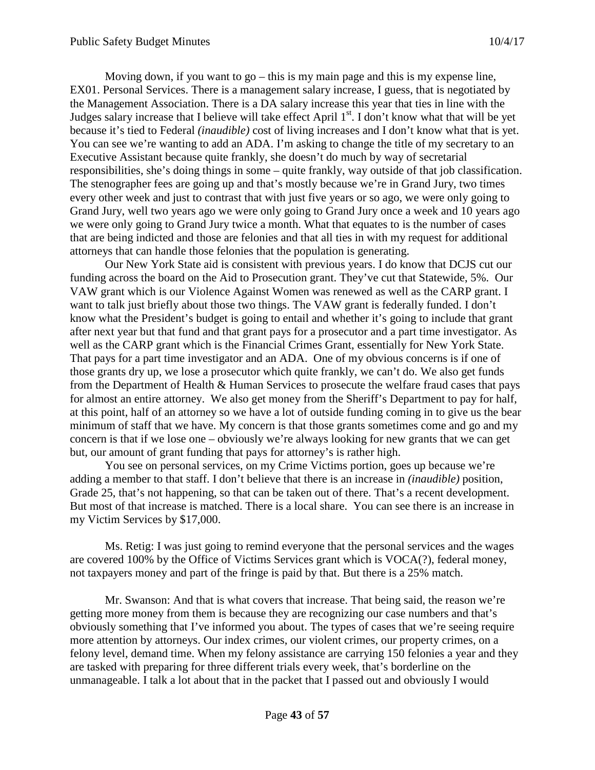Moving down, if you want to go – this is my main page and this is my expense line, EX01. Personal Services. There is a management salary increase, I guess, that is negotiated by the Management Association. There is a DA salary increase this year that ties in line with the Judges salary increase that I believe will take effect April 1st. I don't know what that will be yet because it's tied to Federal *(inaudible)* cost of living increases and I don't know what that is yet. You can see we're wanting to add an ADA. I'm asking to change the title of my secretary to an Executive Assistant because quite frankly, she doesn't do much by way of secretarial responsibilities, she's doing things in some – quite frankly, way outside of that job classification. The stenographer fees are going up and that's mostly because we're in Grand Jury, two times every other week and just to contrast that with just five years or so ago, we were only going to Grand Jury, well two years ago we were only going to Grand Jury once a week and 10 years ago we were only going to Grand Jury twice a month. What that equates to is the number of cases that are being indicted and those are felonies and that all ties in with my request for additional attorneys that can handle those felonies that the population is generating.

Our New York State aid is consistent with previous years. I do know that DCJS cut our funding across the board on the Aid to Prosecution grant. They've cut that Statewide, 5%. Our VAW grant which is our Violence Against Women was renewed as well as the CARP grant. I want to talk just briefly about those two things. The VAW grant is federally funded. I don't know what the President's budget is going to entail and whether it's going to include that grant after next year but that fund and that grant pays for a prosecutor and a part time investigator. As well as the CARP grant which is the Financial Crimes Grant, essentially for New York State. That pays for a part time investigator and an ADA. One of my obvious concerns is if one of those grants dry up, we lose a prosecutor which quite frankly, we can't do. We also get funds from the Department of Health & Human Services to prosecute the welfare fraud cases that pays for almost an entire attorney. We also get money from the Sheriff's Department to pay for half, at this point, half of an attorney so we have a lot of outside funding coming in to give us the bear minimum of staff that we have. My concern is that those grants sometimes come and go and my concern is that if we lose one – obviously we're always looking for new grants that we can get but, our amount of grant funding that pays for attorney's is rather high.

You see on personal services, on my Crime Victims portion, goes up because we're adding a member to that staff. I don't believe that there is an increase in *(inaudible)* position, Grade 25, that's not happening, so that can be taken out of there. That's a recent development. But most of that increase is matched. There is a local share. You can see there is an increase in my Victim Services by $17,000.

Ms. Retig: I was just going to remind everyone that the personal services and the wages are covered 100% by the Office of Victims Services grant which is VOCA(?), federal money, not taxpayers money and part of the fringe is paid by that. But there is a 25% match.

Mr. Swanson: And that is what covers that increase. That being said, the reason we're getting more money from them is because they are recognizing our case numbers and that's obviously something that I've informed you about. The types of cases that we're seeing require more attention by attorneys. Our index crimes, our violent crimes, our property crimes, on a felony level, demand time. When my felony assistance are carrying 150 felonies a year and they are tasked with preparing for three different trials every week, that's borderline on the unmanageable. I talk a lot about that in the packet that I passed out and obviously I would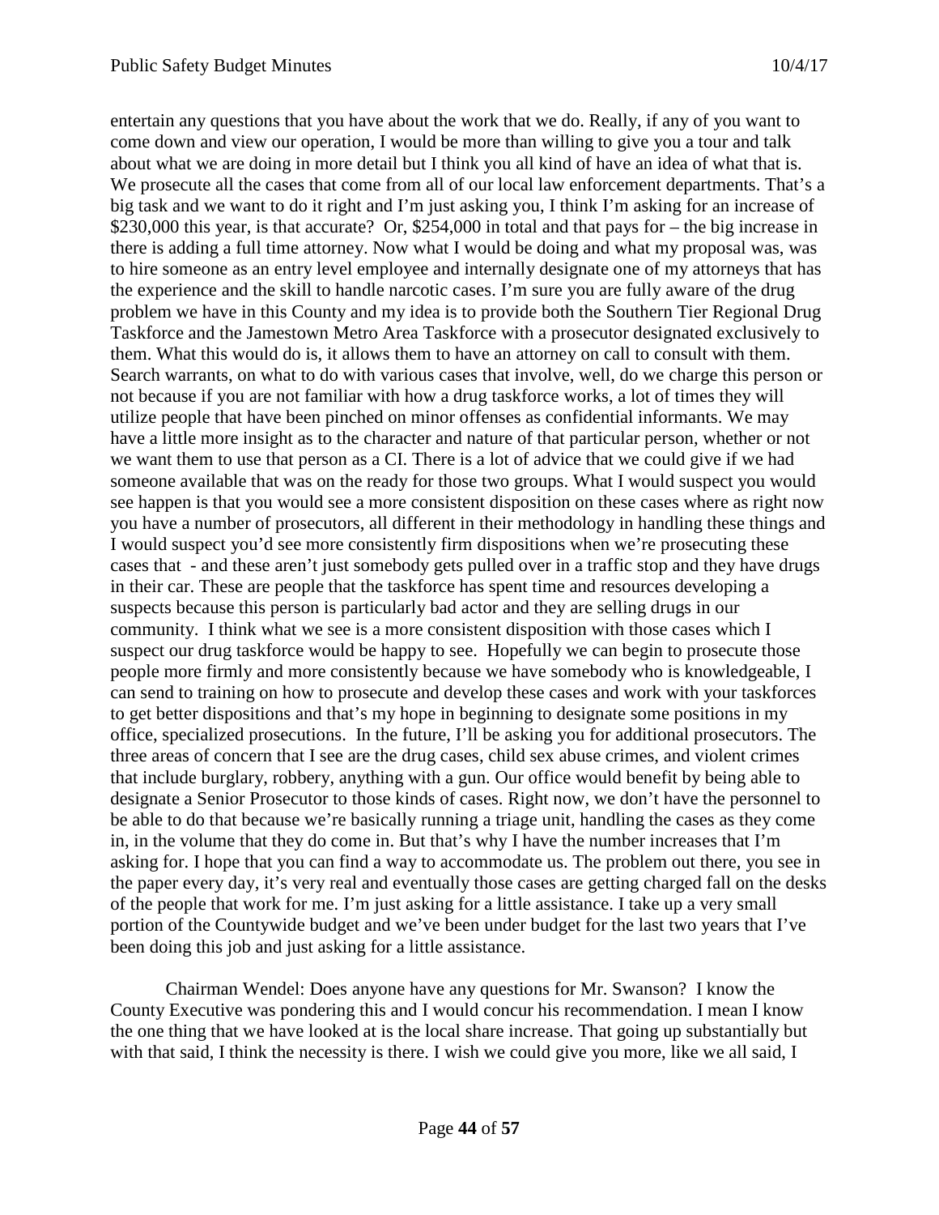entertain any questions that you have about the work that we do. Really, if any of you want to come down and view our operation, I would be more than willing to give you a tour and talk about what we are doing in more detail but I think you all kind of have an idea of what that is. We prosecute all the cases that come from all of our local law enforcement departments. That's a big task and we want to do it right and I'm just asking you, I think I'm asking for an increase of $230,000 this year, is that accurate? Or, $254,000 in total and that pays for – the big increase in there is adding a full time attorney. Now what I would be doing and what my proposal was, was to hire someone as an entry level employee and internally designate one of my attorneys that has the experience and the skill to handle narcotic cases. I'm sure you are fully aware of the drug problem we have in this County and my idea is to provide both the Southern Tier Regional Drug Taskforce and the Jamestown Metro Area Taskforce with a prosecutor designated exclusively to them. What this would do is, it allows them to have an attorney on call to consult with them. Search warrants, on what to do with various cases that involve, well, do we charge this person or not because if you are not familiar with how a drug taskforce works, a lot of times they will utilize people that have been pinched on minor offenses as confidential informants. We may have a little more insight as to the character and nature of that particular person, whether or not we want them to use that person as a CI. There is a lot of advice that we could give if we had someone available that was on the ready for those two groups. What I would suspect you would see happen is that you would see a more consistent disposition on these cases where as right now you have a number of prosecutors, all different in their methodology in handling these things and I would suspect you'd see more consistently firm dispositions when we're prosecuting these cases that - and these aren't just somebody gets pulled over in a traffic stop and they have drugs in their car. These are people that the taskforce has spent time and resources developing a suspects because this person is particularly bad actor and they are selling drugs in our community. I think what we see is a more consistent disposition with those cases which I suspect our drug taskforce would be happy to see. Hopefully we can begin to prosecute those people more firmly and more consistently because we have somebody who is knowledgeable, I can send to training on how to prosecute and develop these cases and work with your taskforces to get better dispositions and that's my hope in beginning to designate some positions in my office, specialized prosecutions. In the future, I'll be asking you for additional prosecutors. The three areas of concern that I see are the drug cases, child sex abuse crimes, and violent crimes that include burglary, robbery, anything with a gun. Our office would benefit by being able to designate a Senior Prosecutor to those kinds of cases. Right now, we don't have the personnel to be able to do that because we're basically running a triage unit, handling the cases as they come in, in the volume that they do come in. But that's why I have the number increases that I'm asking for. I hope that you can find a way to accommodate us. The problem out there, you see in the paper every day, it's very real and eventually those cases are getting charged fall on the desks of the people that work for me. I'm just asking for a little assistance. I take up a very small portion of the Countywide budget and we've been under budget for the last two years that I've been doing this job and just asking for a little assistance.

Chairman Wendel: Does anyone have any questions for Mr. Swanson? I know the County Executive was pondering this and I would concur his recommendation. I mean I know the one thing that we have looked at is the local share increase. That going up substantially but with that said, I think the necessity is there. I wish we could give you more, like we all said, I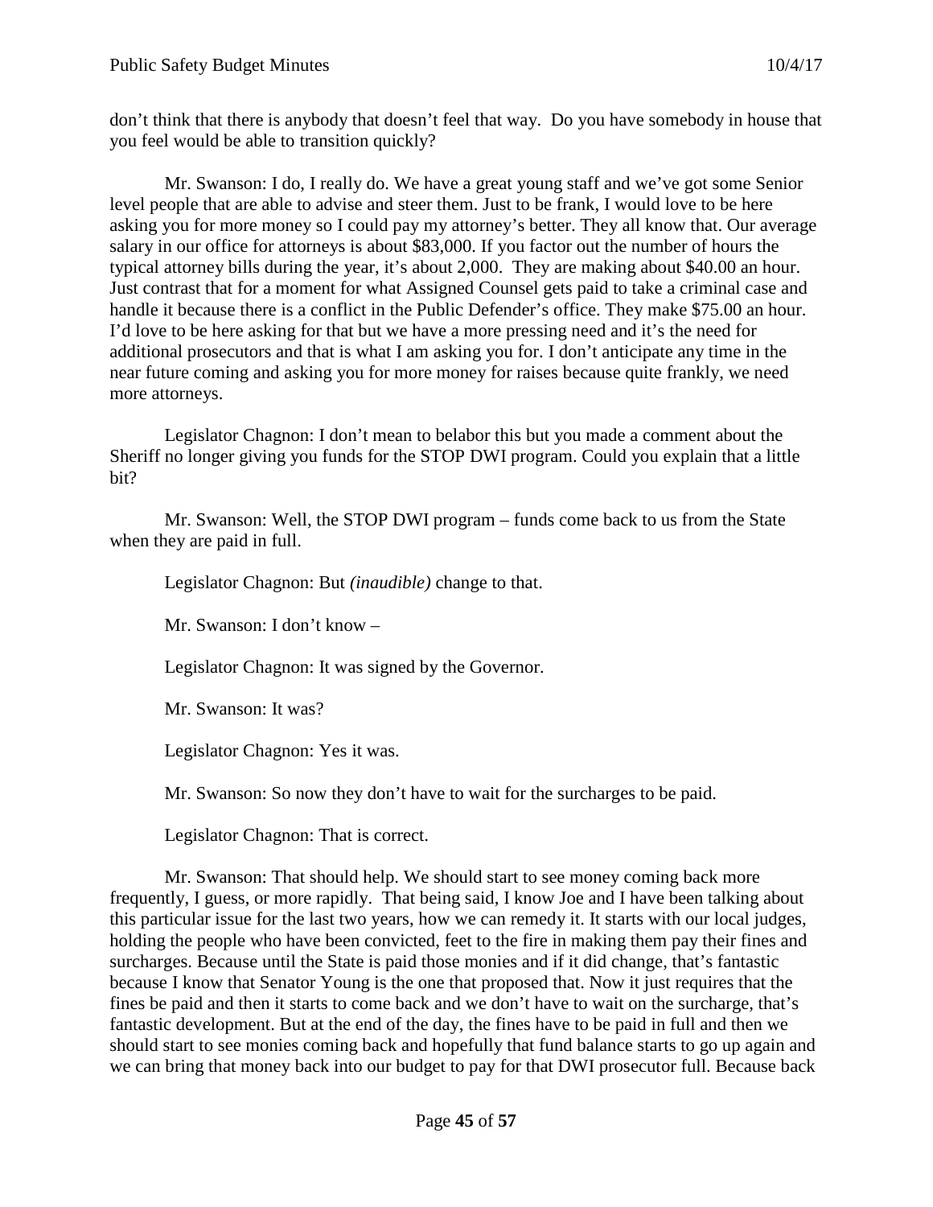don't think that there is anybody that doesn't feel that way. Do you have somebody in house that you feel would be able to transition quickly?

Mr. Swanson: I do, I really do. We have a great young staff and we've got some Senior level people that are able to advise and steer them. Just to be frank, I would love to be here asking you for more money so I could pay my attorney's better. They all know that. Our average salary in our office for attorneys is about $83,000. If you factor out the number of hours the typical attorney bills during the year, it's about 2,000. They are making about $40.00 an hour. Just contrast that for a moment for what Assigned Counsel gets paid to take a criminal case and handle it because there is a conflict in the Public Defender's office. They make $75.00 an hour. I'd love to be here asking for that but we have a more pressing need and it's the need for additional prosecutors and that is what I am asking you for. I don't anticipate any time in the near future coming and asking you for more money for raises because quite frankly, we need more attorneys.

Legislator Chagnon: I don't mean to belabor this but you made a comment about the Sheriff no longer giving you funds for the STOP DWI program. Could you explain that a little bit?

Mr. Swanson: Well, the STOP DWI program – funds come back to us from the State when they are paid in full.

Legislator Chagnon: But *(inaudible)* change to that.

Mr. Swanson: I don't know –

Legislator Chagnon: It was signed by the Governor.

Mr. Swanson: It was?

Legislator Chagnon: Yes it was.

Mr. Swanson: So now they don't have to wait for the surcharges to be paid.

Legislator Chagnon: That is correct.

Mr. Swanson: That should help. We should start to see money coming back more frequently, I guess, or more rapidly. That being said, I know Joe and I have been talking about this particular issue for the last two years, how we can remedy it. It starts with our local judges, holding the people who have been convicted, feet to the fire in making them pay their fines and surcharges. Because until the State is paid those monies and if it did change, that's fantastic because I know that Senator Young is the one that proposed that. Now it just requires that the fines be paid and then it starts to come back and we don't have to wait on the surcharge, that's fantastic development. But at the end of the day, the fines have to be paid in full and then we should start to see monies coming back and hopefully that fund balance starts to go up again and we can bring that money back into our budget to pay for that DWI prosecutor full. Because back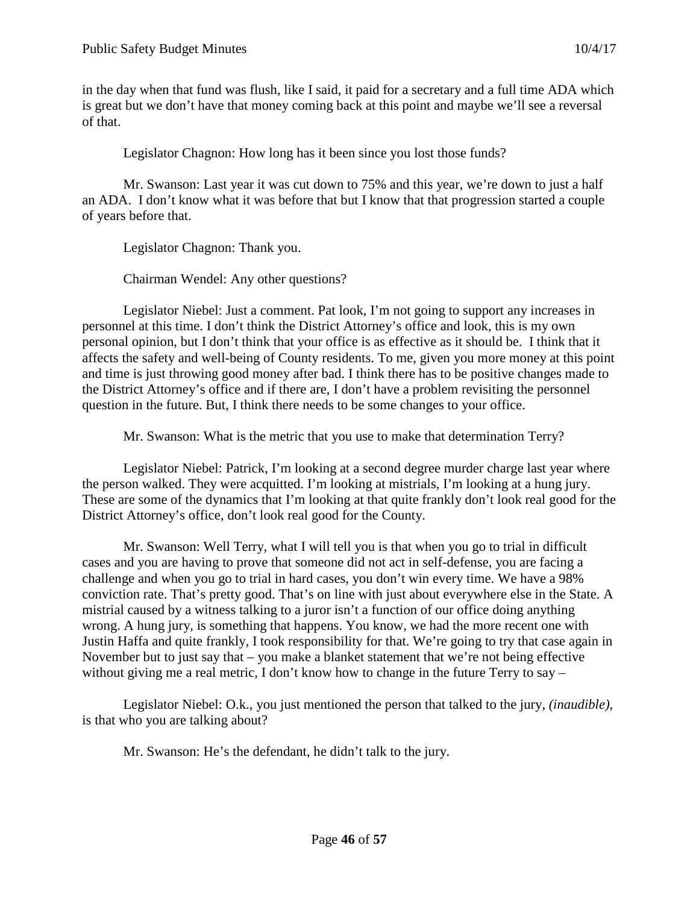in the day when that fund was flush, like I said, it paid for a secretary and a full time ADA which is great but we don't have that money coming back at this point and maybe we'll see a reversal of that.

Legislator Chagnon: How long has it been since you lost those funds?

Mr. Swanson: Last year it was cut down to 75% and this year, we're down to just a half an ADA. I don't know what it was before that but I know that that progression started a couple of years before that.

Legislator Chagnon: Thank you.

Chairman Wendel: Any other questions?

Legislator Niebel: Just a comment. Pat look, I'm not going to support any increases in personnel at this time. I don't think the District Attorney's office and look, this is my own personal opinion, but I don't think that your office is as effective as it should be. I think that it affects the safety and well-being of County residents. To me, given you more money at this point and time is just throwing good money after bad. I think there has to be positive changes made to the District Attorney's office and if there are, I don't have a problem revisiting the personnel question in the future. But, I think there needs to be some changes to your office.

Mr. Swanson: What is the metric that you use to make that determination Terry?

Legislator Niebel: Patrick, I'm looking at a second degree murder charge last year where the person walked. They were acquitted. I'm looking at mistrials, I'm looking at a hung jury. These are some of the dynamics that I'm looking at that quite frankly don't look real good for the District Attorney's office, don't look real good for the County.

Mr. Swanson: Well Terry, what I will tell you is that when you go to trial in difficult cases and you are having to prove that someone did not act in self-defense, you are facing a challenge and when you go to trial in hard cases, you don't win every time. We have a 98% conviction rate. That's pretty good. That's on line with just about everywhere else in the State. A mistrial caused by a witness talking to a juror isn't a function of our office doing anything wrong. A hung jury, is something that happens. You know, we had the more recent one with Justin Haffa and quite frankly, I took responsibility for that. We're going to try that case again in November but to just say that – you make a blanket statement that we're not being effective without giving me a real metric, I don't know how to change in the future Terry to say –

Legislator Niebel: O.k., you just mentioned the person that talked to the jury, *(inaudible)*, is that who you are talking about?

Mr. Swanson: He's the defendant, he didn't talk to the jury.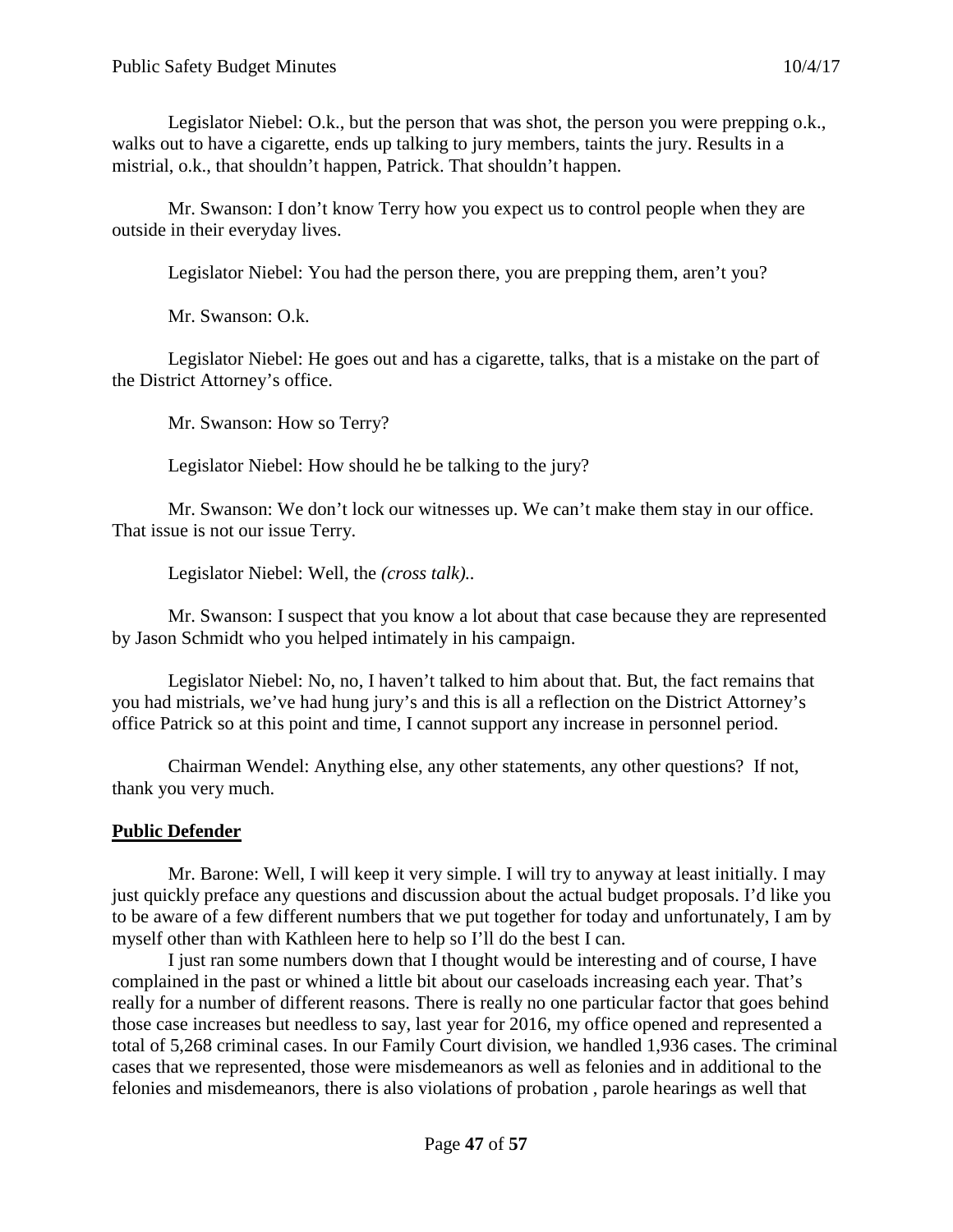Legislator Niebel: O.k., but the person that was shot, the person you were prepping o.k., walks out to have a cigarette, ends up talking to jury members, taints the jury. Results in a mistrial, o.k., that shouldn't happen, Patrick. That shouldn't happen.

Mr. Swanson: I don't know Terry how you expect us to control people when they are outside in their everyday lives.

Legislator Niebel: You had the person there, you are prepping them, aren't you?

Mr. Swanson: O.k.

Legislator Niebel: He goes out and has a cigarette, talks, that is a mistake on the part of the District Attorney's office.

Mr. Swanson: How so Terry?

Legislator Niebel: How should he be talking to the jury?

Mr. Swanson: We don't lock our witnesses up. We can't make them stay in our office. That issue is not our issue Terry.

Legislator Niebel: Well, the *(cross talk)*..

Mr. Swanson: I suspect that you know a lot about that case because they are represented by Jason Schmidt who you helped intimately in his campaign.

Legislator Niebel: No, no, I haven't talked to him about that. But, the fact remains that you had mistrials, we've had hung jury's and this is all a reflection on the District Attorney's office Patrick so at this point and time, I cannot support any increase in personnel period.

Chairman Wendel: Anything else, any other statements, any other questions? If not, thank you very much.

## Public Defender

Mr. Barone: Well, I will keep it very simple. I will try to anyway at least initially. I may just quickly preface any questions and discussion about the actual budget proposals. I'd like you to be aware of a few different numbers that we put together for today and unfortunately, I am by myself other than with Kathleen here to help so I'll do the best I can.

I just ran some numbers down that I thought would be interesting and of course, I have complained in the past or whined a little bit about our caseloads increasing each year. That's really for a number of different reasons. There is really no one particular factor that goes behind those case increases but needless to say, last year for 2016, my office opened and represented a total of 5,268 criminal cases. In our Family Court division, we handled 1,936 cases. The criminal cases that we represented, those were misdemeanors as well as felonies and in additional to the felonies and misdemeanors, there is also violations of probation , parole hearings as well that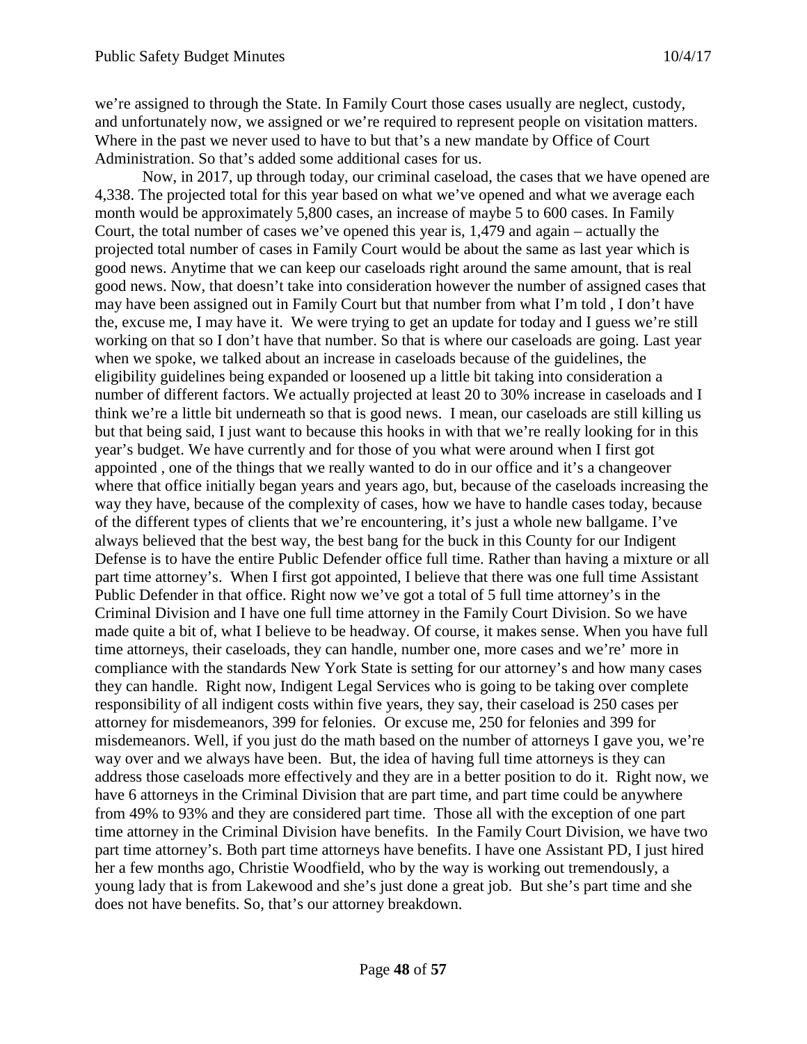we're assigned to through the State. In Family Court those cases usually are neglect, custody, and unfortunately now, we assigned or we're required to represent people on visitation matters. Where in the past we never used to have to but that's a new mandate by Office of Court Administration. So that's added some additional cases for us.

Now, in 2017, up through today, our criminal caseload, the cases that we have opened are 4,338. The projected total for this year based on what we've opened and what we average each month would be approximately 5,800 cases, an increase of maybe 5 to 600 cases. In Family Court, the total number of cases we've opened this year is, 1,479 and again – actually the projected total number of cases in Family Court would be about the same as last year which is good news. Anytime that we can keep our caseloads right around the same amount, that is real good news. Now, that doesn't take into consideration however the number of assigned cases that may have been assigned out in Family Court but that number from what I'm told , I don't have the, excuse me, I may have it. We were trying to get an update for today and I guess we're still working on that so I don't have that number. So that is where our caseloads are going. Last year when we spoke, we talked about an increase in caseloads because of the guidelines, the eligibility guidelines being expanded or loosened up a little bit taking into consideration a number of different factors. We actually projected at least 20 to 30% increase in caseloads and I think we're a little bit underneath so that is good news. I mean, our caseloads are still killing us but that being said, I just want to because this hooks in with that we're really looking for in this year's budget. We have currently and for those of you what were around when I first got appointed , one of the things that we really wanted to do in our office and it's a changeover where that office initially began years and years ago, but, because of the caseloads increasing the way they have, because of the complexity of cases, how we have to handle cases today, because of the different types of clients that we're encountering, it's just a whole new ballgame. I've always believed that the best way, the best bang for the buck in this County for our Indigent Defense is to have the entire Public Defender office full time. Rather than having a mixture or all part time attorney's. When I first got appointed, I believe that there was one full time Assistant Public Defender in that office. Right now we've got a total of 5 full time attorney's in the Criminal Division and I have one full time attorney in the Family Court Division. So we have made quite a bit of, what I believe to be headway. Of course, it makes sense. When you have full time attorneys, their caseloads, they can handle, number one, more cases and we're' more in compliance with the standards New York State is setting for our attorney's and how many cases they can handle. Right now, Indigent Legal Services who is going to be taking over complete responsibility of all indigent costs within five years, they say, their caseload is 250 cases per attorney for misdemeanors, 399 for felonies. Or excuse me, 250 for felonies and 399 for misdemeanors. Well, if you just do the math based on the number of attorneys I gave you, we're way over and we always have been. But, the idea of having full time attorneys is they can address those caseloads more effectively and they are in a better position to do it. Right now, we have 6 attorneys in the Criminal Division that are part time, and part time could be anywhere from 49% to 93% and they are considered part time. Those all with the exception of one part time attorney in the Criminal Division have benefits. In the Family Court Division, we have two part time attorney's. Both part time attorneys have benefits. I have one Assistant PD, I just hired her a few months ago, Christie Woodfield, who by the way is working out tremendously, a young lady that is from Lakewood and she's just done a great job. But she's part time and she does not have benefits. So, that's our attorney breakdown.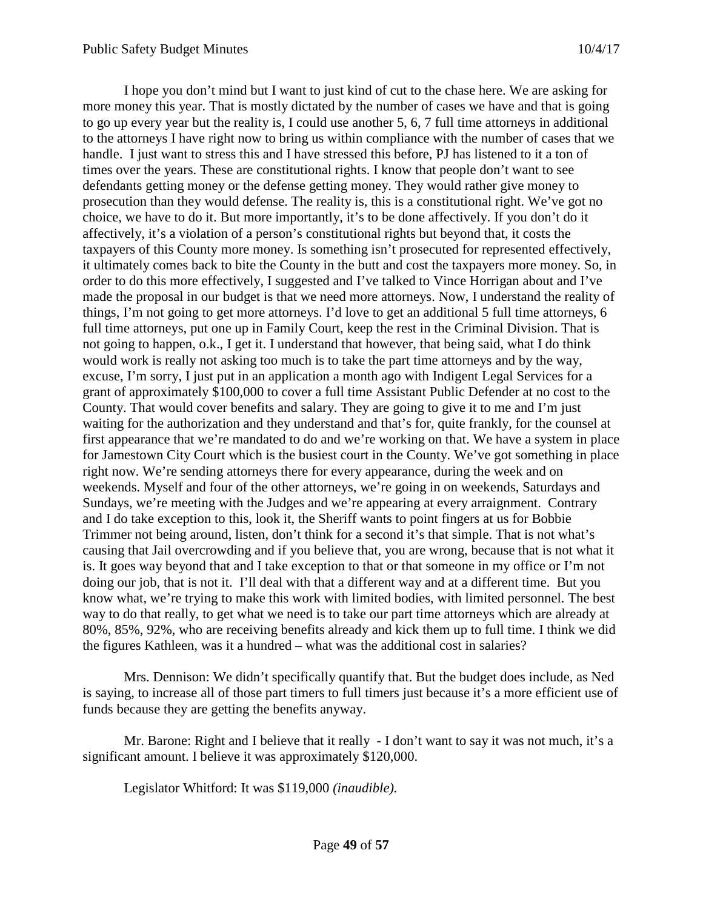I hope you don't mind but I want to just kind of cut to the chase here. We are asking for more money this year. That is mostly dictated by the number of cases we have and that is going to go up every year but the reality is, I could use another 5, 6, 7 full time attorneys in additional to the attorneys I have right now to bring us within compliance with the number of cases that we handle. I just want to stress this and I have stressed this before, PJ has listened to it a ton of times over the years. These are constitutional rights. I know that people don't want to see defendants getting money or the defense getting money. They would rather give money to prosecution than they would defense. The reality is, this is a constitutional right. We've got no choice, we have to do it. But more importantly, it's to be done affectively. If you don't do it affectively, it's a violation of a person's constitutional rights but beyond that, it costs the taxpayers of this County more money. Is something isn't prosecuted for represented effectively, it ultimately comes back to bite the County in the butt and cost the taxpayers more money. So, in order to do this more effectively, I suggested and I've talked to Vince Horrigan about and I've made the proposal in our budget is that we need more attorneys. Now, I understand the reality of things, I'm not going to get more attorneys. I'd love to get an additional 5 full time attorneys, 6 full time attorneys, put one up in Family Court, keep the rest in the Criminal Division. That is not going to happen, o.k., I get it. I understand that however, that being said, what I do think would work is really not asking too much is to take the part time attorneys and by the way, excuse, I'm sorry, I just put in an application a month ago with Indigent Legal Services for a grant of approximately $100,000 to cover a full time Assistant Public Defender at no cost to the County. That would cover benefits and salary. They are going to give it to me and I'm just waiting for the authorization and they understand and that's for, quite frankly, for the counsel at first appearance that we're mandated to do and we're working on that. We have a system in place for Jamestown City Court which is the busiest court in the County. We've got something in place right now. We're sending attorneys there for every appearance, during the week and on weekends. Myself and four of the other attorneys, we're going in on weekends, Saturdays and Sundays, we're meeting with the Judges and we're appearing at every arraignment. Contrary and I do take exception to this, look it, the Sheriff wants to point fingers at us for Bobbie Trimmer not being around, listen, don't think for a second it's that simple. That is not what's causing that Jail overcrowding and if you believe that, you are wrong, because that is not what it is. It goes way beyond that and I take exception to that or that someone in my office or I'm not doing our job, that is not it. I'll deal with that a different way and at a different time. But you know what, we're trying to make this work with limited bodies, with limited personnel. The best way to do that really, to get what we need is to take our part time attorneys which are already at 80%, 85%, 92%, who are receiving benefits already and kick them up to full time. I think we did the figures Kathleen, was it a hundred – what was the additional cost in salaries?

Mrs. Dennison: We didn't specifically quantify that. But the budget does include, as Ned is saying, to increase all of those part timers to full timers just because it's a more efficient use of funds because they are getting the benefits anyway.

Mr. Barone: Right and I believe that it really - I don't want to say it was not much, it's a significant amount. I believe it was approximately $120,000.

Legislator Whitford: It was $119,000 *(inaudible).*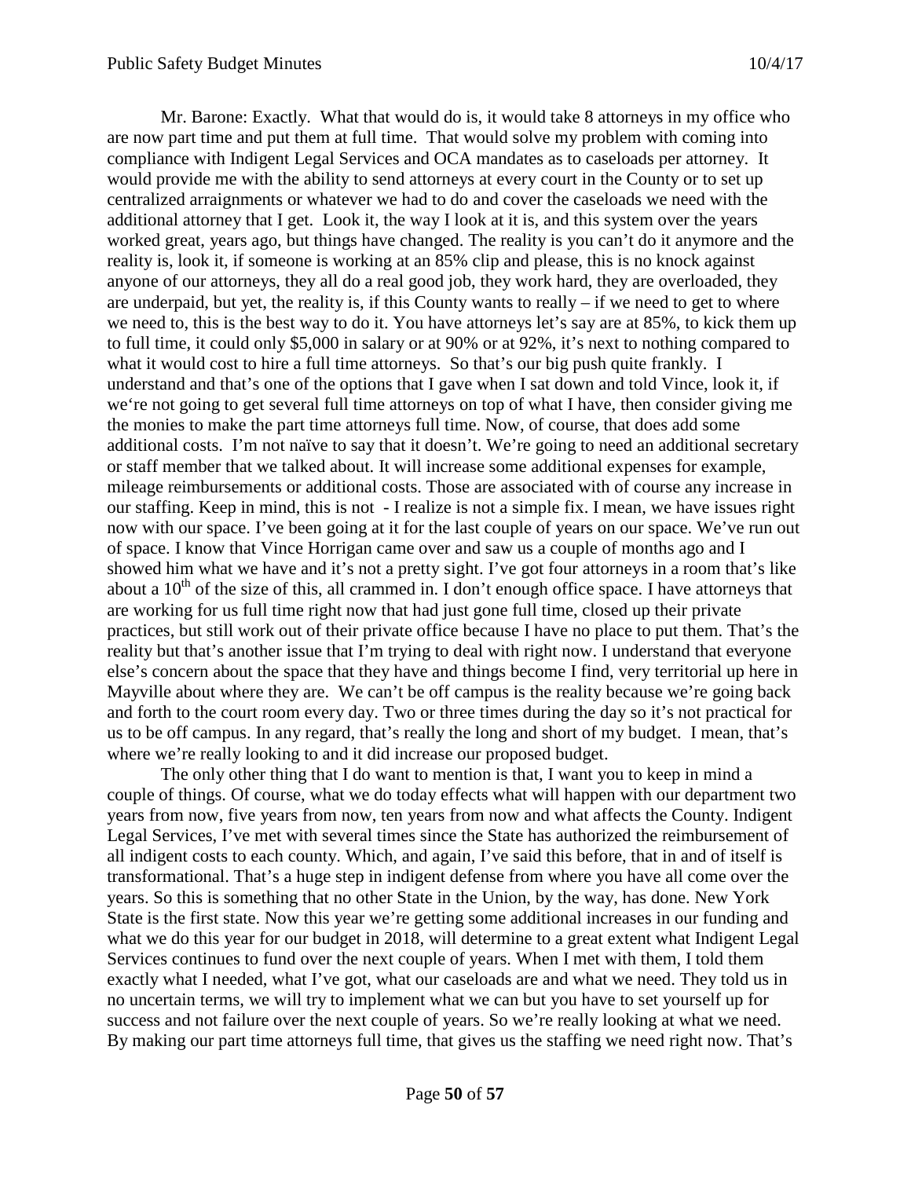Mr. Barone: Exactly. What that would do is, it would take 8 attorneys in my office who are now part time and put them at full time. That would solve my problem with coming into compliance with Indigent Legal Services and OCA mandates as to caseloads per attorney. It would provide me with the ability to send attorneys at every court in the County or to set up centralized arraignments or whatever we had to do and cover the caseloads we need with the additional attorney that I get. Look it, the way I look at it is, and this system over the years worked great, years ago, but things have changed. The reality is you can't do it anymore and the reality is, look it, if someone is working at an 85% clip and please, this is no knock against anyone of our attorneys, they all do a real good job, they work hard, they are overloaded, they are underpaid, but yet, the reality is, if this County wants to really – if we need to get to where we need to, this is the best way to do it. You have attorneys let's say are at 85%, to kick them up to full time, it could only $5,000 in salary or at 90% or at 92%, it's next to nothing compared to what it would cost to hire a full time attorneys. So that's our big push quite frankly. I understand and that's one of the options that I gave when I sat down and told Vince, look it, if we're not going to get several full time attorneys on top of what I have, then consider giving me the monies to make the part time attorneys full time. Now, of course, that does add some additional costs. I'm not naïve to say that it doesn't. We're going to need an additional secretary or staff member that we talked about. It will increase some additional expenses for example, mileage reimbursements or additional costs. Those are associated with of course any increase in our staffing. Keep in mind, this is not - I realize is not a simple fix. I mean, we have issues right now with our space. I've been going at it for the last couple of years on our space. We've run out of space. I know that Vince Horrigan came over and saw us a couple of months ago and I showed him what we have and it's not a pretty sight. I've got four attorneys in a room that's like about a 10th of the size of this, all crammed in. I don't enough office space. I have attorneys that are working for us full time right now that had just gone full time, closed up their private practices, but still work out of their private office because I have no place to put them. That's the reality but that's another issue that I'm trying to deal with right now. I understand that everyone else's concern about the space that they have and things become I find, very territorial up here in Mayville about where they are. We can't be off campus is the reality because we're going back and forth to the court room every day. Two or three times during the day so it's not practical for us to be off campus. In any regard, that's really the long and short of my budget. I mean, that's where we're really looking to and it did increase our proposed budget.

The only other thing that I do want to mention is that, I want you to keep in mind a couple of things. Of course, what we do today effects what will happen with our department two years from now, five years from now, ten years from now and what affects the County. Indigent Legal Services, I've met with several times since the State has authorized the reimbursement of all indigent costs to each county. Which, and again, I've said this before, that in and of itself is transformational. That's a huge step in indigent defense from where you have all come over the years. So this is something that no other State in the Union, by the way, has done. New York State is the first state. Now this year we're getting some additional increases in our funding and what we do this year for our budget in 2018, will determine to a great extent what Indigent Legal Services continues to fund over the next couple of years. When I met with them, I told them exactly what I needed, what I've got, what our caseloads are and what we need. They told us in no uncertain terms, we will try to implement what we can but you have to set yourself up for success and not failure over the next couple of years. So we're really looking at what we need. By making our part time attorneys full time, that gives us the staffing we need right now. That's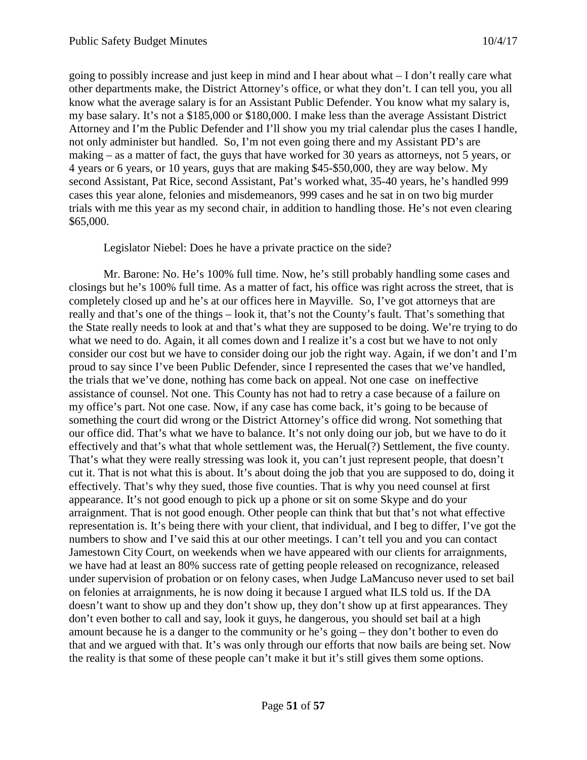going to possibly increase and just keep in mind and I hear about what – I don't really care what other departments make, the District Attorney's office, or what they don't. I can tell you, you all know what the average salary is for an Assistant Public Defender. You know what my salary is, my base salary. It's not a $185,000 or $180,000. I make less than the average Assistant District Attorney and I'm the Public Defender and I'll show you my trial calendar plus the cases I handle, not only administer but handled. So, I'm not even going there and my Assistant PD's are making – as a matter of fact, the guys that have worked for 30 years as attorneys, not 5 years, or 4 years or 6 years, or 10 years, guys that are making $45-$50,000, they are way below. My second Assistant, Pat Rice, second Assistant, Pat's worked what, 35-40 years, he's handled 999 cases this year alone, felonies and misdemeanors, 999 cases and he sat in on two big murder trials with me this year as my second chair, in addition to handling those. He's not even clearing $65,000.

Legislator Niebel: Does he have a private practice on the side?

Mr. Barone: No. He's 100% full time. Now, he's still probably handling some cases and closings but he's 100% full time. As a matter of fact, his office was right across the street, that is completely closed up and he's at our offices here in Mayville. So, I've got attorneys that are really and that's one of the things – look it, that's not the County's fault. That's something that the State really needs to look at and that's what they are supposed to be doing. We're trying to do what we need to do. Again, it all comes down and I realize it's a cost but we have to not only consider our cost but we have to consider doing our job the right way. Again, if we don't and I'm proud to say since I've been Public Defender, since I represented the cases that we've handled, the trials that we've done, nothing has come back on appeal. Not one case on ineffective assistance of counsel. Not one. This County has not had to retry a case because of a failure on my office's part. Not one case. Now, if any case has come back, it's going to be because of something the court did wrong or the District Attorney's office did wrong. Not something that our office did. That's what we have to balance. It's not only doing our job, but we have to do it effectively and that's what that whole settlement was, the Herual(?) Settlement, the five county. That's what they were really stressing was look it, you can't just represent people, that doesn't cut it. That is not what this is about. It's about doing the job that you are supposed to do, doing it effectively. That's why they sued, those five counties. That is why you need counsel at first appearance. It's not good enough to pick up a phone or sit on some Skype and do your arraignment. That is not good enough. Other people can think that but that's not what effective representation is. It's being there with your client, that individual, and I beg to differ, I've got the numbers to show and I've said this at our other meetings. I can't tell you and you can contact Jamestown City Court, on weekends when we have appeared with our clients for arraignments, we have had at least an 80% success rate of getting people released on recognizance, released under supervision of probation or on felony cases, when Judge LaMancuso never used to set bail on felonies at arraignments, he is now doing it because I argued what ILS told us. If the DA doesn't want to show up and they don't show up, they don't show up at first appearances. They don't even bother to call and say, look it guys, he dangerous, you should set bail at a high amount because he is a danger to the community or he's going – they don't bother to even do that and we argued with that. It's was only through our efforts that now bails are being set. Now the reality is that some of these people can't make it but it's still gives them some options.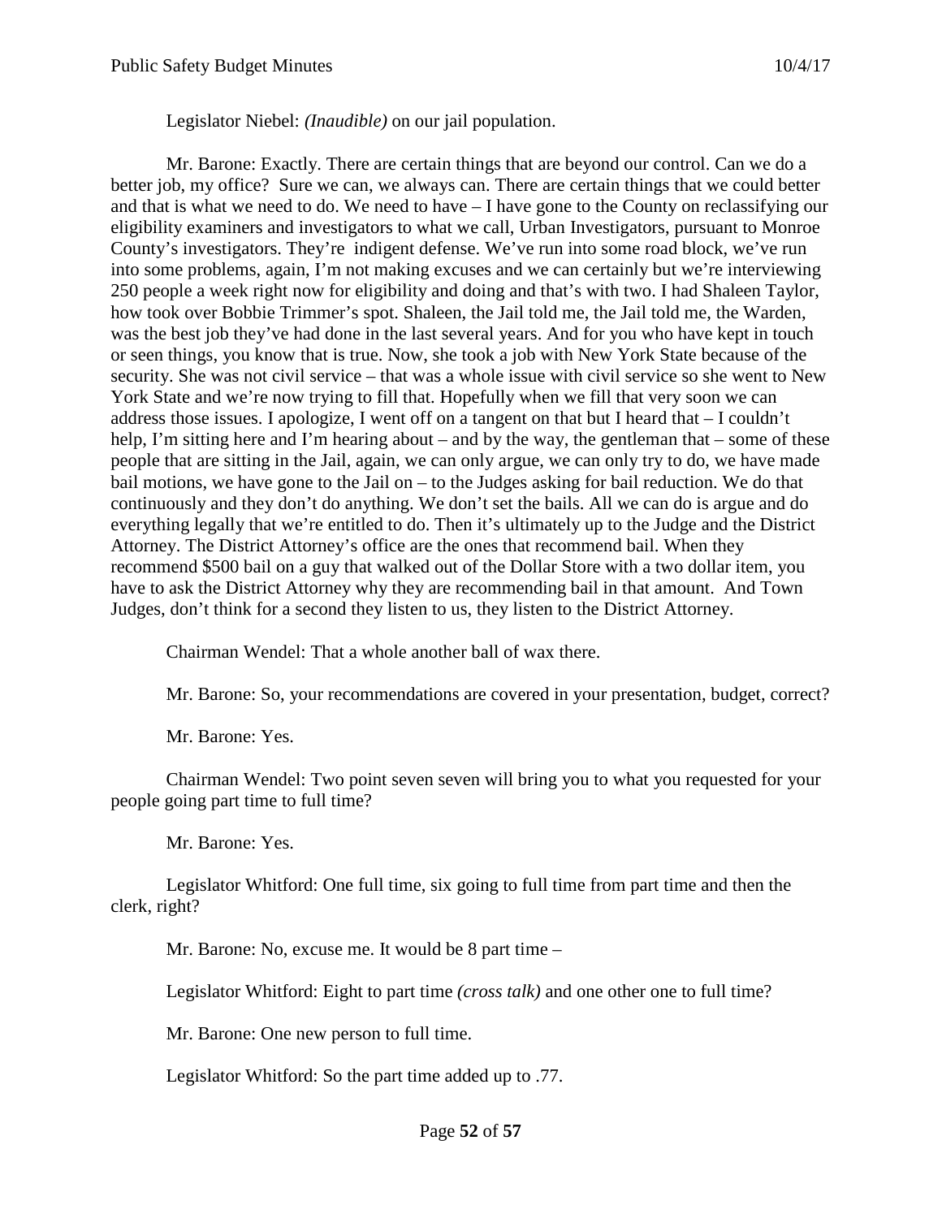Legislator Niebel: *(Inaudible)* on our jail population.

Mr. Barone: Exactly. There are certain things that are beyond our control. Can we do a better job, my office? Sure we can, we always can. There are certain things that we could better and that is what we need to do. We need to have – I have gone to the County on reclassifying our eligibility examiners and investigators to what we call, Urban Investigators, pursuant to Monroe County's investigators. They're indigent defense. We've run into some road block, we've run into some problems, again, I'm not making excuses and we can certainly but we're interviewing 250 people a week right now for eligibility and doing and that's with two. I had Shaleen Taylor, how took over Bobbie Trimmer's spot. Shaleen, the Jail told me, the Jail told me, the Warden, was the best job they've had done in the last several years. And for you who have kept in touch or seen things, you know that is true. Now, she took a job with New York State because of the security. She was not civil service – that was a whole issue with civil service so she went to New York State and we're now trying to fill that. Hopefully when we fill that very soon we can address those issues. I apologize, I went off on a tangent on that but I heard that – I couldn't help, I'm sitting here and I'm hearing about – and by the way, the gentleman that – some of these people that are sitting in the Jail, again, we can only argue, we can only try to do, we have made bail motions, we have gone to the Jail on – to the Judges asking for bail reduction. We do that continuously and they don't do anything. We don't set the bails. All we can do is argue and do everything legally that we're entitled to do. Then it's ultimately up to the Judge and the District Attorney. The District Attorney's office are the ones that recommend bail. When they recommend $500 bail on a guy that walked out of the Dollar Store with a two dollar item, you have to ask the District Attorney why they are recommending bail in that amount. And Town Judges, don't think for a second they listen to us, they listen to the District Attorney.

Chairman Wendel: That a whole another ball of wax there.

Mr. Barone: So, your recommendations are covered in your presentation, budget, correct?

Mr. Barone: Yes.

Chairman Wendel: Two point seven seven will bring you to what you requested for your people going part time to full time?

Mr. Barone: Yes.

Legislator Whitford: One full time, six going to full time from part time and then the clerk, right?

Mr. Barone: No, excuse me. It would be 8 part time –

Legislator Whitford: Eight to part time *(cross talk)* and one other one to full time?

Mr. Barone: One new person to full time.

Legislator Whitford: So the part time added up to .77.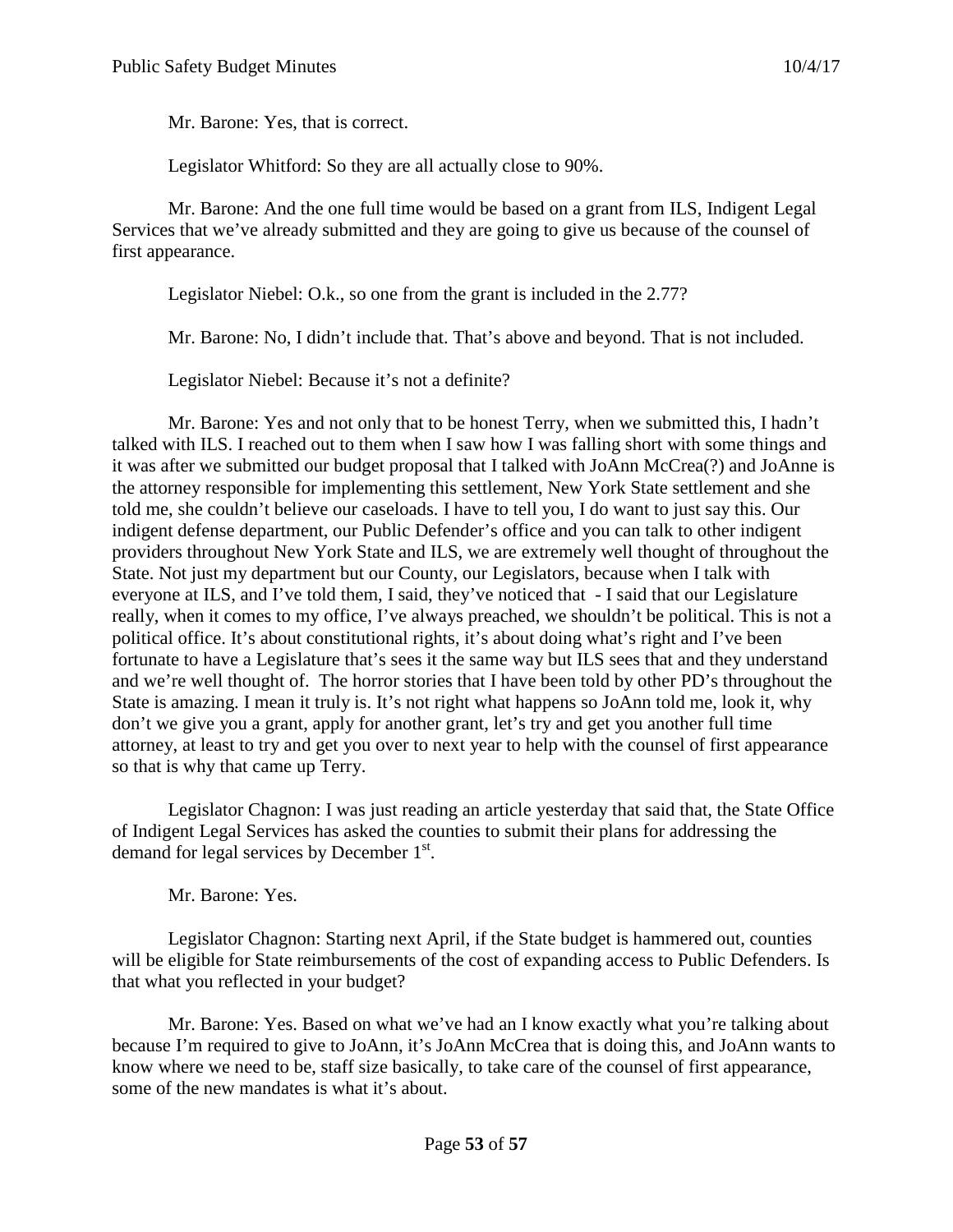Mr. Barone: Yes, that is correct.

Legislator Whitford: So they are all actually close to 90%.

Mr. Barone: And the one full time would be based on a grant from ILS, Indigent Legal Services that we've already submitted and they are going to give us because of the counsel of first appearance.

Legislator Niebel: O.k., so one from the grant is included in the 2.77?

Mr. Barone: No, I didn't include that. That's above and beyond. That is not included.

Legislator Niebel: Because it's not a definite?

Mr. Barone: Yes and not only that to be honest Terry, when we submitted this, I hadn't talked with ILS. I reached out to them when I saw how I was falling short with some things and it was after we submitted our budget proposal that I talked with JoAnn McCrea(?) and JoAnne is the attorney responsible for implementing this settlement, New York State settlement and she told me, she couldn't believe our caseloads. I have to tell you, I do want to just say this. Our indigent defense department, our Public Defender's office and you can talk to other indigent providers throughout New York State and ILS, we are extremely well thought of throughout the State. Not just my department but our County, our Legislators, because when I talk with everyone at ILS, and I've told them, I said, they've noticed that - I said that our Legislature really, when it comes to my office, I've always preached, we shouldn't be political. This is not a political office. It's about constitutional rights, it's about doing what's right and I've been fortunate to have a Legislature that's sees it the same way but ILS sees that and they understand and we're well thought of. The horror stories that I have been told by other PD's throughout the State is amazing. I mean it truly is. It's not right what happens so JoAnn told me, look it, why don't we give you a grant, apply for another grant, let's try and get you another full time attorney, at least to try and get you over to next year to help with the counsel of first appearance so that is why that came up Terry.

Legislator Chagnon: I was just reading an article yesterday that said that, the State Office of Indigent Legal Services has asked the counties to submit their plans for addressing the demand for legal services by December 1st.

Mr. Barone: Yes.

Legislator Chagnon: Starting next April, if the State budget is hammered out, counties will be eligible for State reimbursements of the cost of expanding access to Public Defenders. Is that what you reflected in your budget?

Mr. Barone: Yes. Based on what we've had an I know exactly what you're talking about because I'm required to give to JoAnn, it's JoAnn McCrea that is doing this, and JoAnn wants to know where we need to be, staff size basically, to take care of the counsel of first appearance, some of the new mandates is what it's about.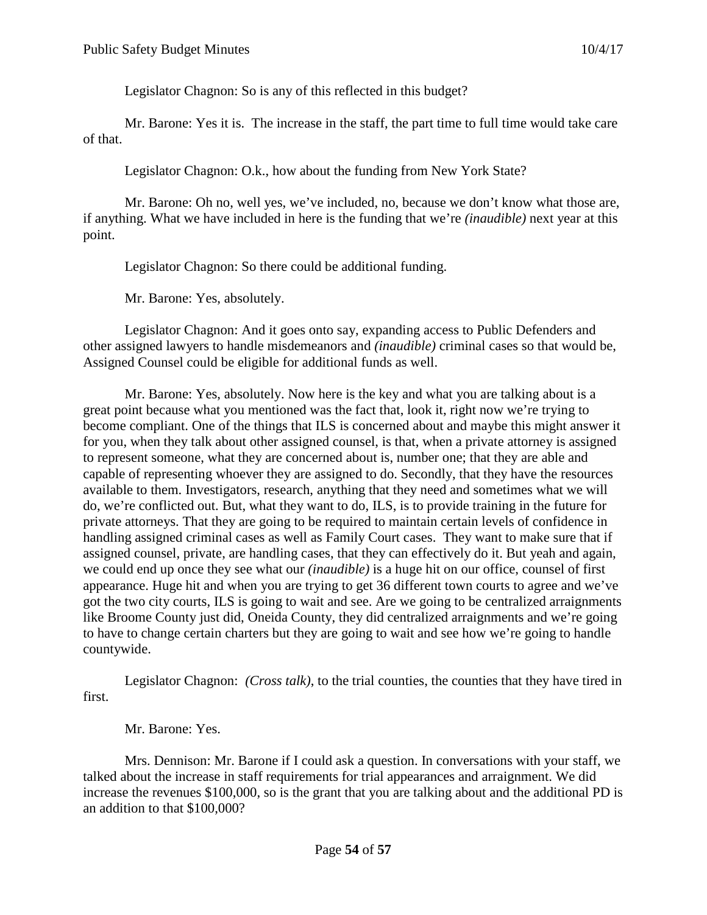Legislator Chagnon: So is any of this reflected in this budget?

Mr. Barone: Yes it is. The increase in the staff, the part time to full time would take care of that.

Legislator Chagnon: O.k., how about the funding from New York State?

Mr. Barone: Oh no, well yes, we've included, no, because we don't know what those are, if anything. What we have included in here is the funding that we're *(inaudible)* next year at this point.

Legislator Chagnon: So there could be additional funding.

Mr. Barone: Yes, absolutely.

Legislator Chagnon: And it goes onto say, expanding access to Public Defenders and other assigned lawyers to handle misdemeanors and *(inaudible)* criminal cases so that would be, Assigned Counsel could be eligible for additional funds as well.

Mr. Barone: Yes, absolutely. Now here is the key and what you are talking about is a great point because what you mentioned was the fact that, look it, right now we're trying to become compliant. One of the things that ILS is concerned about and maybe this might answer it for you, when they talk about other assigned counsel, is that, when a private attorney is assigned to represent someone, what they are concerned about is, number one; that they are able and capable of representing whoever they are assigned to do. Secondly, that they have the resources available to them. Investigators, research, anything that they need and sometimes what we will do, we're conflicted out. But, what they want to do, ILS, is to provide training in the future for private attorneys. That they are going to be required to maintain certain levels of confidence in handling assigned criminal cases as well as Family Court cases. They want to make sure that if assigned counsel, private, are handling cases, that they can effectively do it. But yeah and again, we could end up once they see what our *(inaudible)* is a huge hit on our office, counsel of first appearance. Huge hit and when you are trying to get 36 different town courts to agree and we've got the two city courts, ILS is going to wait and see. Are we going to be centralized arraignments like Broome County just did, Oneida County, they did centralized arraignments and we're going to have to change certain charters but they are going to wait and see how we're going to handle countywide.

Legislator Chagnon: *(Cross talk)*, to the trial counties, the counties that they have tired in first.

Mr. Barone: Yes.

Mrs. Dennison: Mr. Barone if I could ask a question. In conversations with your staff, we talked about the increase in staff requirements for trial appearances and arraignment. We did increase the revenues $100,000, so is the grant that you are talking about and the additional PD is an addition to that $100,000?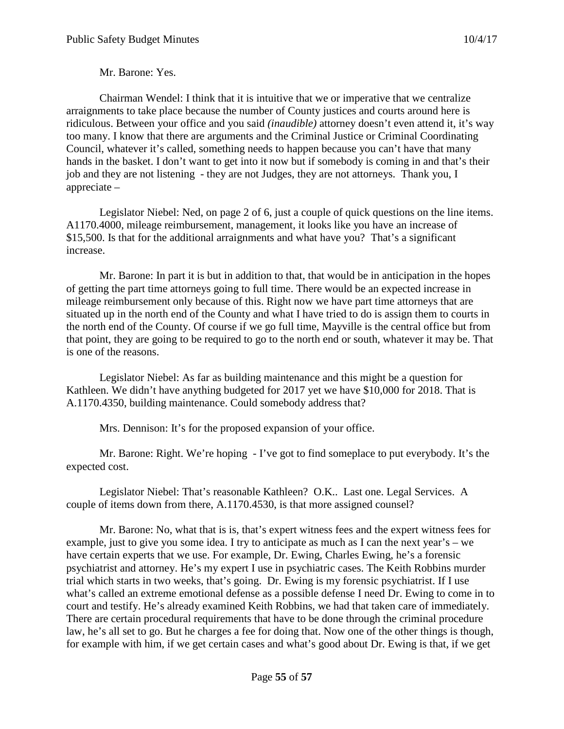Mr. Barone: Yes.

Chairman Wendel: I think that it is intuitive that we or imperative that we centralize arraignments to take place because the number of County justices and courts around here is ridiculous. Between your office and you said *(inaudible)* attorney doesn't even attend it, it's way too many. I know that there are arguments and the Criminal Justice or Criminal Coordinating Council, whatever it's called, something needs to happen because you can't have that many hands in the basket. I don't want to get into it now but if somebody is coming in and that's their job and they are not listening - they are not Judges, they are not attorneys. Thank you, I appreciate –

Legislator Niebel: Ned, on page 2 of 6, just a couple of quick questions on the line items. A1170.4000, mileage reimbursement, management, it looks like you have an increase of $15,500. Is that for the additional arraignments and what have you? That's a significant increase.

Mr. Barone: In part it is but in addition to that, that would be in anticipation in the hopes of getting the part time attorneys going to full time. There would be an expected increase in mileage reimbursement only because of this. Right now we have part time attorneys that are situated up in the north end of the County and what I have tried to do is assign them to courts in the north end of the County. Of course if we go full time, Mayville is the central office but from that point, they are going to be required to go to the north end or south, whatever it may be. That is one of the reasons.

Legislator Niebel: As far as building maintenance and this might be a question for Kathleen. We didn't have anything budgeted for 2017 yet we have $10,000 for 2018. That is A.1170.4350, building maintenance. Could somebody address that?

Mrs. Dennison: It's for the proposed expansion of your office.

Mr. Barone: Right. We're hoping - I've got to find someplace to put everybody. It's the expected cost.

Legislator Niebel: That's reasonable Kathleen? O.K.. Last one. Legal Services. A couple of items down from there, A.1170.4530, is that more assigned counsel?

Mr. Barone: No, what that is is, that's expert witness fees and the expert witness fees for example, just to give you some idea. I try to anticipate as much as I can the next year's – we have certain experts that we use. For example, Dr. Ewing, Charles Ewing, he's a forensic psychiatrist and attorney. He's my expert I use in psychiatric cases. The Keith Robbins murder trial which starts in two weeks, that's going. Dr. Ewing is my forensic psychiatrist. If I use what's called an extreme emotional defense as a possible defense I need Dr. Ewing to come in to court and testify. He's already examined Keith Robbins, we had that taken care of immediately. There are certain procedural requirements that have to be done through the criminal procedure law, he's all set to go. But he charges a fee for doing that. Now one of the other things is though, for example with him, if we get certain cases and what's good about Dr. Ewing is that, if we get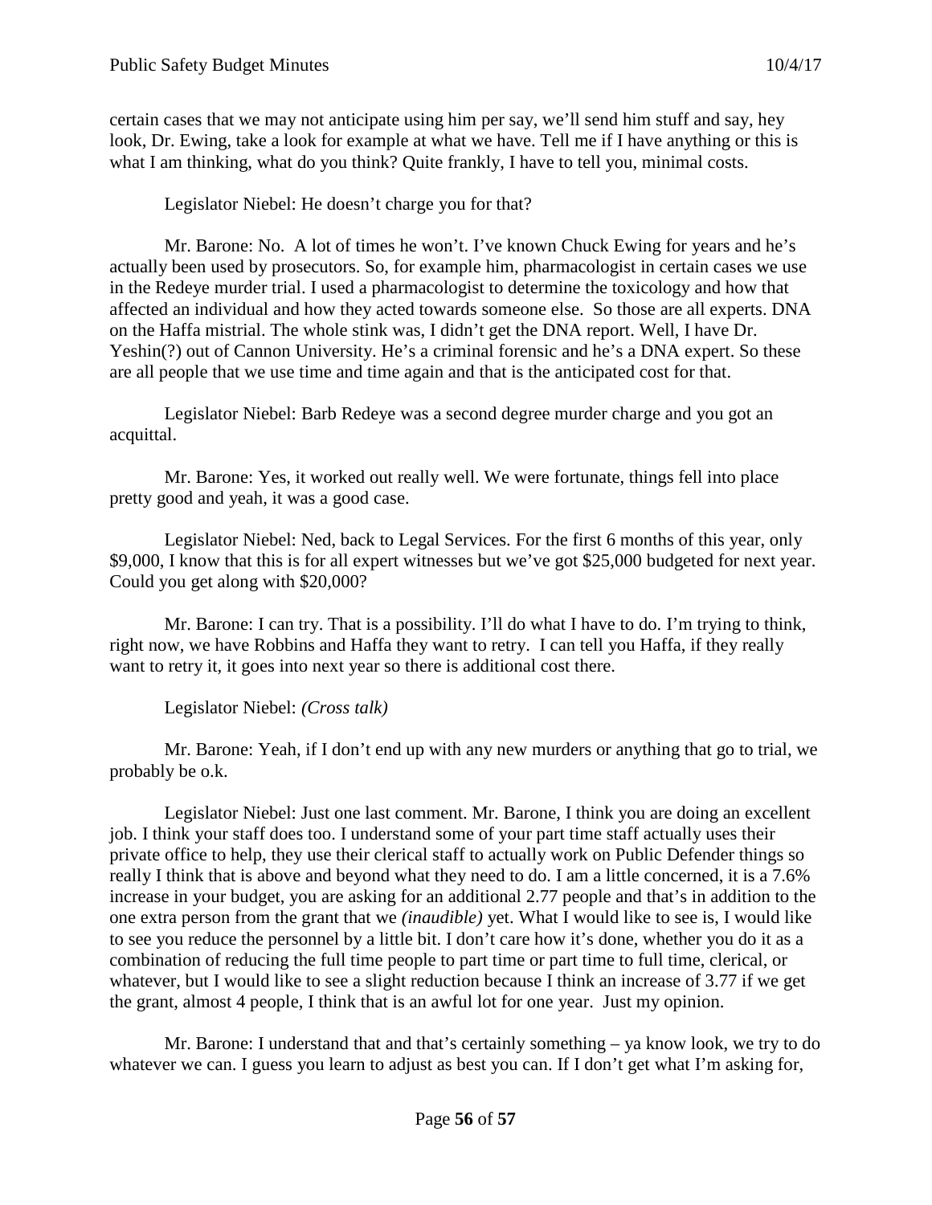certain cases that we may not anticipate using him per say, we'll send him stuff and say, hey look, Dr. Ewing, take a look for example at what we have. Tell me if I have anything or this is what I am thinking, what do you think? Quite frankly, I have to tell you, minimal costs.

Legislator Niebel: He doesn't charge you for that?

Mr. Barone: No. A lot of times he won't. I've known Chuck Ewing for years and he's actually been used by prosecutors. So, for example him, pharmacologist in certain cases we use in the Redeye murder trial. I used a pharmacologist to determine the toxicology and how that affected an individual and how they acted towards someone else. So those are all experts. DNA on the Haffa mistrial. The whole stink was, I didn't get the DNA report. Well, I have Dr. Yeshin(?) out of Cannon University. He's a criminal forensic and he's a DNA expert. So these are all people that we use time and time again and that is the anticipated cost for that.

Legislator Niebel: Barb Redeye was a second degree murder charge and you got an acquittal.

Mr. Barone: Yes, it worked out really well. We were fortunate, things fell into place pretty good and yeah, it was a good case.

Legislator Niebel: Ned, back to Legal Services. For the first 6 months of this year, only \$9,000, I know that this is for all expert witnesses but we've got \$25,000 budgeted for next year. Could you get along with \$20,000?

Mr. Barone: I can try. That is a possibility. I'll do what I have to do. I'm trying to think, right now, we have Robbins and Haffa they want to retry. I can tell you Haffa, if they really want to retry it, it goes into next year so there is additional cost there.

Legislator Niebel: *(Cross talk)*

Mr. Barone: Yeah, if I don't end up with any new murders or anything that go to trial, we probably be o.k.

Legislator Niebel: Just one last comment. Mr. Barone, I think you are doing an excellent job. I think your staff does too. I understand some of your part time staff actually uses their private office to help, they use their clerical staff to actually work on Public Defender things so really I think that is above and beyond what they need to do. I am a little concerned, it is a 7.6% increase in your budget, you are asking for an additional 2.77 people and that's in addition to the one extra person from the grant that we *(inaudible)* yet. What I would like to see is, I would like to see you reduce the personnel by a little bit. I don't care how it's done, whether you do it as a combination of reducing the full time people to part time or part time to full time, clerical, or whatever, but I would like to see a slight reduction because I think an increase of 3.77 if we get the grant, almost 4 people, I think that is an awful lot for one year. Just my opinion.

Mr. Barone: I understand that and that's certainly something – ya know look, we try to do whatever we can. I guess you learn to adjust as best you can. If I don't get what I'm asking for,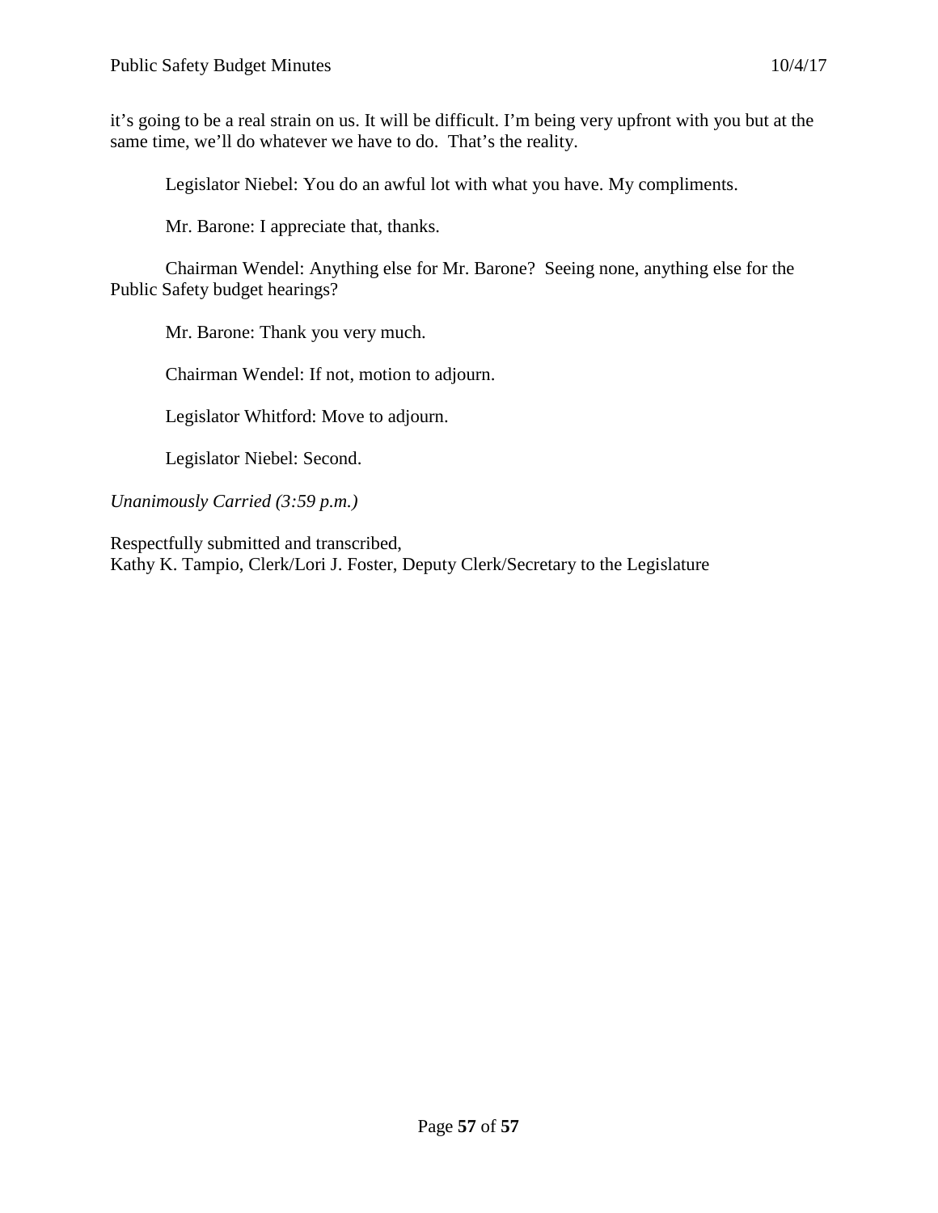it’s going to be a real strain on us. It will be difficult. I’m being very upfront with you but at the same time, we’ll do whatever we have to do. That’s the reality.

Legislator Niebel: You do an awful lot with what you have. My compliments.

Mr. Barone: I appreciate that, thanks.

Chairman Wendel: Anything else for Mr. Barone? Seeing none, anything else for the Public Safety budget hearings?

Mr. Barone: Thank you very much.

Chairman Wendel: If not, motion to adjourn.

Legislator Whitford: Move to adjourn.

Legislator Niebel: Second.

*Unanimously Carried (3:59 p.m.)*

Respectfully submitted and transcribed,
Kathy K. Tampio, Clerk/Lori J. Foster, Deputy Clerk/Secretary to the Legislature